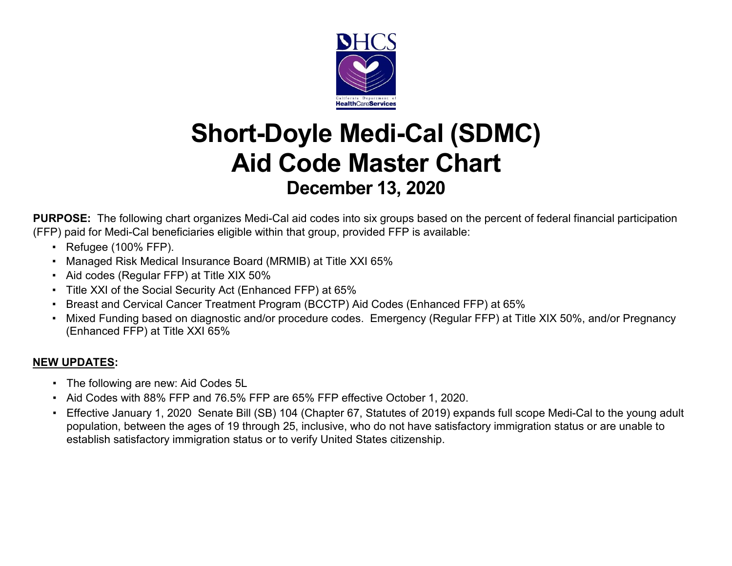# Short-Doyle Medi-Cal (SDMC) Aid Code Master Chart

## December 13, 2020

**PURPOSE:** The following chart organizes Medi-Cal aid codes into six groups based on the percent of federal financial participation (FFP) paid for Medi-Cal beneficiaries eligible within that group, provided FFP is available:

- Refugee (100% FFP).
- Managed Risk Medical Insurance Board (MRMIB) at Title XXI 65%
- Aid codes (Regular FFP) at Title XIX 50%
- Title XXI of the Social Security Act (Enhanced FFP) at 65%
- Breast and Cervical Cancer Treatment Program (BCCTP) Aid Codes (Enhanced FFP) at 65%
- Mixed Funding based on diagnostic and/or procedure codes. Emergency (Regular FFP) at Title XIX 50%, and/or Pregnancy (Enhanced FFP) at Title XXI 65%

**NEW UPDATES:**

- The following are new: Aid Codes 5L
- Aid Codes with 88% FFP and 76.5% FFP are 65% FFP effective October 1, 2020.
- Effective January 1, 2020 Senate Bill (SB) 104 (Chapter 67, Statutes of 2019) expands full scope Medi-Cal to the young adult population, between the ages of 19 through 25, inclusive, who do not have satisfactory immigration status or are unable to establish satisfactory immigration status or to verify United States citizenship.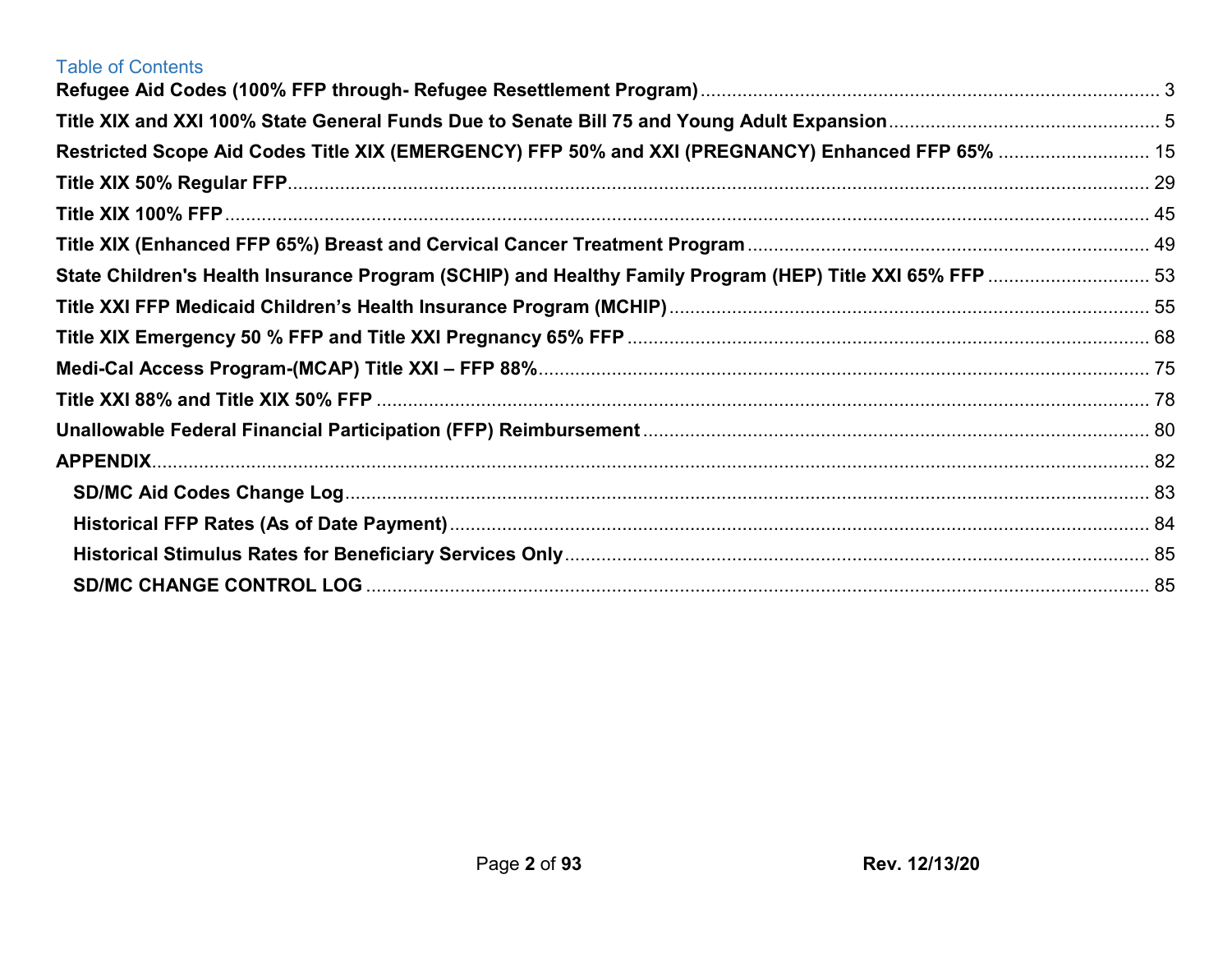## Table of Contents

**Refugee Aid Codes (100% FFP through- Refugee Resettlement Program)** ........ 3

**Title XIX and XXI 100% State General Funds Due to Senate Bill 75 and Young Adult Expansion** ........ 5

**Restricted Scope Aid Codes Title XIX (EMERGENCY) FFP 50% and XXI (PREGNANCY) Enhanced FFP 65%** ........ 15

**Title XIX 50% Regular FFP** ........ 29

**Title XIX 100% FFP** ........ 45

**Title XIX (Enhanced FFP 65%) Breast and Cervical Cancer Treatment Program** ........ 49

**State Children's Health Insurance Program (SCHIP) and Healthy Family Program (HEP) Title XXI 65% FFP** ........ 53

**Title XXI FFP Medicaid Children's Health Insurance Program (MCHIP)** ........ 55

**Title XIX Emergency 50 % FFP and Title XXI Pregnancy 65% FFP** ........ 68

**Medi-Cal Access Program-(MCAP) Title XXI – FFP 88%** ........ 75

**Title XXI 88% and Title XIX 50% FFP** ........ 78

**Unallowable Federal Financial Participation (FFP) Reimbursement** ........ 80

**APPENDIX** ........ 82

- **SD/MC Aid Codes Change Log** ........ 83
- **Historical FFP Rates (As of Date Payment)** ........ 84
- **Historical Stimulus Rates for Beneficiary Services Only** ........ 85
- **SD/MC CHANGE CONTROL LOG** ........ 85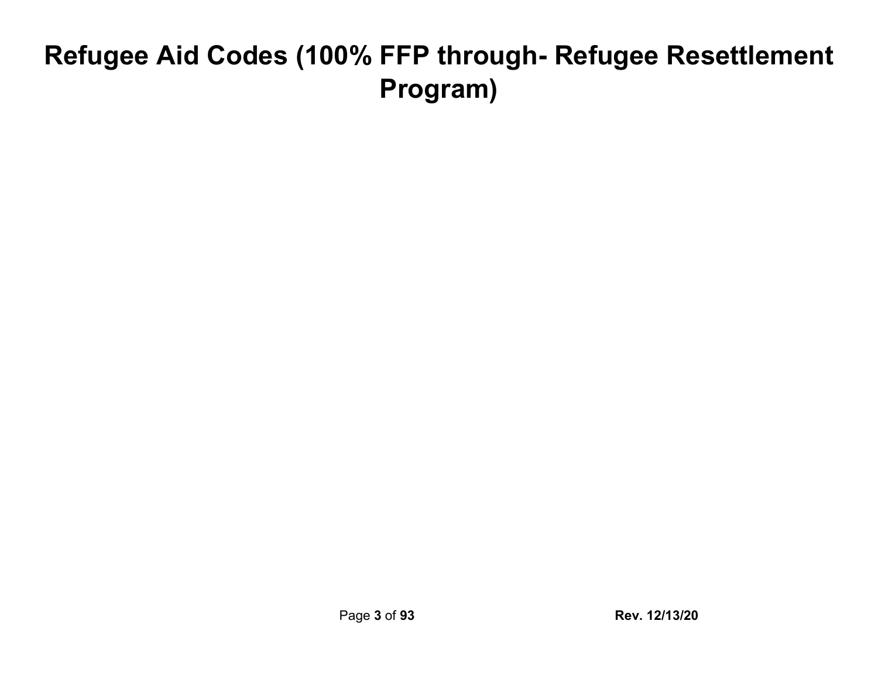# Refugee Aid Codes (100% FFP through- Refugee Resettlement Program)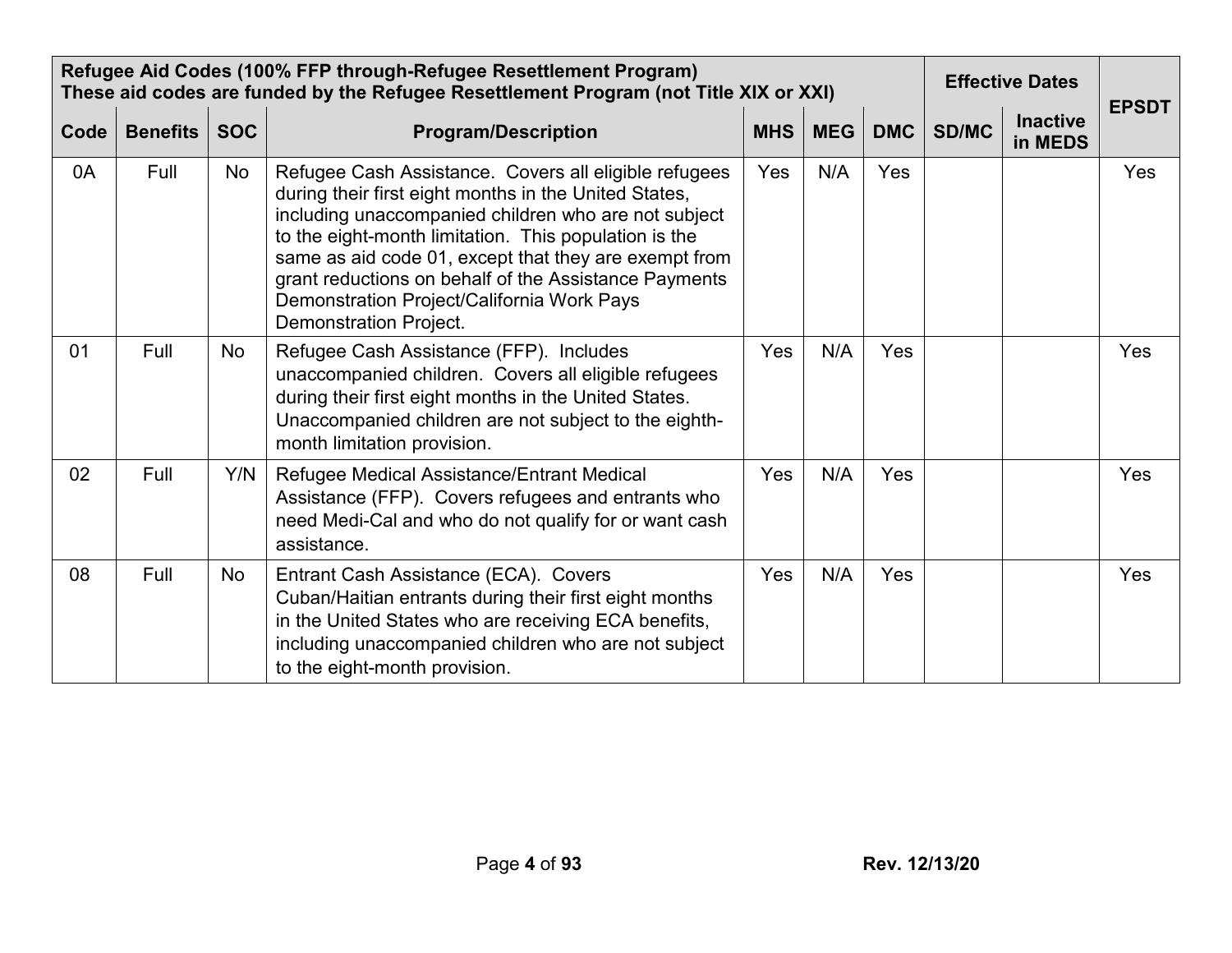| Refugee Aid Codes (100% FFP through-Refugee Resettlement Program) These aid codes are funded by the Refugee Resettlement Program (not Title XIX or XXI) | | | | | | | Effective Dates | | EPSDT |
|---|---|---|---|---|---|---|---|---|---|
| Code | Benefits | SOC | Program/Description | MHS | MEG | DMC | SD/MC | Inactive in MEDS | |
| 0A | Full | No | Refugee Cash Assistance. Covers all eligible refugees during their first eight months in the United States, including unaccompanied children who are not subject to the eight-month limitation. This population is the same as aid code 01, except that they are exempt from grant reductions on behalf of the Assistance Payments Demonstration Project/California Work Pays Demonstration Project. | Yes | N/A | Yes | | | Yes |
| 01 | Full | No | Refugee Cash Assistance (FFP). Includes unaccompanied children. Covers all eligible refugees during their first eight months in the United States. Unaccompanied children are not subject to the eighth-month limitation provision. | Yes | N/A | Yes | | | Yes |
| 02 | Full | Y/N | Refugee Medical Assistance/Entrant Medical Assistance (FFP). Covers refugees and entrants who need Medi-Cal and who do not qualify for or want cash assistance. | Yes | N/A | Yes | | | Yes |
| 08 | Full | No | Entrant Cash Assistance (ECA). Covers Cuban/Haitian entrants during their first eight months in the United States who are receiving ECA benefits, including unaccompanied children who are not subject to the eight-month provision. | Yes | N/A | Yes | | | Yes |

Rev. 12/13/20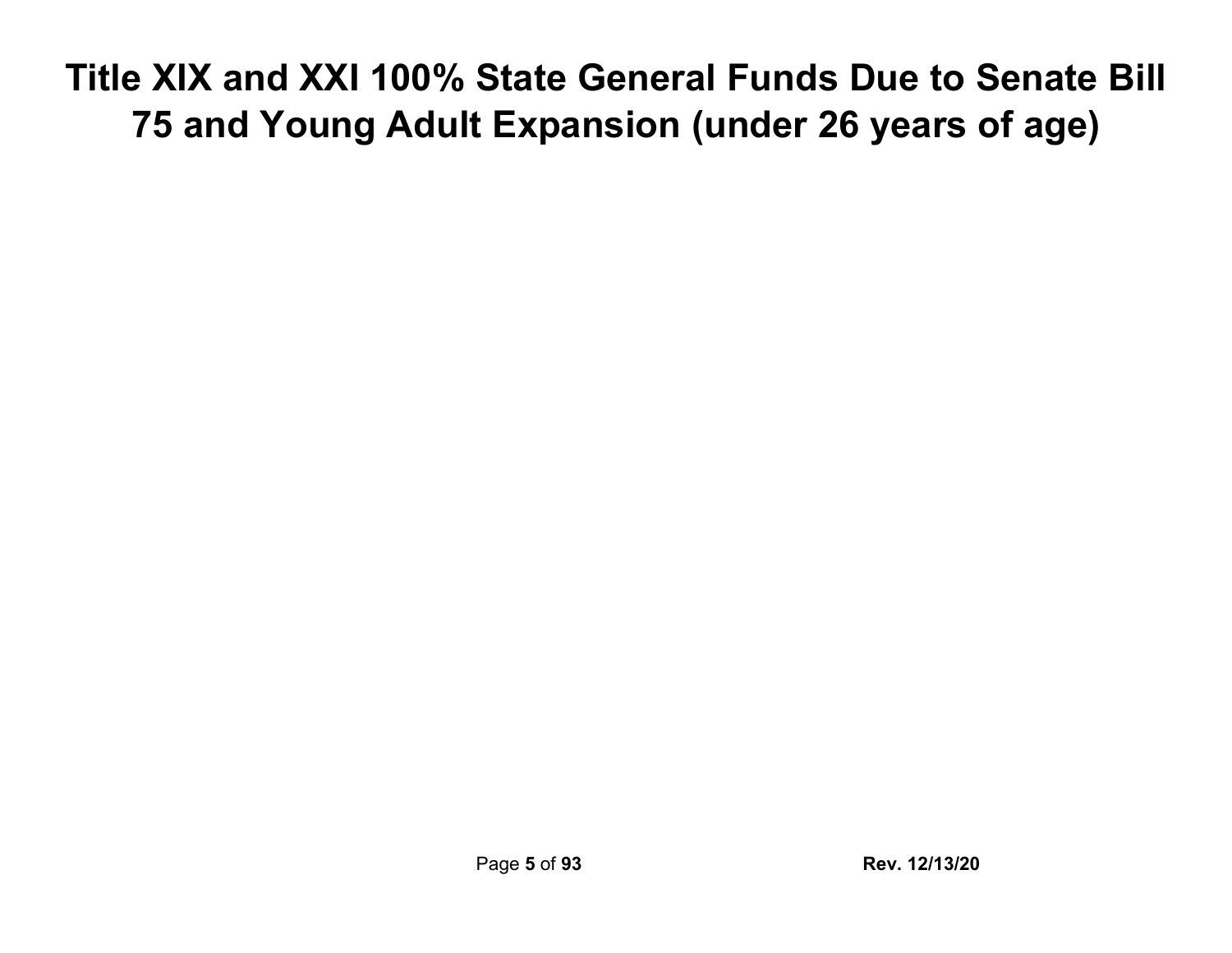# Title XIX and XXI 100% State General Funds Due to Senate Bill 75 and Young Adult Expansion (under 26 years of age)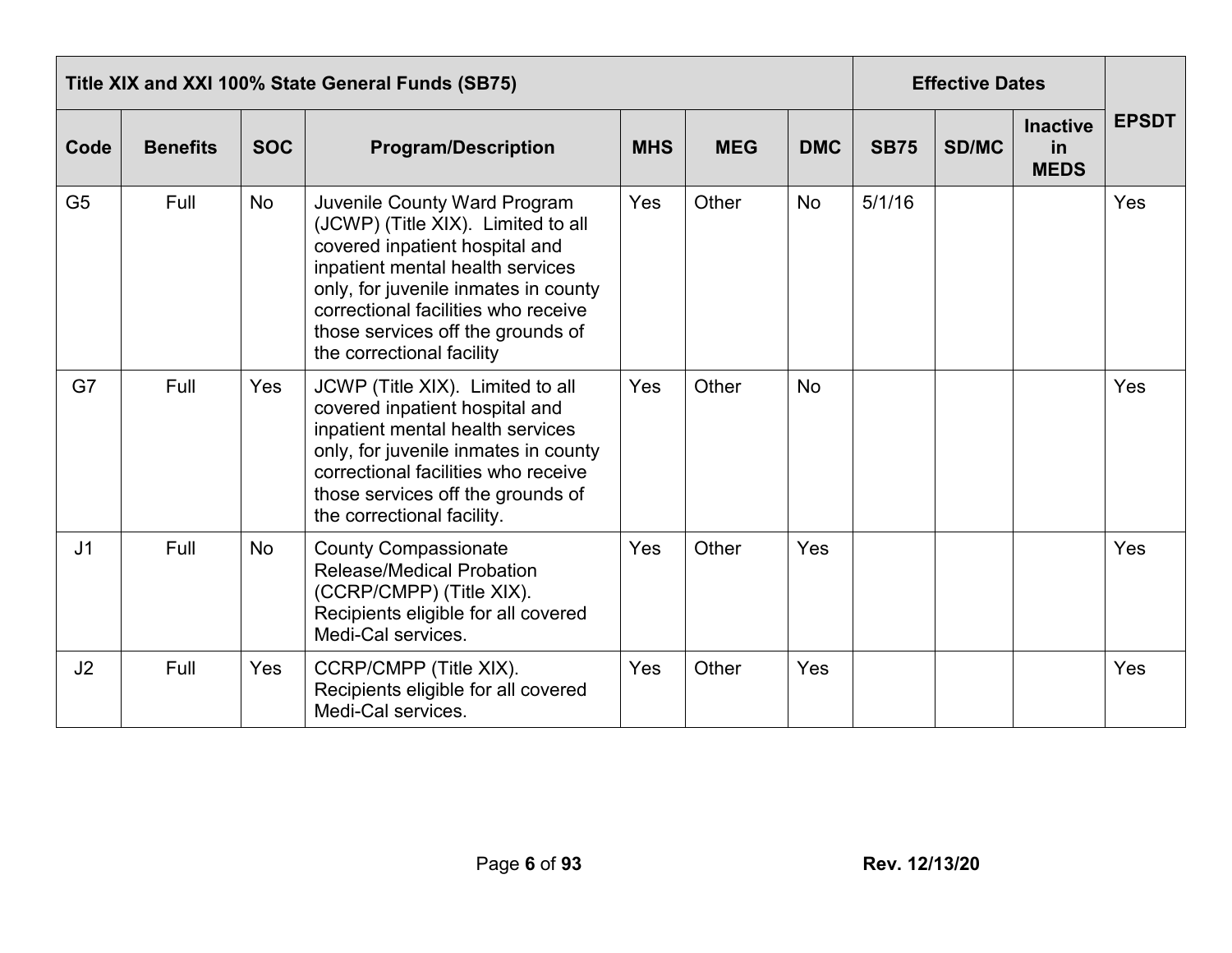| Title XIX and XXI 100% State General Funds (SB75) | | | | | | | Effective Dates | | | EPSDT |
|---|---|---|---|---|---|---|---|---|---|---|
| Code | Benefits | SOC | Program/Description | MHS | MEG | DMC | SB75 | SD/MC | Inactive in MEDS | |
| G5 | Full | No | Juvenile County Ward Program (JCWP) (Title XIX). Limited to all covered inpatient hospital and inpatient mental health services only, for juvenile inmates in county correctional facilities who receive those services off the grounds of the correctional facility | Yes | Other | No | 5/1/16 | | | Yes |
| G7 | Full | Yes | JCWP (Title XIX). Limited to all covered inpatient hospital and inpatient mental health services only, for juvenile inmates in county correctional facilities who receive those services off the grounds of the correctional facility. | Yes | Other | No | | | | Yes |
| J1 | Full | No | County Compassionate Release/Medical Probation (CCRP/CMPP) (Title XIX). Recipients eligible for all covered Medi-Cal services. | Yes | Other | Yes | | | | Yes |
| J2 | Full | Yes | CCRP/CMPP (Title XIX). Recipients eligible for all covered Medi-Cal services. | Yes | Other | Yes | | | | Yes |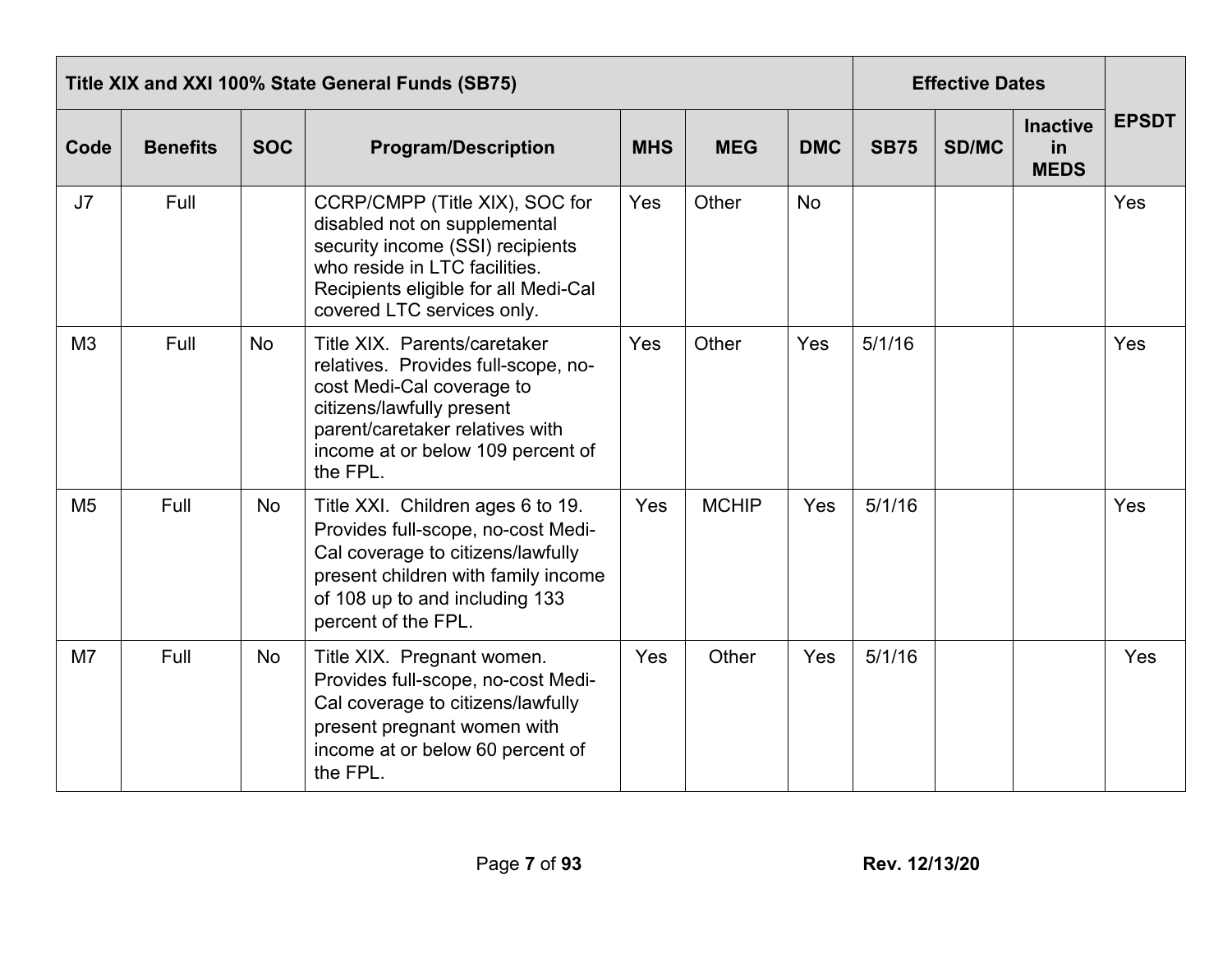| Title XIX and XXI 100% State General Funds (SB75) | | | | | | | Effective Dates | | | EPSDT |
|---|---|---|---|---|---|---|---|---|---|---|
| Code | Benefits | SOC | Program/Description | MHS | MEG | DMC | SB75 | SD/MC | Inactive in MEDS | |
| J7 | Full | | CCRP/CMPP (Title XIX), SOC for disabled not on supplemental security income (SSI) recipients who reside in LTC facilities. Recipients eligible for all Medi-Cal covered LTC services only. | Yes | Other | No | | | | Yes |
| M3 | Full | No | Title XIX. Parents/caretaker relatives. Provides full-scope, no-cost Medi-Cal coverage to citizens/lawfully present parent/caretaker relatives with income at or below 109 percent of the FPL. | Yes | Other | Yes | 5/1/16 | | | Yes |
| M5 | Full | No | Title XXI. Children ages 6 to 19. Provides full-scope, no-cost Medi-Cal coverage to citizens/lawfully present children with family income of 108 up to and including 133 percent of the FPL. | Yes | MCHIP | Yes | 5/1/16 | | | Yes |
| M7 | Full | No | Title XIX. Pregnant women. Provides full-scope, no-cost Medi-Cal coverage to citizens/lawfully present pregnant women with income at or below 60 percent of the FPL. | Yes | Other | Yes | 5/1/16 | | | Yes |

Rev. 12/13/20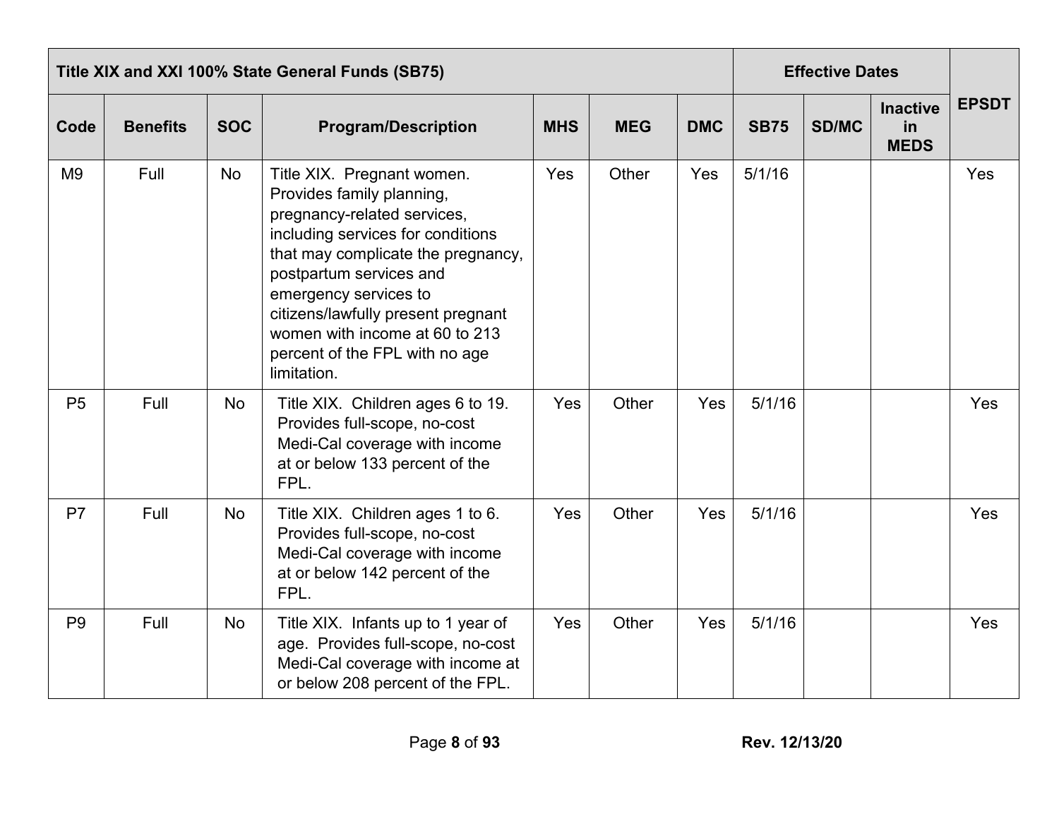| Title XIX and XXI 100% State General Funds (SB75) | | | | | | | Effective Dates | | | EPSDT |
|---|---|---|---|---|---|---|---|---|---|---|
| Code | Benefits | SOC | Program/Description | MHS | MEG | DMC | SB75 | SD/MC | Inactive in MEDS | |
| M9 | Full | No | Title XIX. Pregnant women. Provides family planning, pregnancy-related services, including services for conditions that may complicate the pregnancy, postpartum services and emergency services to citizens/lawfully present pregnant women with income at 60 to 213 percent of the FPL with no age limitation. | Yes | Other | Yes | 5/1/16 | | | Yes |
| P5 | Full | No | Title XIX. Children ages 6 to 19. Provides full-scope, no-cost Medi-Cal coverage with income at or below 133 percent of the FPL. | Yes | Other | Yes | 5/1/16 | | | Yes |
| P7 | Full | No | Title XIX. Children ages 1 to 6. Provides full-scope, no-cost Medi-Cal coverage with income at or below 142 percent of the FPL. | Yes | Other | Yes | 5/1/16 | | | Yes |
| P9 | Full | No | Title XIX. Infants up to 1 year of age. Provides full-scope, no-cost Medi-Cal coverage with income at or below 208 percent of the FPL. | Yes | Other | Yes | 5/1/16 | | | Yes |

Rev. 12/13/20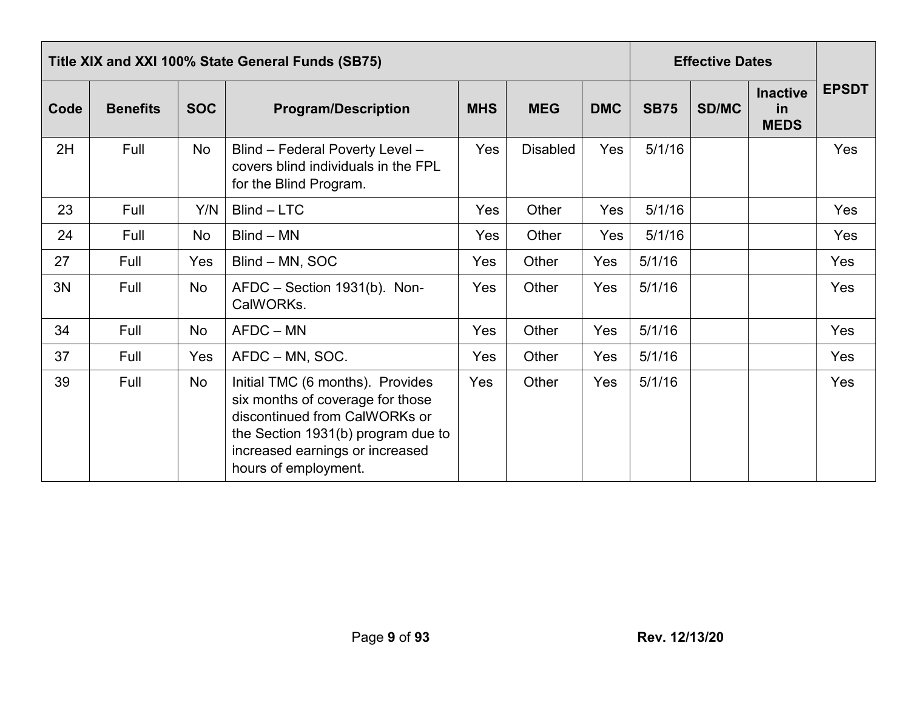| Title XIX and XXI 100% State General Funds (SB75) | | | | | | | Effective Dates | | | EPSDT |
|---|---|---|---|---|---|---|---|---|---|---|
| Code | Benefits | SOC | Program/Description | MHS | MEG | DMC | SB75 | SD/MC | Inactive in MEDS | |
| 2H | Full | No | Blind – Federal Poverty Level – covers blind individuals in the FPL for the Blind Program. | Yes | Disabled | Yes | 5/1/16 | | | Yes |
| 23 | Full | Y/N | Blind – LTC | Yes | Other | Yes | 5/1/16 | | | Yes |
| 24 | Full | No | Blind – MN | Yes | Other | Yes | 5/1/16 | | | Yes |
| 27 | Full | Yes | Blind – MN, SOC | Yes | Other | Yes | 5/1/16 | | | Yes |
| 3N | Full | No | AFDC – Section 1931(b). Non-CalWORKs. | Yes | Other | Yes | 5/1/16 | | | Yes |
| 34 | Full | No | AFDC – MN | Yes | Other | Yes | 5/1/16 | | | Yes |
| 37 | Full | Yes | AFDC – MN, SOC. | Yes | Other | Yes | 5/1/16 | | | Yes |
| 39 | Full | No | Initial TMC (6 months). Provides six months of coverage for those discontinued from CalWORKs or the Section 1931(b) program due to increased earnings or increased hours of employment. | Yes | Other | Yes | 5/1/16 | | | Yes |

Rev. 12/13/20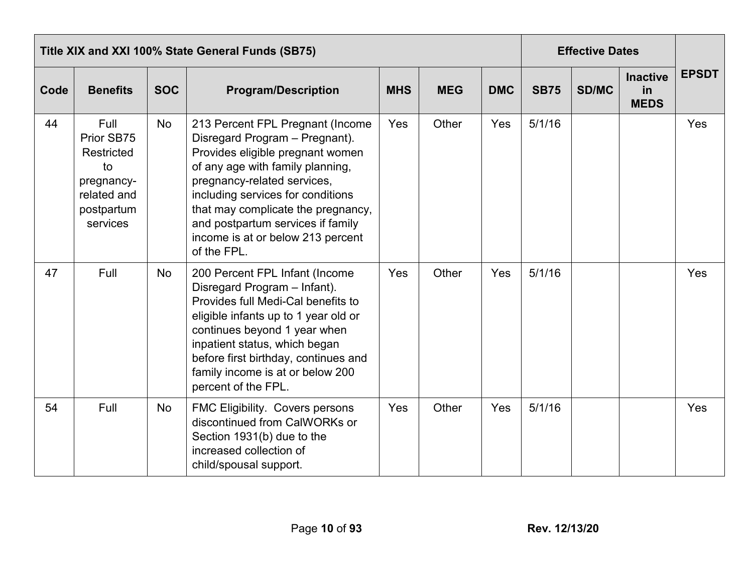| Title XIX and XXI 100% State General Funds (SB75) | | | | | | | Effective Dates | | | EPSDT |
|---|---|---|---|---|---|---|---|---|---|---|
| Code | Benefits | SOC | Program/Description | MHS | MEG | DMC | SB75 | SD/MC | Inactive in MEDS | |
| 44 | Full Prior SB75 Restricted to pregnancy-related and postpartum services | No | 213 Percent FPL Pregnant (Income Disregard Program – Pregnant). Provides eligible pregnant women of any age with family planning, pregnancy-related services, including services for conditions that may complicate the pregnancy, and postpartum services if family income is at or below 213 percent of the FPL. | Yes | Other | Yes | 5/1/16 | | | Yes |
| 47 | Full | No | 200 Percent FPL Infant (Income Disregard Program – Infant). Provides full Medi-Cal benefits to eligible infants up to 1 year old or continues beyond 1 year when inpatient status, which began before first birthday, continues and family income is at or below 200 percent of the FPL. | Yes | Other | Yes | 5/1/16 | | | Yes |
| 54 | Full | No | FMC Eligibility. Covers persons discontinued from CalWORKs or Section 1931(b) due to the increased collection of child/spousal support. | Yes | Other | Yes | 5/1/16 | | | Yes |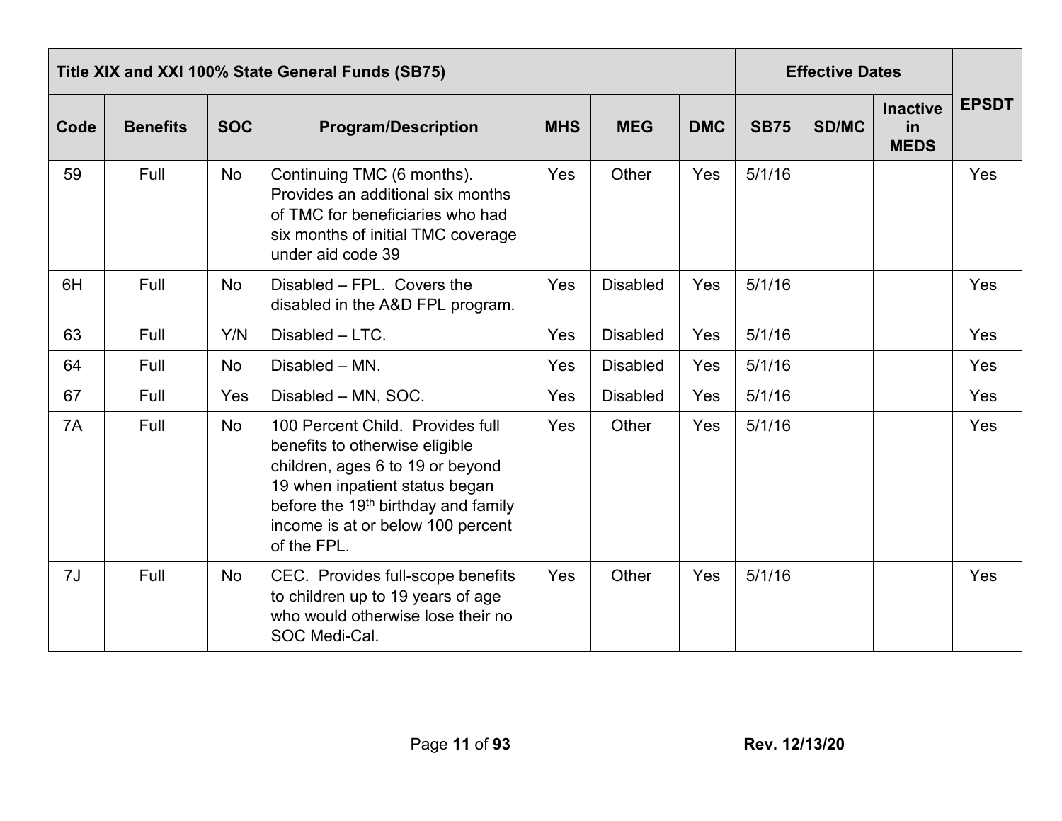| Title XIX and XXI 100% State General Funds (SB75) | | | | | | | Effective Dates | | | EPSDT |
|---|---|---|---|---|---|---|---|---|---|---|
| Code | Benefits | SOC | Program/Description | MHS | MEG | DMC | SB75 | SD/MC | Inactive in MEDS | |
| 59 | Full | No | Continuing TMC (6 months). Provides an additional six months of TMC for beneficiaries who had six months of initial TMC coverage under aid code 39 | Yes | Other | Yes | 5/1/16 | | | Yes |
| 6H | Full | No | Disabled – FPL. Covers the disabled in the A&D FPL program. | Yes | Disabled | Yes | 5/1/16 | | | Yes |
| 63 | Full | Y/N | Disabled – LTC. | Yes | Disabled | Yes | 5/1/16 | | | Yes |
| 64 | Full | No | Disabled – MN. | Yes | Disabled | Yes | 5/1/16 | | | Yes |
| 67 | Full | Yes | Disabled – MN, SOC. | Yes | Disabled | Yes | 5/1/16 | | | Yes |
| 7A | Full | No | 100 Percent Child. Provides full benefits to otherwise eligible children, ages 6 to 19 or beyond 19 when inpatient status began before the 19th birthday and family income is at or below 100 percent of the FPL. | Yes | Other | Yes | 5/1/16 | | | Yes |
| 7J | Full | No | CEC. Provides full-scope benefits to children up to 19 years of age who would otherwise lose their no SOC Medi-Cal. | Yes | Other | Yes | 5/1/16 | | | Yes |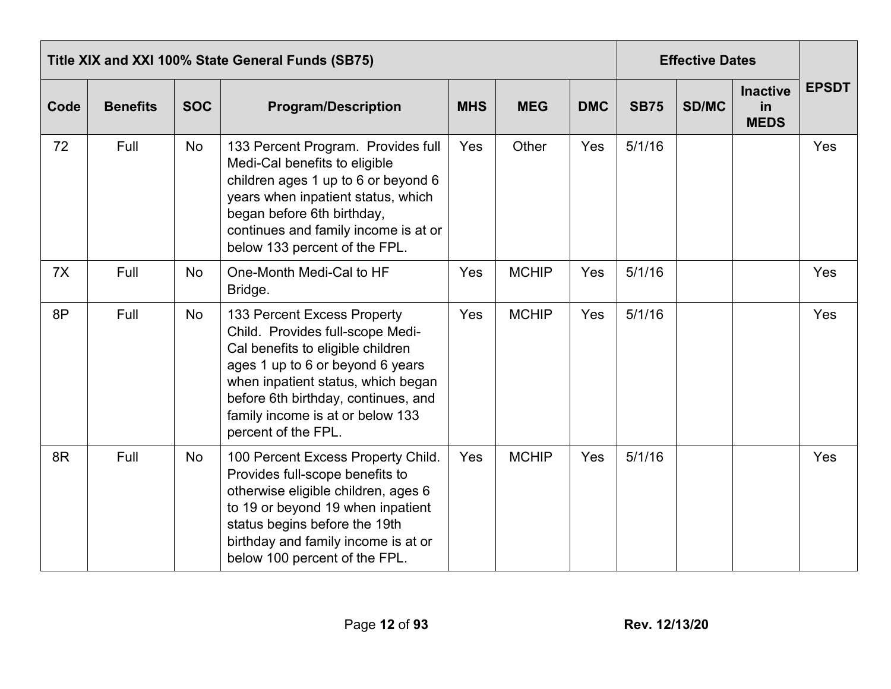| Title XIX and XXI 100% State General Funds (SB75) | | | | | | | Effective Dates | | | EPSDT |
|---|---|---|---|---|---|---|---|---|---|---|
| **Code** | **Benefits** | **SOC** | **Program/Description** | **MHS** | **MEG** | **DMC** | **SB75** | **SD/MC** | **Inactive in MEDS** | |
| 72 | Full | No | 133 Percent Program. Provides full Medi-Cal benefits to eligible children ages 1 up to 6 or beyond 6 years when inpatient status, which began before 6th birthday, continues and family income is at or below 133 percent of the FPL. | Yes | Other | Yes | 5/1/16 | | | Yes |
| 7X | Full | No | One-Month Medi-Cal to HF Bridge. | Yes | MCHIP | Yes | 5/1/16 | | | Yes |
| 8P | Full | No | 133 Percent Excess Property Child. Provides full-scope Medi-Cal benefits to eligible children ages 1 up to 6 or beyond 6 years when inpatient status, which began before 6th birthday, continues, and family income is at or below 133 percent of the FPL. | Yes | MCHIP | Yes | 5/1/16 | | | Yes |
| 8R | Full | No | 100 Percent Excess Property Child. Provides full-scope benefits to otherwise eligible children, ages 6 to 19 or beyond 19 when inpatient status begins before the 19th birthday and family income is at or below 100 percent of the FPL. | Yes | MCHIP | Yes | 5/1/16 | | | Yes |

Rev. 12/13/20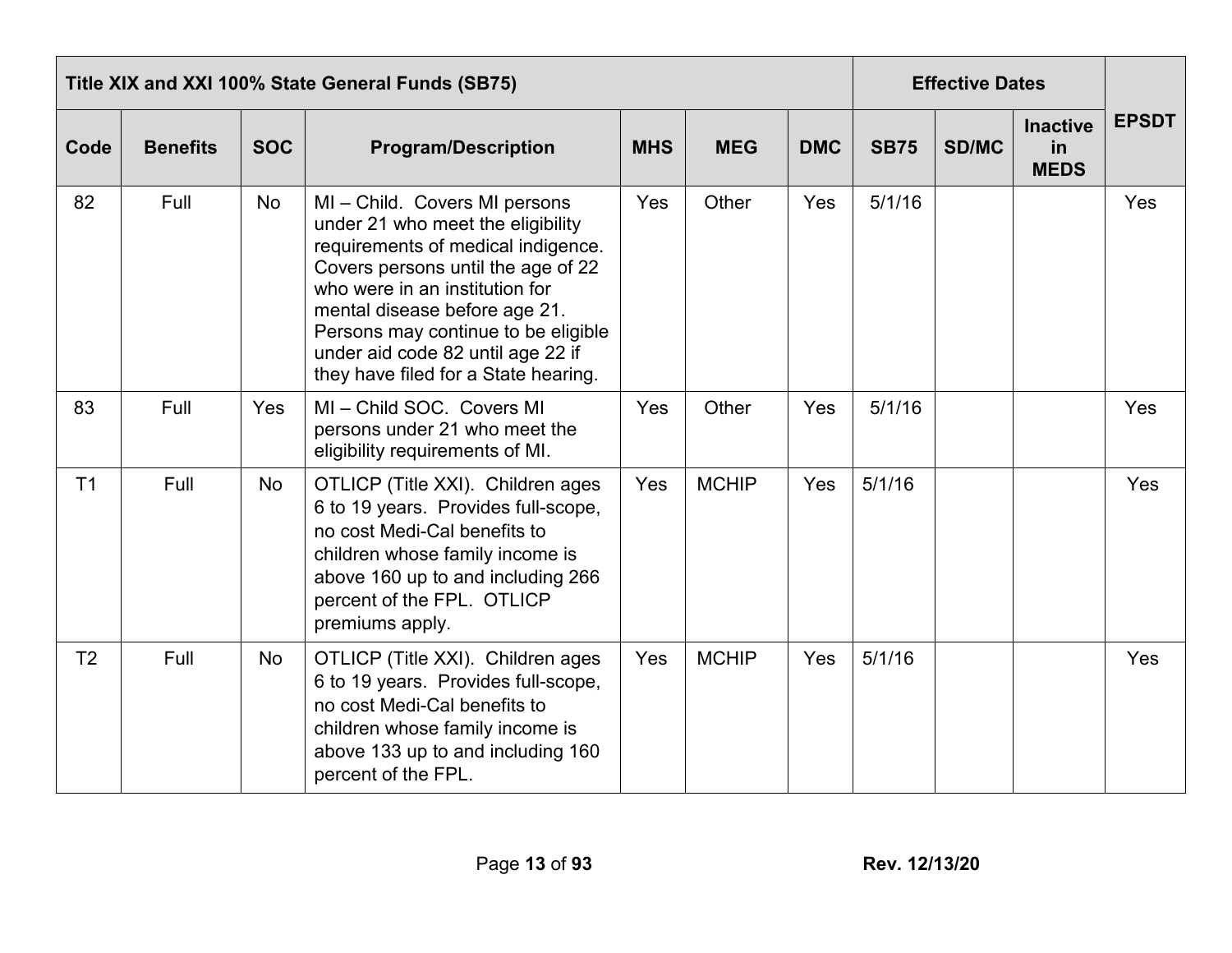| Title XIX and XXI 100% State General Funds (SB75) | | | | | | | Effective Dates | | | EPSDT |
|---|---|---|---|---|---|---|---|---|---|---|
| Code | Benefits | SOC | Program/Description | MHS | MEG | DMC | SB75 | SD/MC | Inactive in MEDS | |
| 82 | Full | No | MI – Child. Covers MI persons under 21 who meet the eligibility requirements of medical indigence. Covers persons until the age of 22 who were in an institution for mental disease before age 21. Persons may continue to be eligible under aid code 82 until age 22 if they have filed for a State hearing. | Yes | Other | Yes | 5/1/16 | | | Yes |
| 83 | Full | Yes | MI – Child SOC. Covers MI persons under 21 who meet the eligibility requirements of MI. | Yes | Other | Yes | 5/1/16 | | | Yes |
| T1 | Full | No | OTLICP (Title XXI). Children ages 6 to 19 years. Provides full-scope, no cost Medi-Cal benefits to children whose family income is above 160 up to and including 266 percent of the FPL. OTLICP premiums apply. | Yes | MCHIP | Yes | 5/1/16 | | | Yes |
| T2 | Full | No | OTLICP (Title XXI). Children ages 6 to 19 years. Provides full-scope, no cost Medi-Cal benefits to children whose family income is above 133 up to and including 160 percent of the FPL. | Yes | MCHIP | Yes | 5/1/16 | | | Yes |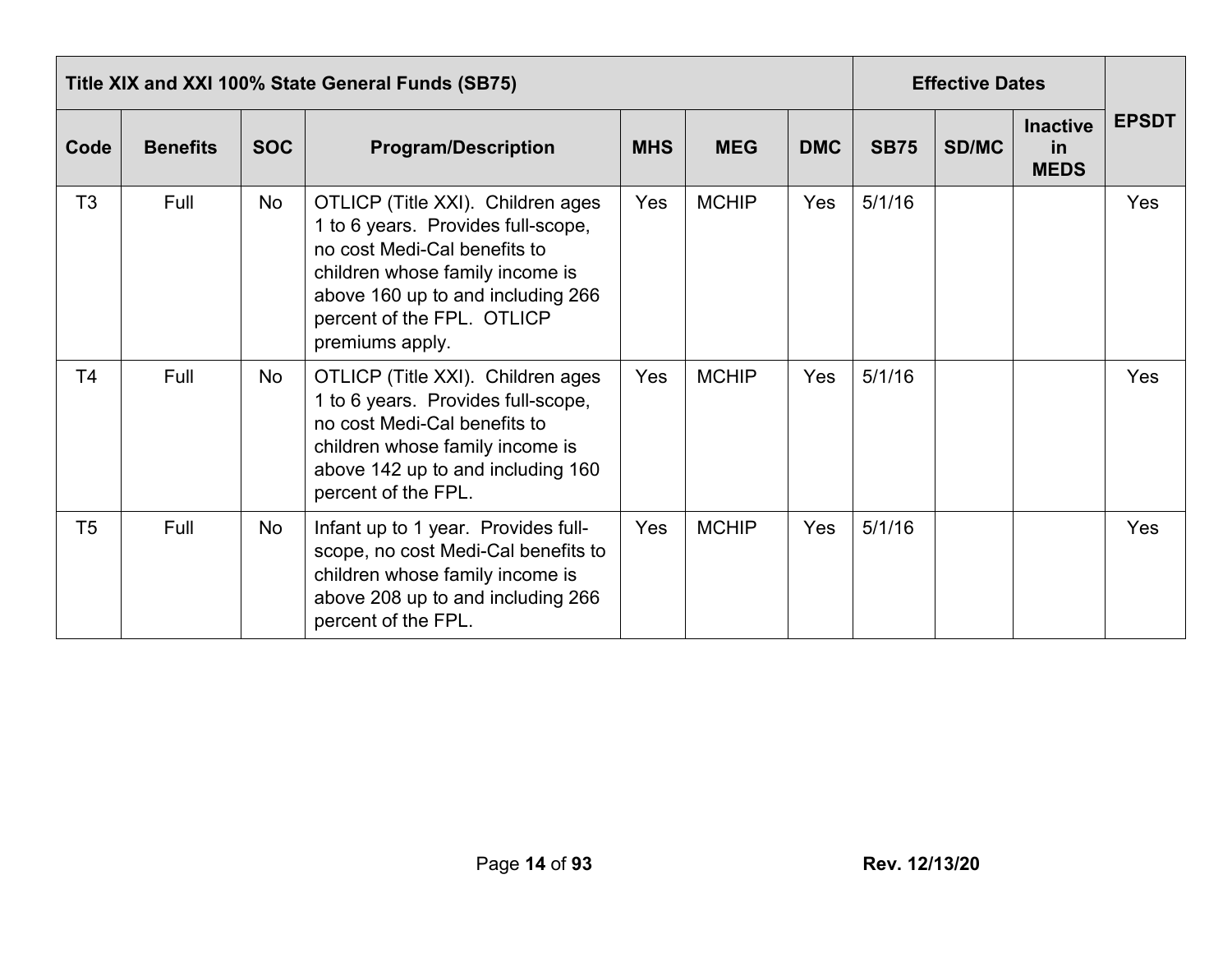| Title XIX and XXI 100% State General Funds (SB75) | | | | | | | Effective Dates | | | EPSDT |
|---|---|---|---|---|---|---|---|---|---|---|
| Code | Benefits | SOC | Program/Description | MHS | MEG | DMC | SB75 | SD/MC | Inactive in MEDS | |
| T3 | Full | No | OTLICP (Title XXI). Children ages 1 to 6 years. Provides full-scope, no cost Medi-Cal benefits to children whose family income is above 160 up to and including 266 percent of the FPL. OTLICP premiums apply. | Yes | MCHIP | Yes | 5/1/16 | | | Yes |
| T4 | Full | No | OTLICP (Title XXI). Children ages 1 to 6 years. Provides full-scope, no cost Medi-Cal benefits to children whose family income is above 142 up to and including 160 percent of the FPL. | Yes | MCHIP | Yes | 5/1/16 | | | Yes |
| T5 | Full | No | Infant up to 1 year. Provides full-scope, no cost Medi-Cal benefits to children whose family income is above 208 up to and including 266 percent of the FPL. | Yes | MCHIP | Yes | 5/1/16 | | | Yes |

Rev. 12/13/20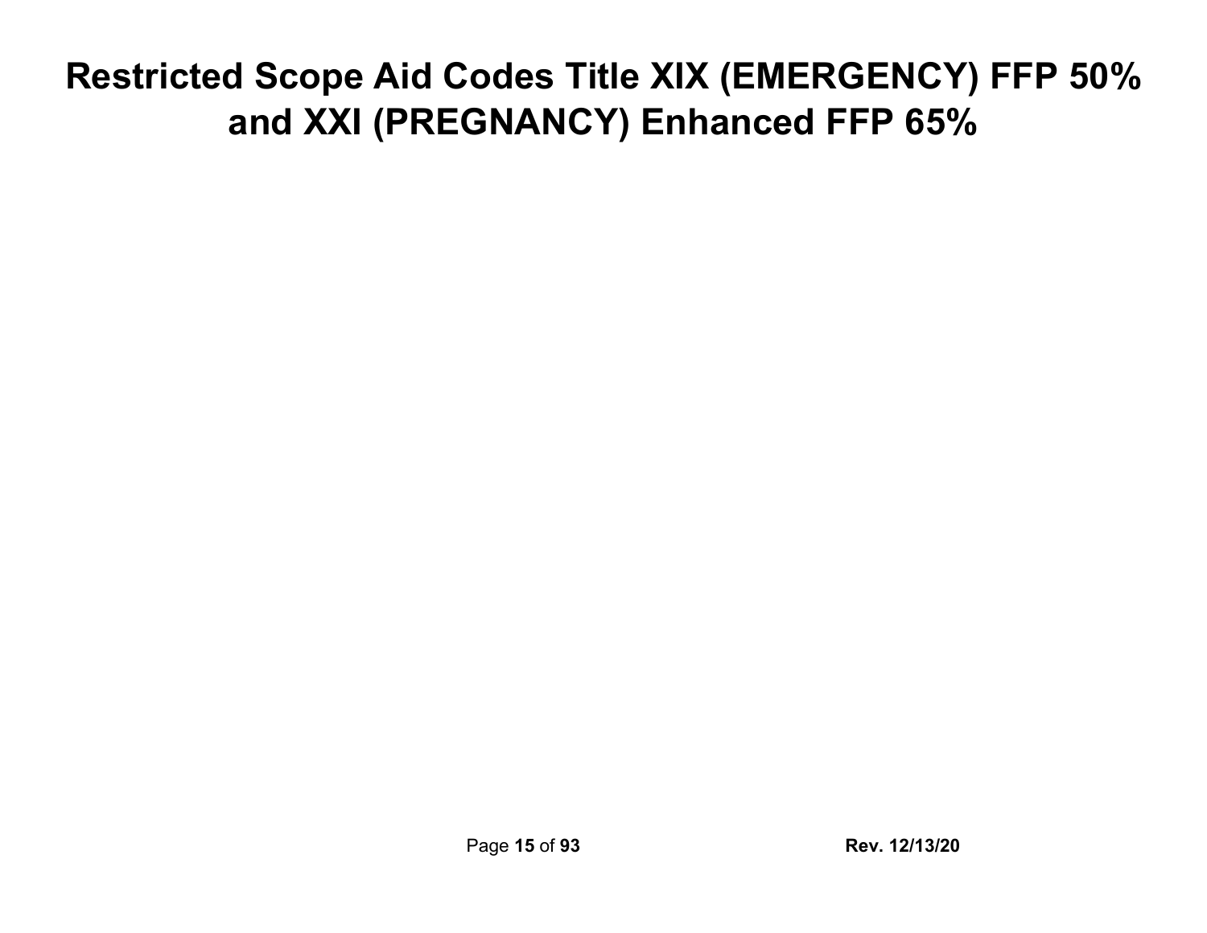# Restricted Scope Aid Codes Title XIX (EMERGENCY) FFP 50% and XXI (PREGNANCY) Enhanced FFP 65%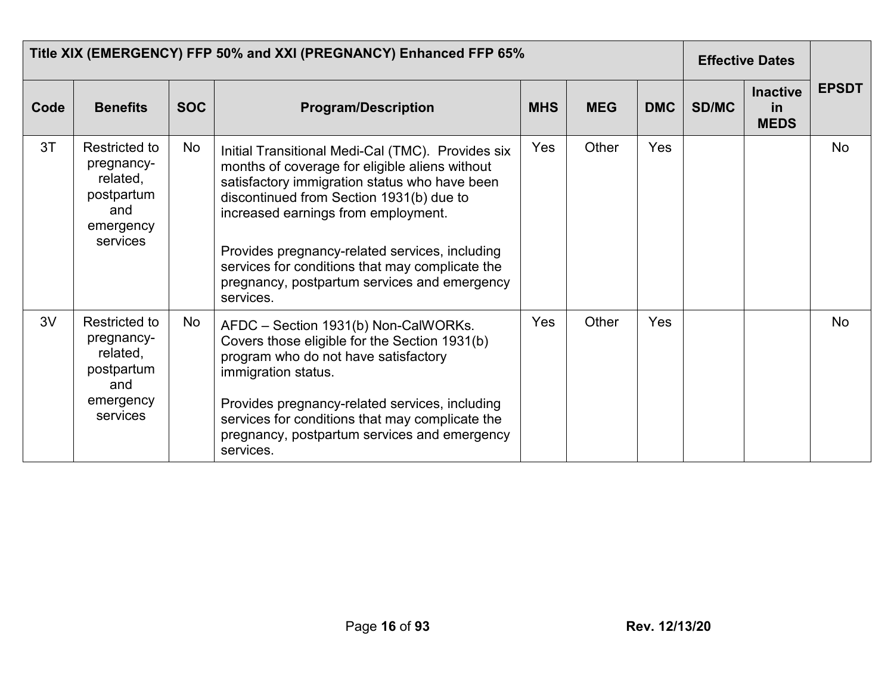| Title XIX (EMERGENCY) FFP 50% and XXI (PREGNANCY) Enhanced FFP 65% | | | | | | | Effective Dates | | EPSDT |
|---|---|---|---|---|---|---|---|---|---|
| Code | Benefits | SOC | Program/Description | MHS | MEG | DMC | SD/MC | Inactive in MEDS | |
| 3T | Restricted to pregnancy-related, postpartum and emergency services | No | Initial Transitional Medi-Cal (TMC). Provides six months of coverage for eligible aliens without satisfactory immigration status who have been discontinued from Section 1931(b) due to increased earnings from employment.<br><br>Provides pregnancy-related services, including services for conditions that may complicate the pregnancy, postpartum services and emergency services. | Yes | Other | Yes | | | No |
| 3V | Restricted to pregnancy-related, postpartum and emergency services | No | AFDC – Section 1931(b) Non-CalWORKs. Covers those eligible for the Section 1931(b) program who do not have satisfactory immigration status.<br><br>Provides pregnancy-related services, including services for conditions that may complicate the pregnancy, postpartum services and emergency services. | Yes | Other | Yes | | | No |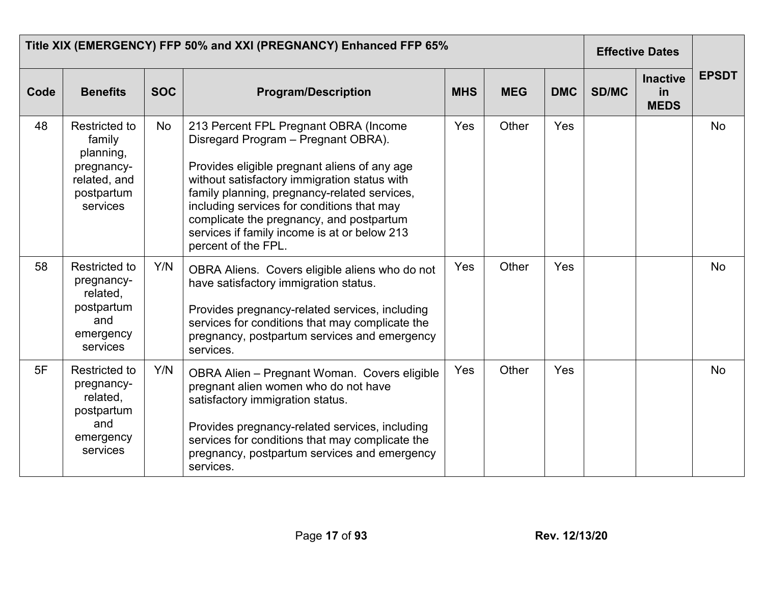| Title XIX (EMERGENCY) FFP 50% and XXI (PREGNANCY) Enhanced FFP 65% | | | | | | | Effective Dates | | |
|---|---|---|---|---|---|---|---|---|---|
| Code | Benefits | SOC | Program/Description | MHS | MEG | DMC | SD/MC | Inactive in MEDS | EPSDT |
| 48 | Restricted to family planning, pregnancy-related, and postpartum services | No | 213 Percent FPL Pregnant OBRA (Income Disregard Program – Pregnant OBRA).<br><br>Provides eligible pregnant aliens of any age without satisfactory immigration status with family planning, pregnancy-related services, including services for conditions that may complicate the pregnancy, and postpartum services if family income is at or below 213 percent of the FPL. | Yes | Other | Yes | | | No |
| 58 | Restricted to pregnancy-related, postpartum and emergency services | Y/N | OBRA Aliens. Covers eligible aliens who do not have satisfactory immigration status.<br><br>Provides pregnancy-related services, including services for conditions that may complicate the pregnancy, postpartum services and emergency services. | Yes | Other | Yes | | | No |
| 5F | Restricted to pregnancy-related, postpartum and emergency services | Y/N | OBRA Alien – Pregnant Woman. Covers eligible pregnant alien women who do not have satisfactory immigration status.<br><br>Provides pregnancy-related services, including services for conditions that may complicate the pregnancy, postpartum services and emergency services. | Yes | Other | Yes | | | No |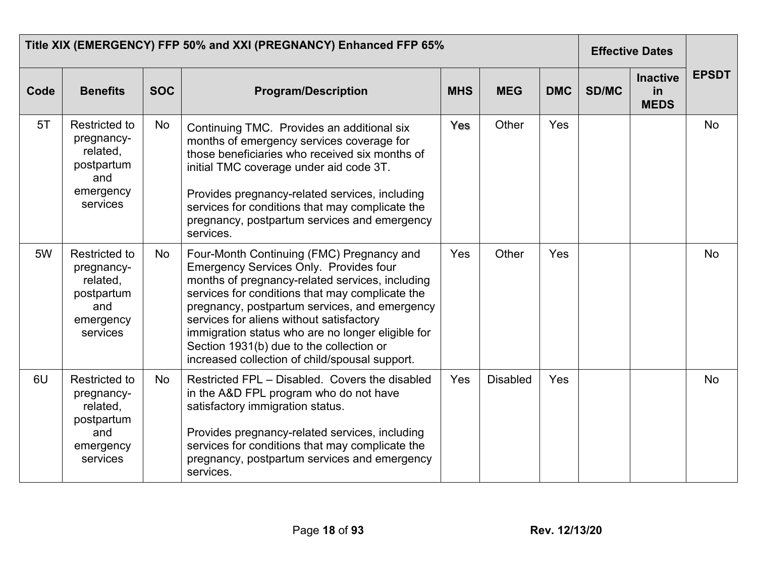| Title XIX (EMERGENCY) FFP 50% and XXI (PREGNANCY) Enhanced FFP 65% | | | | | | | Effective Dates | | EPSDT |
|---|---|---|---|---|---|---|---|---|---|
| Code | Benefits | SOC | Program/Description | MHS | MEG | DMC | SD/MC | Inactive in MEDS | |
| 5T | Restricted to pregnancy-related, postpartum and emergency services | No | Continuing TMC. Provides an additional six months of emergency services coverage for those beneficiaries who received six months of initial TMC coverage under aid code 3T.<br><br>Provides pregnancy-related services, including services for conditions that may complicate the pregnancy, postpartum services and emergency services. | Yes | Other | Yes | | | No |
| 5W | Restricted to pregnancy-related, postpartum and emergency services | No | Four-Month Continuing (FMC) Pregnancy and Emergency Services Only. Provides four months of pregnancy-related services, including services for conditions that may complicate the pregnancy, postpartum services, and emergency services for aliens without satisfactory immigration status who are no longer eligible for Section 1931(b) due to the collection or increased collection of child/spousal support. | Yes | Other | Yes | | | No |
| 6U | Restricted to pregnancy-related, postpartum and emergency services | No | Restricted FPL – Disabled. Covers the disabled in the A&D FPL program who do not have satisfactory immigration status.<br><br>Provides pregnancy-related services, including services for conditions that may complicate the pregnancy, postpartum services and emergency services. | Yes | Disabled | Yes | | | No |

Rev. 12/13/20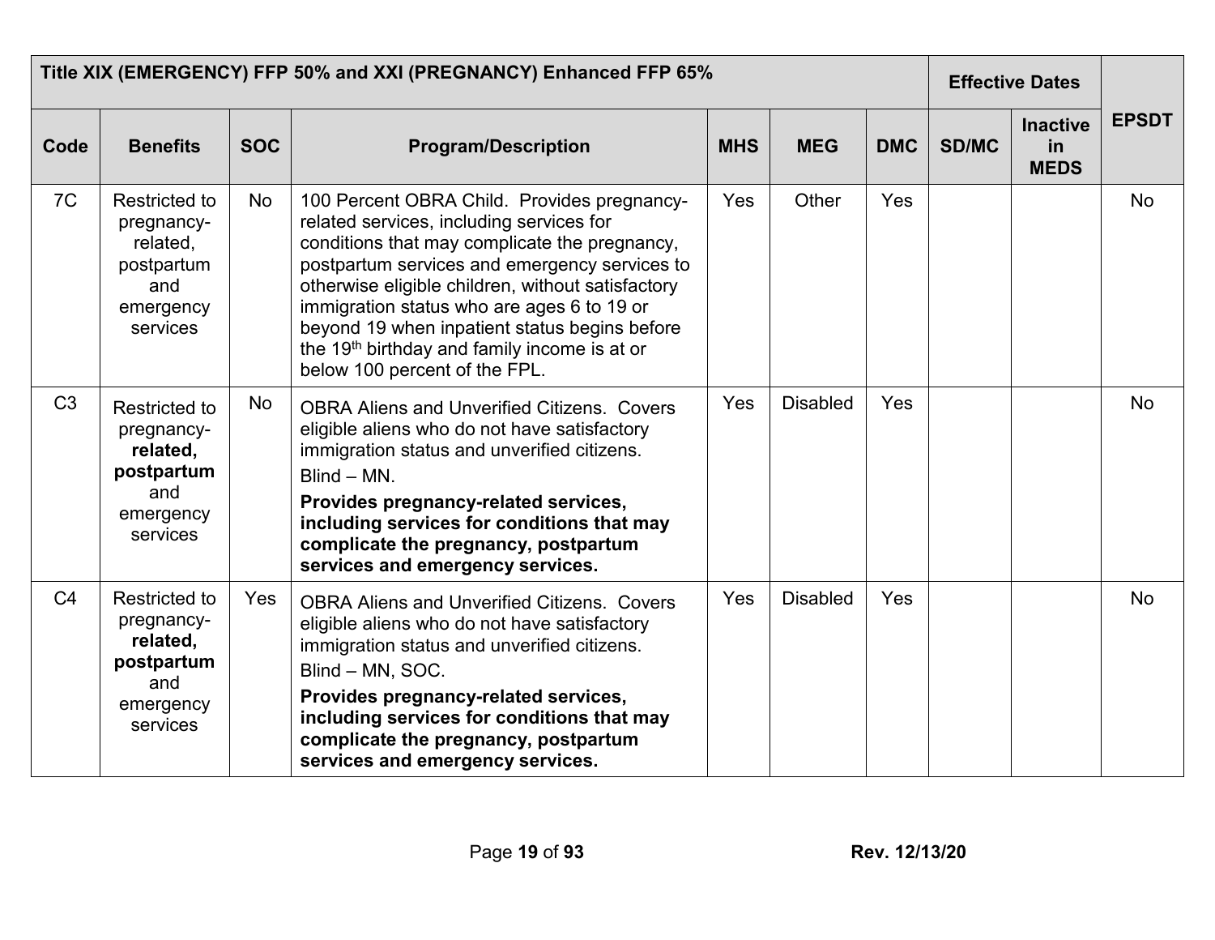| Title XIX (EMERGENCY) FFP 50% and XXI (PREGNANCY) Enhanced FFP 65% | | | | | | | Effective Dates | | |
|---|---|---|---|---|---|---|---|---|---|
| **Code** | **Benefits** | **SOC** | **Program/Description** | **MHS** | **MEG** | **DMC** | **SD/MC** | **Inactive in MEDS** | **EPSDT** |
| 7C | Restricted to pregnancy-related, postpartum and emergency services | No | 100 Percent OBRA Child. Provides pregnancy-related services, including services for conditions that may complicate the pregnancy, postpartum services and emergency services to otherwise eligible children, without satisfactory immigration status who are ages 6 to 19 or beyond 19 when inpatient status begins before the 19th birthday and family income is at or below 100 percent of the FPL. | Yes | Other | Yes | | | No |
| C3 | Restricted to pregnancy-**related, postpartum** and emergency services | No | OBRA Aliens and Unverified Citizens. Covers eligible aliens who do not have satisfactory immigration status and unverified citizens. Blind – MN. **Provides pregnancy-related services, including services for conditions that may complicate the pregnancy, postpartum services and emergency services.** | Yes | Disabled | Yes | | | No |
| C4 | Restricted to pregnancy-**related, postpartum** and emergency services | Yes | OBRA Aliens and Unverified Citizens. Covers eligible aliens who do not have satisfactory immigration status and unverified citizens. Blind – MN, SOC. **Provides pregnancy-related services, including services for conditions that may complicate the pregnancy, postpartum services and emergency services.** | Yes | Disabled | Yes | | | No |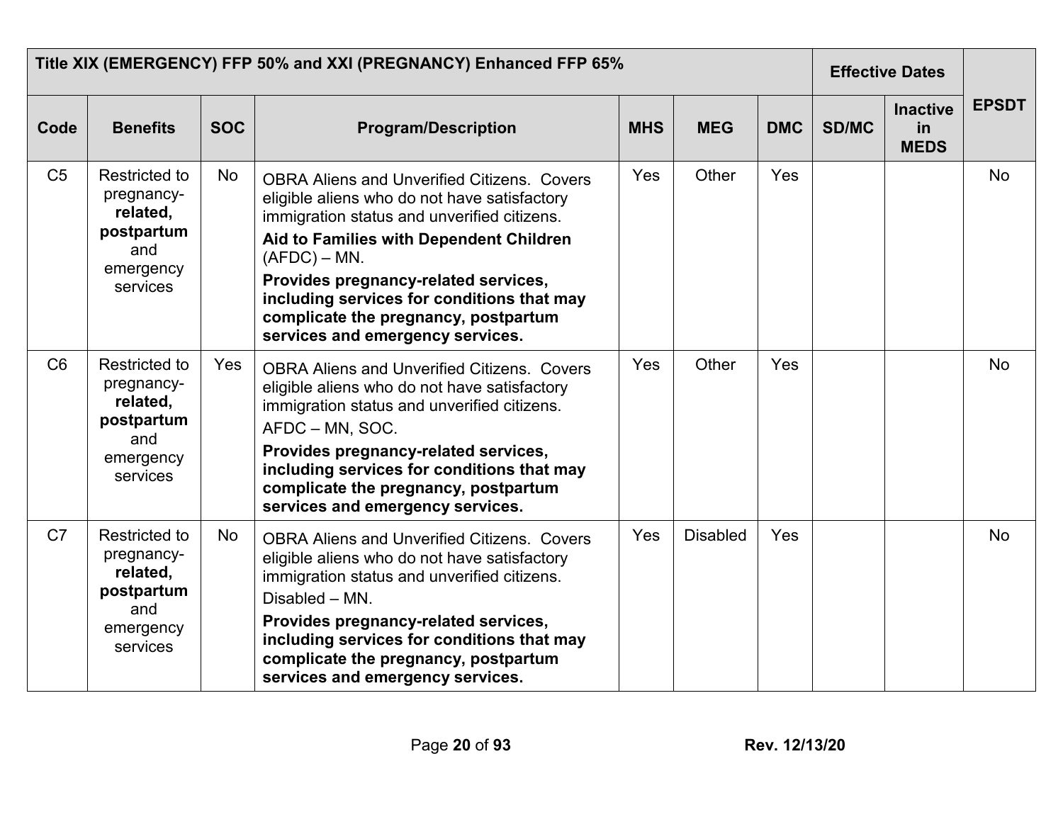| Title XIX (EMERGENCY) FFP 50% and XXI (PREGNANCY) Enhanced FFP 65% | | | | | | | Effective Dates | | EPSDT |
|---|---|---|---|---|---|---|---|---|---|
| **Code** | **Benefits** | **SOC** | **Program/Description** | **MHS** | **MEG** | **DMC** | **SD/MC** | **Inactive in MEDS** | |
| C5 | Restricted to pregnancy-**related, postpartum** and emergency services | No | OBRA Aliens and Unverified Citizens. Covers eligible aliens who do not have satisfactory immigration status and unverified citizens. **Aid to Families with Dependent Children** (AFDC) – MN. **Provides pregnancy-related services, including services for conditions that may complicate the pregnancy, postpartum services and emergency services.** | Yes | Other | Yes | | | No |
| C6 | Restricted to pregnancy-**related, postpartum** and emergency services | Yes | OBRA Aliens and Unverified Citizens. Covers eligible aliens who do not have satisfactory immigration status and unverified citizens. AFDC – MN, SOC. **Provides pregnancy-related services, including services for conditions that may complicate the pregnancy, postpartum services and emergency services.** | Yes | Other | Yes | | | No |
| C7 | Restricted to pregnancy-**related, postpartum** and emergency services | No | OBRA Aliens and Unverified Citizens. Covers eligible aliens who do not have satisfactory immigration status and unverified citizens. Disabled – MN. **Provides pregnancy-related services, including services for conditions that may complicate the pregnancy, postpartum services and emergency services.** | Yes | Disabled | Yes | | | No |

Rev. 12/13/20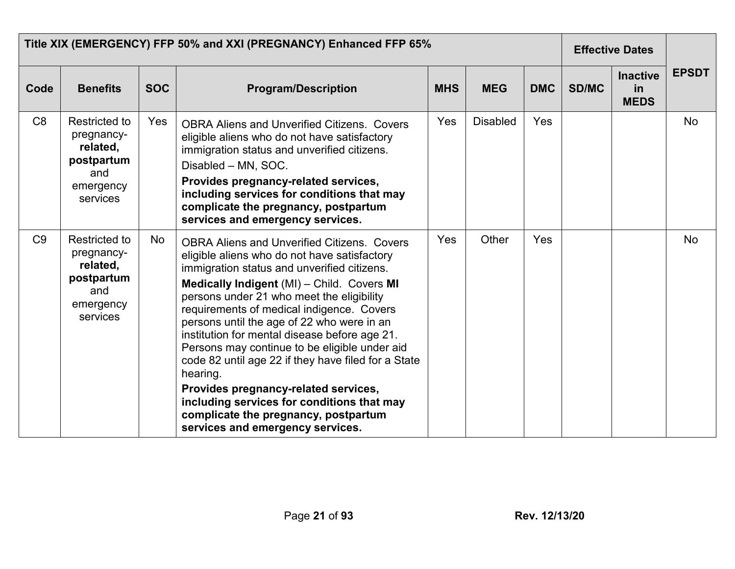| Title XIX (EMERGENCY) FFP 50% and XXI (PREGNANCY) Enhanced FFP 65% | | | | | | | Effective Dates | | EPSDT |
|---|---|---|---|---|---|---|---|---|---|
| **Code** | **Benefits** | **SOC** | **Program/Description** | **MHS** | **MEG** | **DMC** | **SD/MC** | **Inactive in MEDS** | |
| C8 | Restricted to pregnancy-**related, postpartum** and emergency services | Yes | OBRA Aliens and Unverified Citizens. Covers eligible aliens who do not have satisfactory immigration status and unverified citizens.<br>Disabled – MN, SOC.<br>**Provides pregnancy-related services, including services for conditions that may complicate the pregnancy, postpartum services and emergency services.** | Yes | Disabled | Yes | | | No |
| C9 | Restricted to pregnancy-**related, postpartum** and emergency services | No | OBRA Aliens and Unverified Citizens. Covers eligible aliens who do not have satisfactory immigration status and unverified citizens.<br>**Medically Indigent** (MI) – Child. Covers **MI** persons under 21 who meet the eligibility requirements of medical indigence. Covers persons until the age of 22 who were in an institution for mental disease before age 21. Persons may continue to be eligible under aid code 82 until age 22 if they have filed for a State hearing.<br>**Provides pregnancy-related services, including services for conditions that may complicate the pregnancy, postpartum services and emergency services.** | Yes | Other | Yes | | | No |

**Rev. 12/13/20**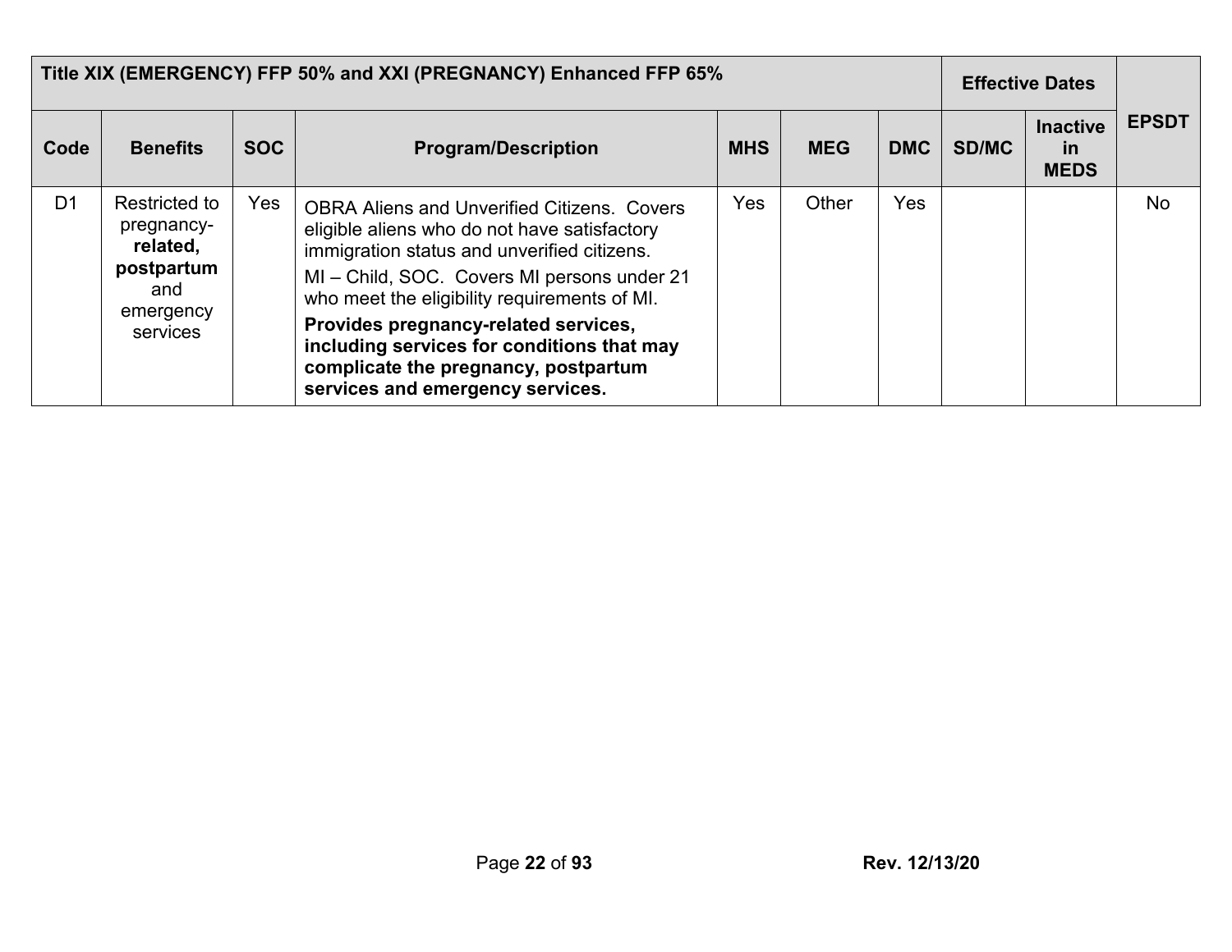| Title XIX (EMERGENCY) FFP 50% and XXI (PREGNANCY) Enhanced FFP 65% | | | | | | | Effective Dates | | EPSDT |
|---|---|---|---|---|---|---|---|---|---|
| Code | Benefits | SOC | Program/Description | MHS | MEG | DMC | SD/MC | Inactive in MEDS | |
| D1 | Restricted to pregnancy-**related, postpartum** and emergency services | Yes | OBRA Aliens and Unverified Citizens. Covers eligible aliens who do not have satisfactory immigration status and unverified citizens.<br>MI – Child, SOC. Covers MI persons under 21 who meet the eligibility requirements of MI.<br>**Provides pregnancy-related services, including services for conditions that may complicate the pregnancy, postpartum services and emergency services.** | Yes | Other | Yes | | | No |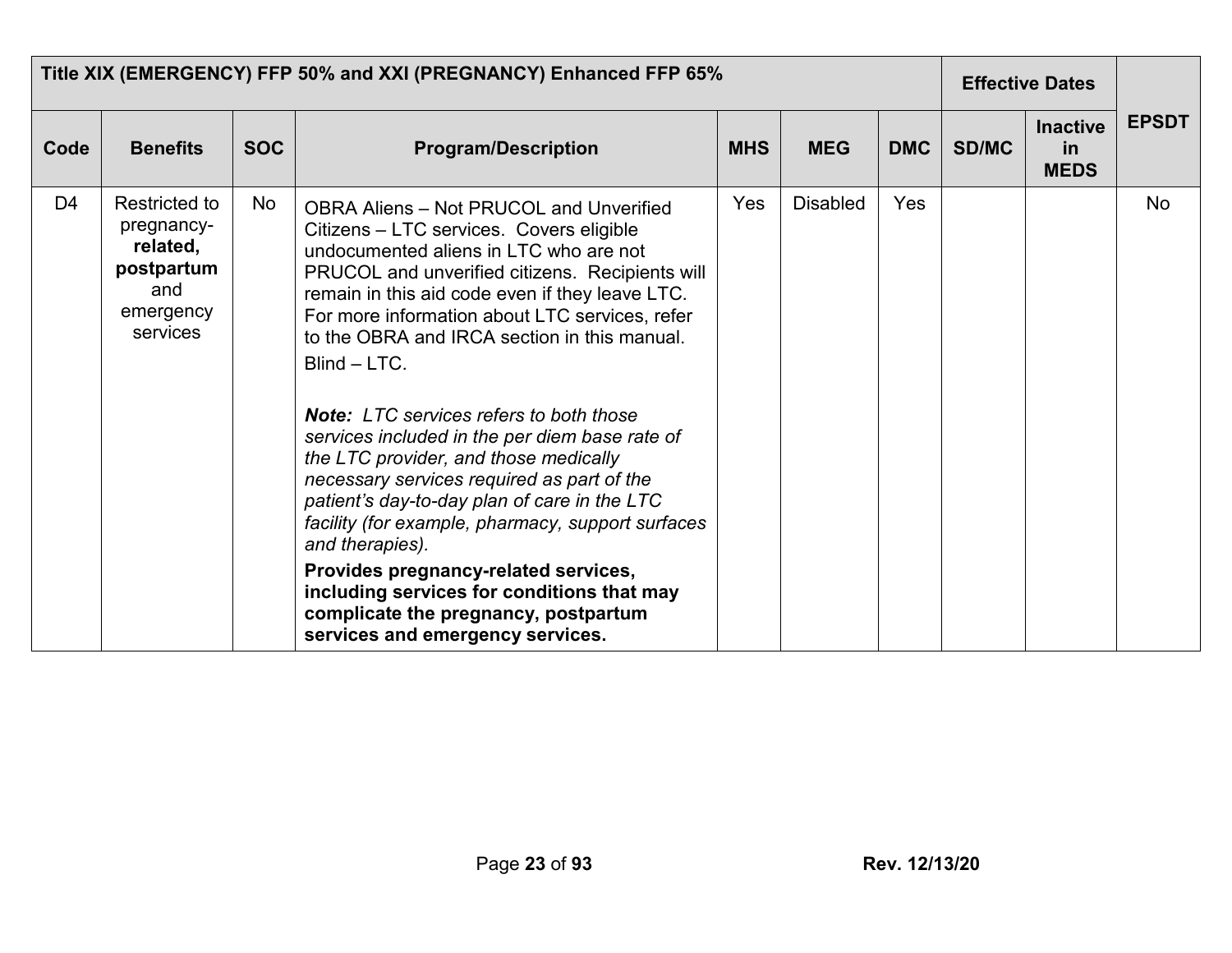| Title XIX (EMERGENCY) FFP 50% and XXI (PREGNANCY) Enhanced FFP 65% | | | | | | | Effective Dates | | EPSDT |
|---|---|---|---|---|---|---|---|---|---|
| **Code** | **Benefits** | **SOC** | **Program/Description** | **MHS** | **MEG** | **DMC** | **SD/MC** | **Inactive in MEDS** | |
| D4 | Restricted to pregnancy-**related, postpartum** and emergency services | No | OBRA Aliens – Not PRUCOL and Unverified Citizens – LTC services. Covers eligible undocumented aliens in LTC who are not PRUCOL and unverified citizens. Recipients will remain in this aid code even if they leave LTC. For more information about LTC services, refer to the OBRA and IRCA section in this manual.<br>Blind – LTC.<br><br>***Note:*** *LTC services refers to both those services included in the per diem base rate of the LTC provider, and those medically necessary services required as part of the patient's day-to-day plan of care in the LTC facility (for example, pharmacy, support surfaces and therapies).*<br>**Provides pregnancy-related services, including services for conditions that may complicate the pregnancy, postpartum services and emergency services.** | Yes | Disabled | Yes | | | No |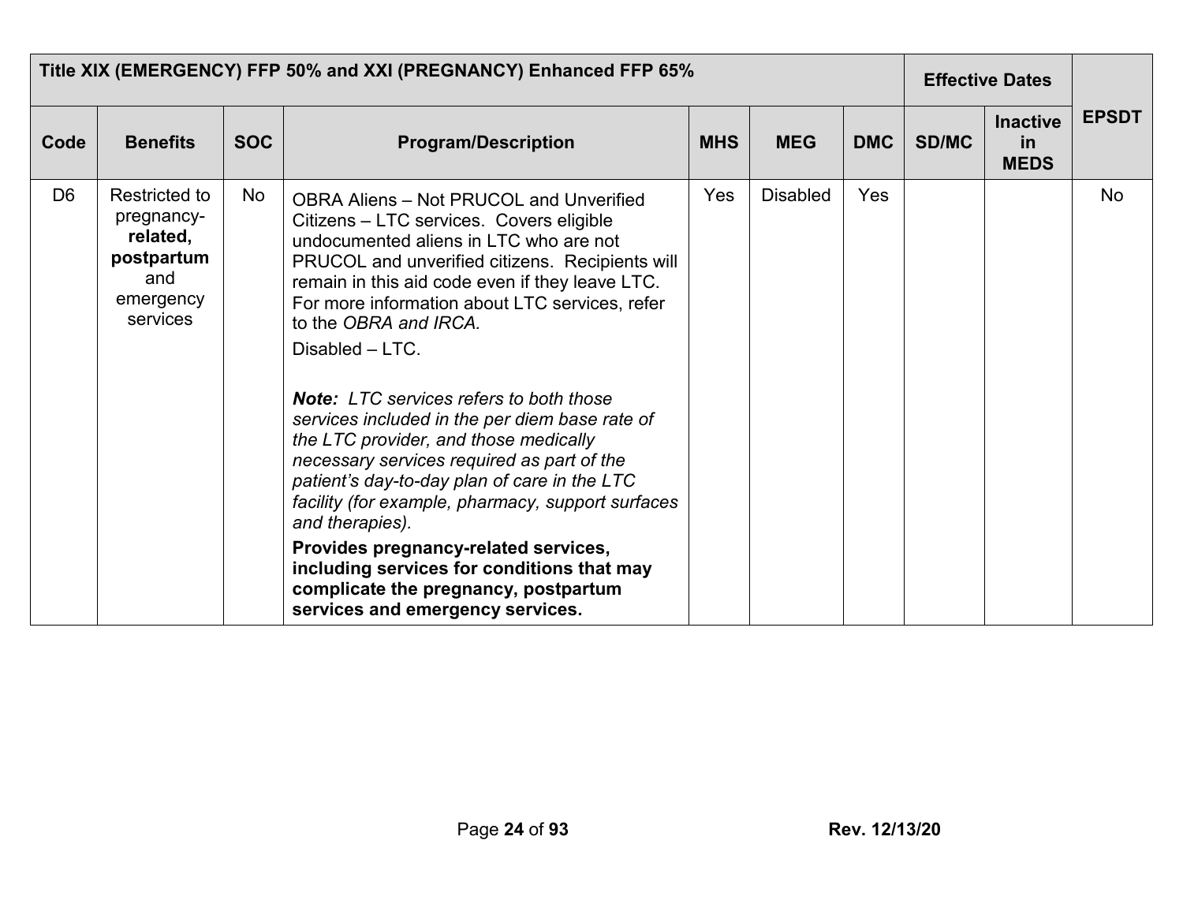| Title XIX (EMERGENCY) FFP 50% and XXI (PREGNANCY) Enhanced FFP 65% | | | | | | | Effective Dates | | EPSDT |
|---|---|---|---|---|---|---|---|---|---|
| **Code** | **Benefits** | **SOC** | **Program/Description** | **MHS** | **MEG** | **DMC** | **SD/MC** | **Inactive in MEDS** | |
| D6 | Restricted to pregnancy-**related, postpartum** and emergency services | No | OBRA Aliens – Not PRUCOL and Unverified Citizens – LTC services. Covers eligible undocumented aliens in LTC who are not PRUCOL and unverified citizens. Recipients will remain in this aid code even if they leave LTC. For more information about LTC services, refer to the *OBRA and IRCA.*<br>Disabled – LTC.<br><br>***Note:*** *LTC services refers to both those services included in the per diem base rate of the LTC provider, and those medically necessary services required as part of the patient's day-to-day plan of care in the LTC facility (for example, pharmacy, support surfaces and therapies).*<br>**Provides pregnancy-related services, including services for conditions that may complicate the pregnancy, postpartum services and emergency services.** | Yes | Disabled | Yes | | | No |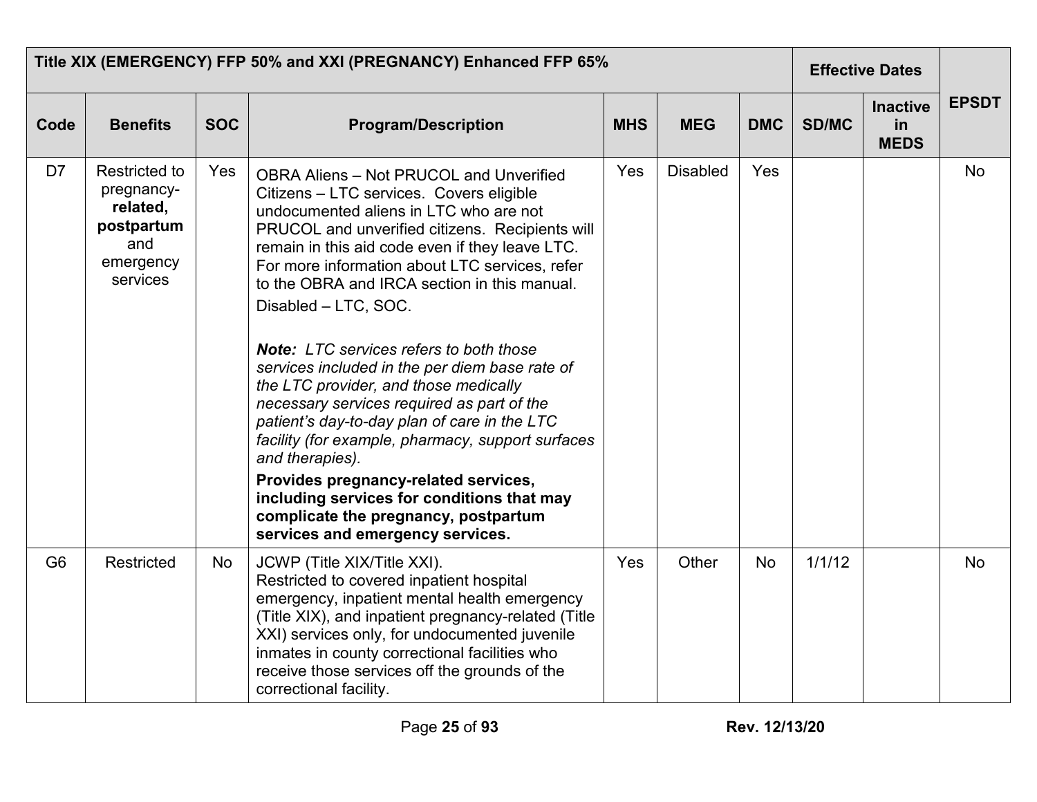| Title XIX (EMERGENCY) FFP 50% and XXI (PREGNANCY) Enhanced FFP 65% | | | | | | | Effective Dates | | |
|---|---|---|---|---|---|---|---|---|---|
| **Code** | **Benefits** | **SOC** | **Program/Description** | **MHS** | **MEG** | **DMC** | **SD/MC** | **Inactive in MEDS** | **EPSDT** |
| D7 | Restricted to pregnancy-**related, postpartum** and emergency services | Yes | OBRA Aliens – Not PRUCOL and Unverified Citizens – LTC services. Covers eligible undocumented aliens in LTC who are not PRUCOL and unverified citizens. Recipients will remain in this aid code even if they leave LTC. For more information about LTC services, refer to the OBRA and IRCA section in this manual.<br>Disabled – LTC, SOC.<br><br>***Note:*** *LTC services refers to both those services included in the per diem base rate of the LTC provider, and those medically necessary services required as part of the patient's day-to-day plan of care in the LTC facility (for example, pharmacy, support surfaces and therapies).*<br>**Provides pregnancy-related services, including services for conditions that may complicate the pregnancy, postpartum services and emergency services.** | Yes | Disabled | Yes | | | No |
| G6 | Restricted | No | JCWP (Title XIX/Title XXI).<br>Restricted to covered inpatient hospital emergency, inpatient mental health emergency (Title XIX), and inpatient pregnancy-related (Title XXI) services only, for undocumented juvenile inmates in county correctional facilities who receive those services off the grounds of the correctional facility. | Yes | Other | No | 1/1/12 | | No |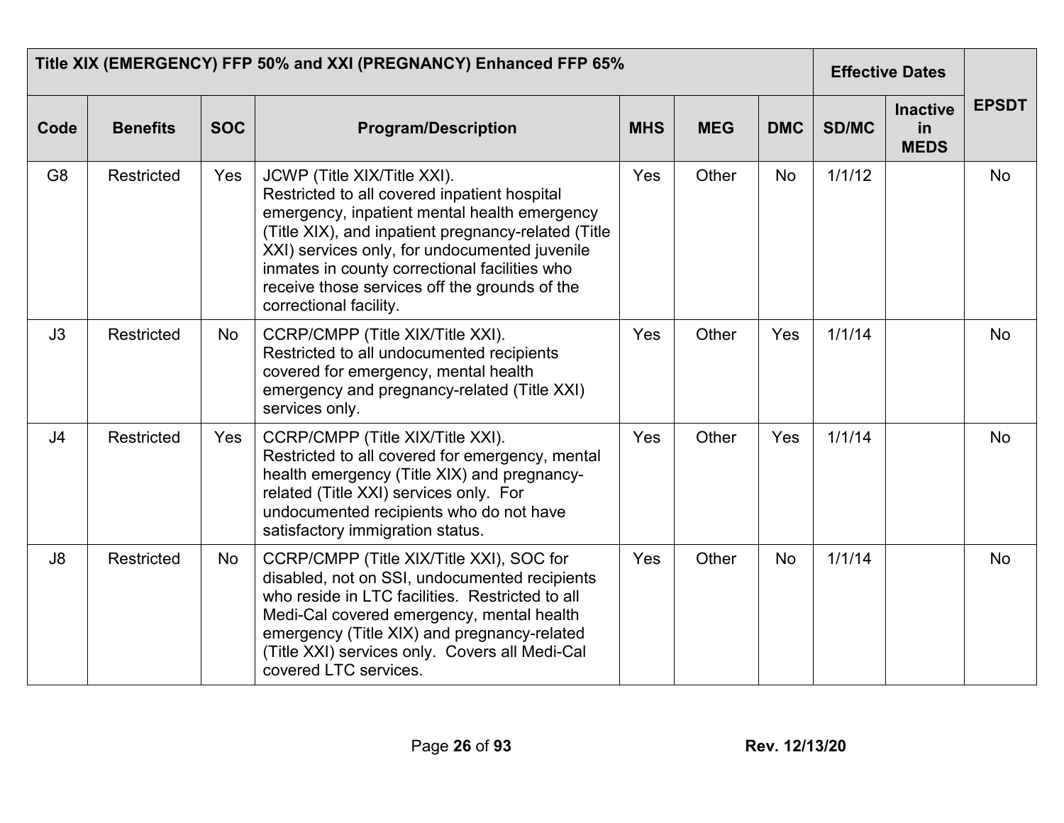| Title XIX (EMERGENCY) FFP 50% and XXI (PREGNANCY) Enhanced FFP 65% | | | | | | | Effective Dates | | |
|---|---|---|---|---|---|---|---|---|---|
| Code | Benefits | SOC | Program/Description | MHS | MEG | DMC | SD/MC | Inactive in MEDS | EPSDT |
| G8 | Restricted | Yes | JCWP (Title XIX/Title XXI).<br>Restricted to all covered inpatient hospital emergency, inpatient mental health emergency (Title XIX), and inpatient pregnancy-related (Title XXI) services only, for undocumented juvenile inmates in county correctional facilities who receive those services off the grounds of the correctional facility. | Yes | Other | No | 1/1/12 | | No |
| J3 | Restricted | No | CCRP/CMPP (Title XIX/Title XXI).<br>Restricted to all undocumented recipients covered for emergency, mental health emergency and pregnancy-related (Title XXI) services only. | Yes | Other | Yes | 1/1/14 | | No |
| J4 | Restricted | Yes | CCRP/CMPP (Title XIX/Title XXI).<br>Restricted to all covered for emergency, mental health emergency (Title XIX) and pregnancy-related (Title XXI) services only. For undocumented recipients who do not have satisfactory immigration status. | Yes | Other | Yes | 1/1/14 | | No |
| J8 | Restricted | No | CCRP/CMPP (Title XIX/Title XXI), SOC for disabled, not on SSI, undocumented recipients who reside in LTC facilities. Restricted to all Medi-Cal covered emergency, mental health emergency (Title XIX) and pregnancy-related (Title XXI) services only. Covers all Medi-Cal covered LTC services. | Yes | Other | No | 1/1/14 | | No |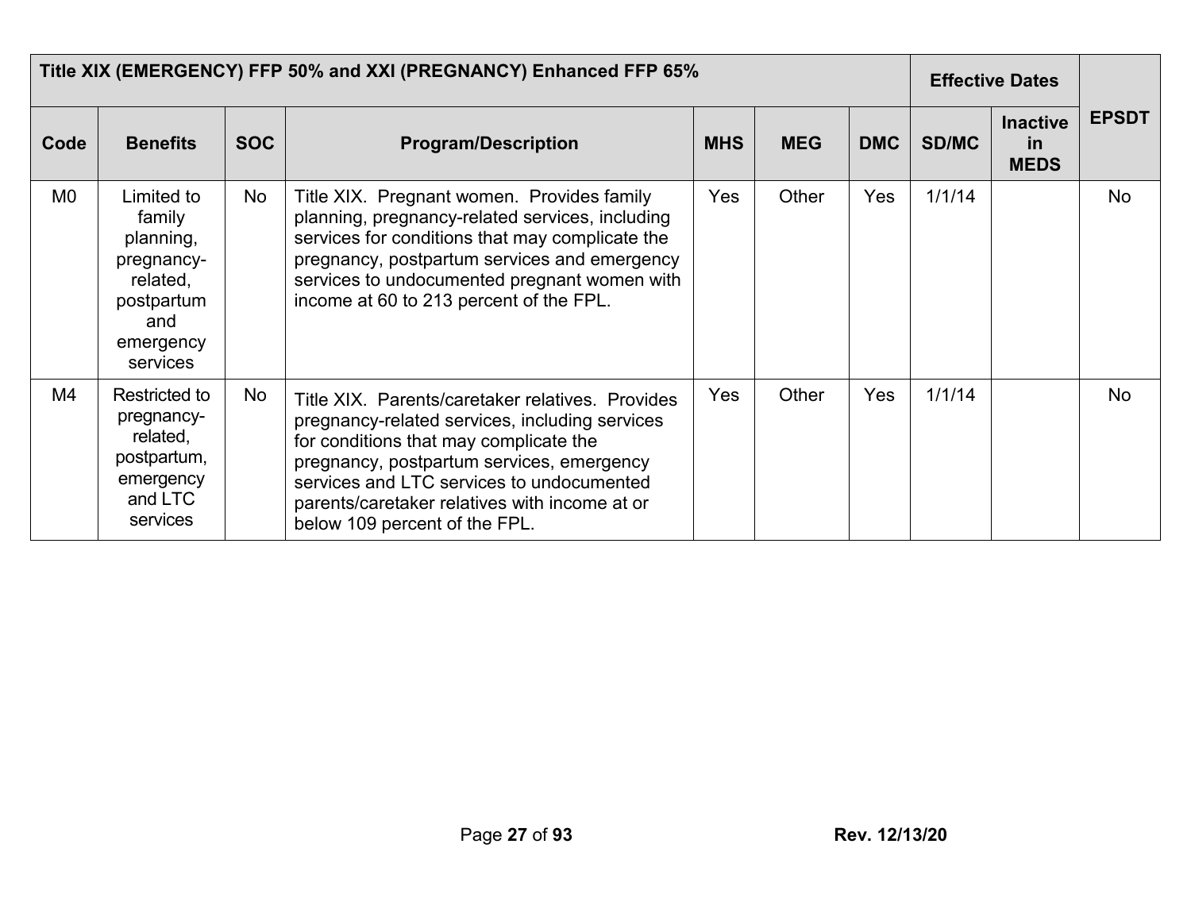| Title XIX (EMERGENCY) FFP 50% and XXI (PREGNANCY) Enhanced FFP 65% | | | | | | | Effective Dates | | EPSDT |
|---|---|---|---|---|---|---|---|---|---|
| Code | Benefits | SOC | Program/Description | MHS | MEG | DMC | SD/MC | Inactive in MEDS | |
| M0 | Limited to family planning, pregnancy-related, postpartum and emergency services | No | Title XIX. Pregnant women. Provides family planning, pregnancy-related services, including services for conditions that may complicate the pregnancy, postpartum services and emergency services to undocumented pregnant women with income at 60 to 213 percent of the FPL. | Yes | Other | Yes | 1/1/14 | | No |
| M4 | Restricted to pregnancy-related, postpartum, emergency and LTC services | No | Title XIX. Parents/caretaker relatives. Provides pregnancy-related services, including services for conditions that may complicate the pregnancy, postpartum services, emergency services and LTC services to undocumented parents/caretaker relatives with income at or below 109 percent of the FPL. | Yes | Other | Yes | 1/1/14 | | No |

Rev. 12/13/20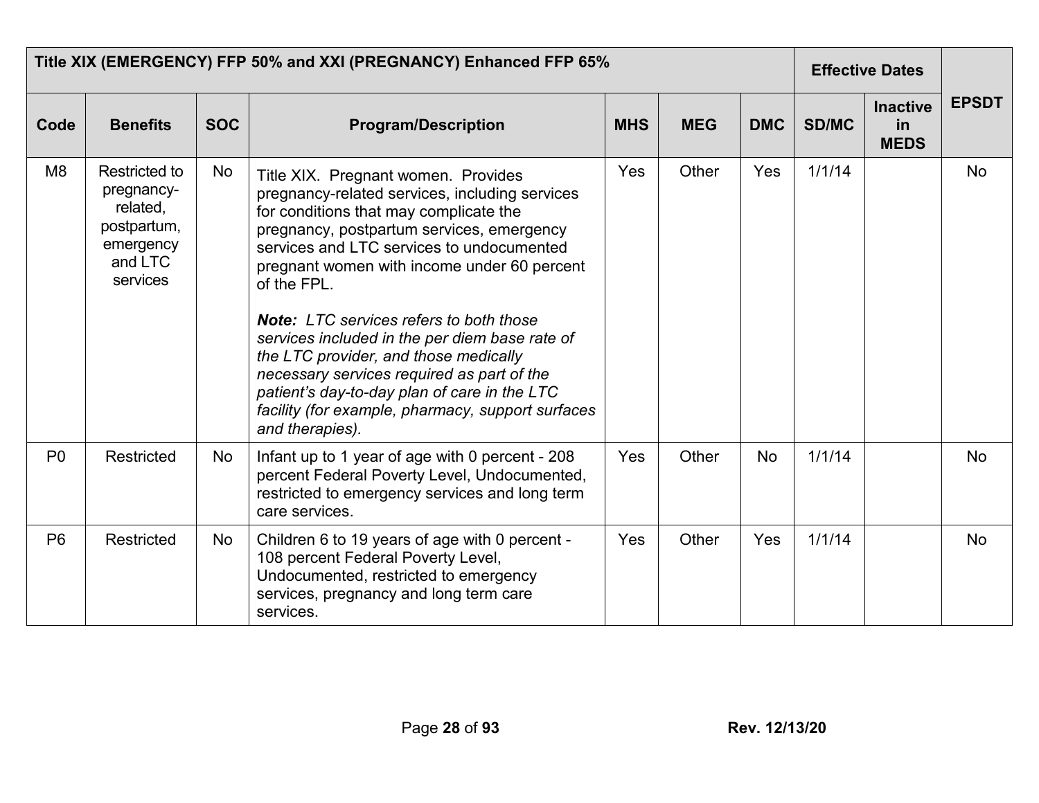| Title XIX (EMERGENCY) FFP 50% and XXI (PREGNANCY) Enhanced FFP 65% | | | | | | | Effective Dates | | |
|---|---|---|---|---|---|---|---|---|---|
| Code | Benefits | SOC | Program/Description | MHS | MEG | DMC | SD/MC | Inactive in MEDS | EPSDT |
| M8 | Restricted to pregnancy-related, postpartum, emergency and LTC services | No | Title XIX. Pregnant women. Provides pregnancy-related services, including services for conditions that may complicate the pregnancy, postpartum services, emergency services and LTC services to undocumented pregnant women with income under 60 percent of the FPL.<br><br>***Note:*** *LTC services refers to both those services included in the per diem base rate of the LTC provider, and those medically necessary services required as part of the patient's day-to-day plan of care in the LTC facility (for example, pharmacy, support surfaces and therapies).* | Yes | Other | Yes | 1/1/14 | | No |
| P0 | Restricted | No | Infant up to 1 year of age with 0 percent - 208 percent Federal Poverty Level, Undocumented, restricted to emergency services and long term care services. | Yes | Other | No | 1/1/14 | | No |
| P6 | Restricted | No | Children 6 to 19 years of age with 0 percent - 108 percent Federal Poverty Level, Undocumented, restricted to emergency services, pregnancy and long term care services. | Yes | Other | Yes | 1/1/14 | | No |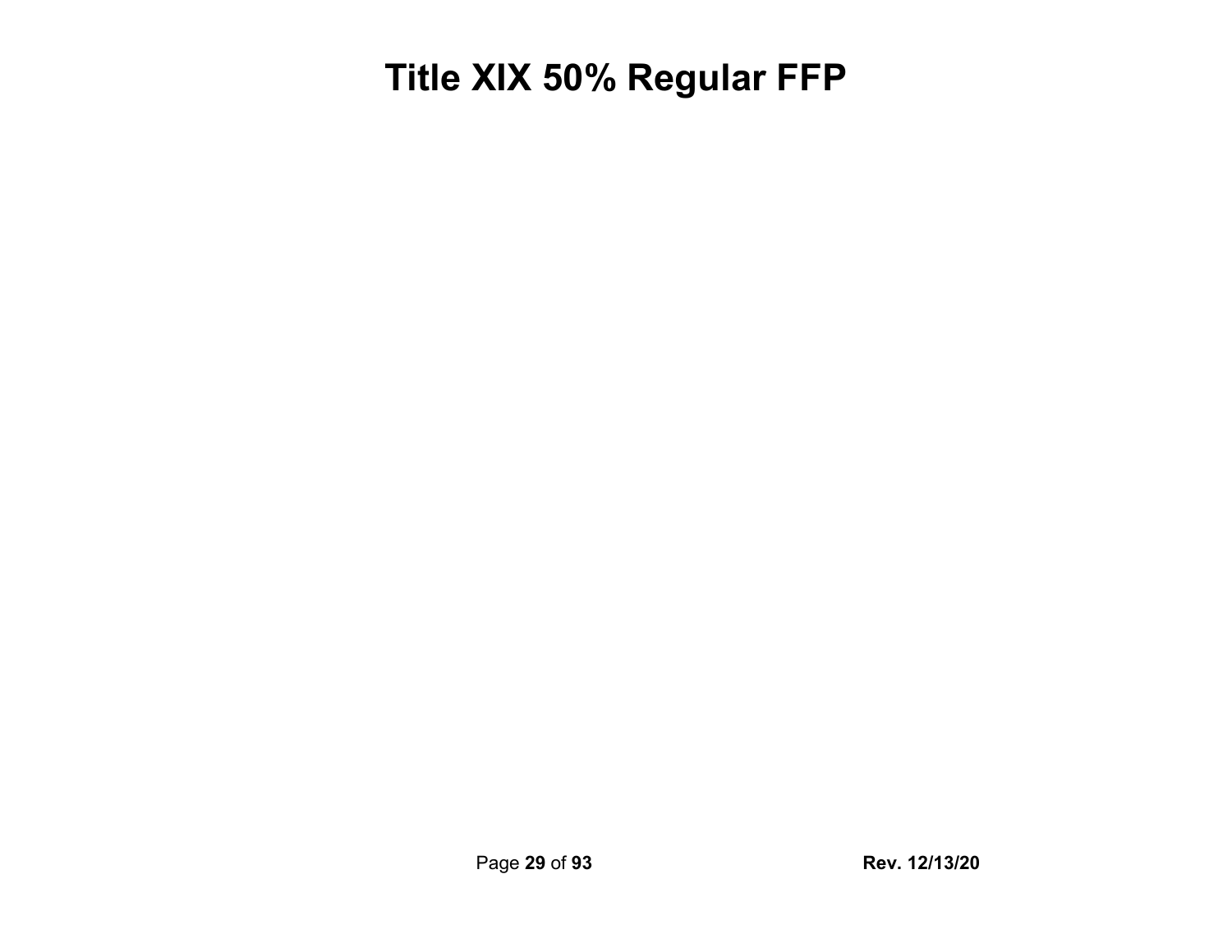# Title XIX 50% Regular FFP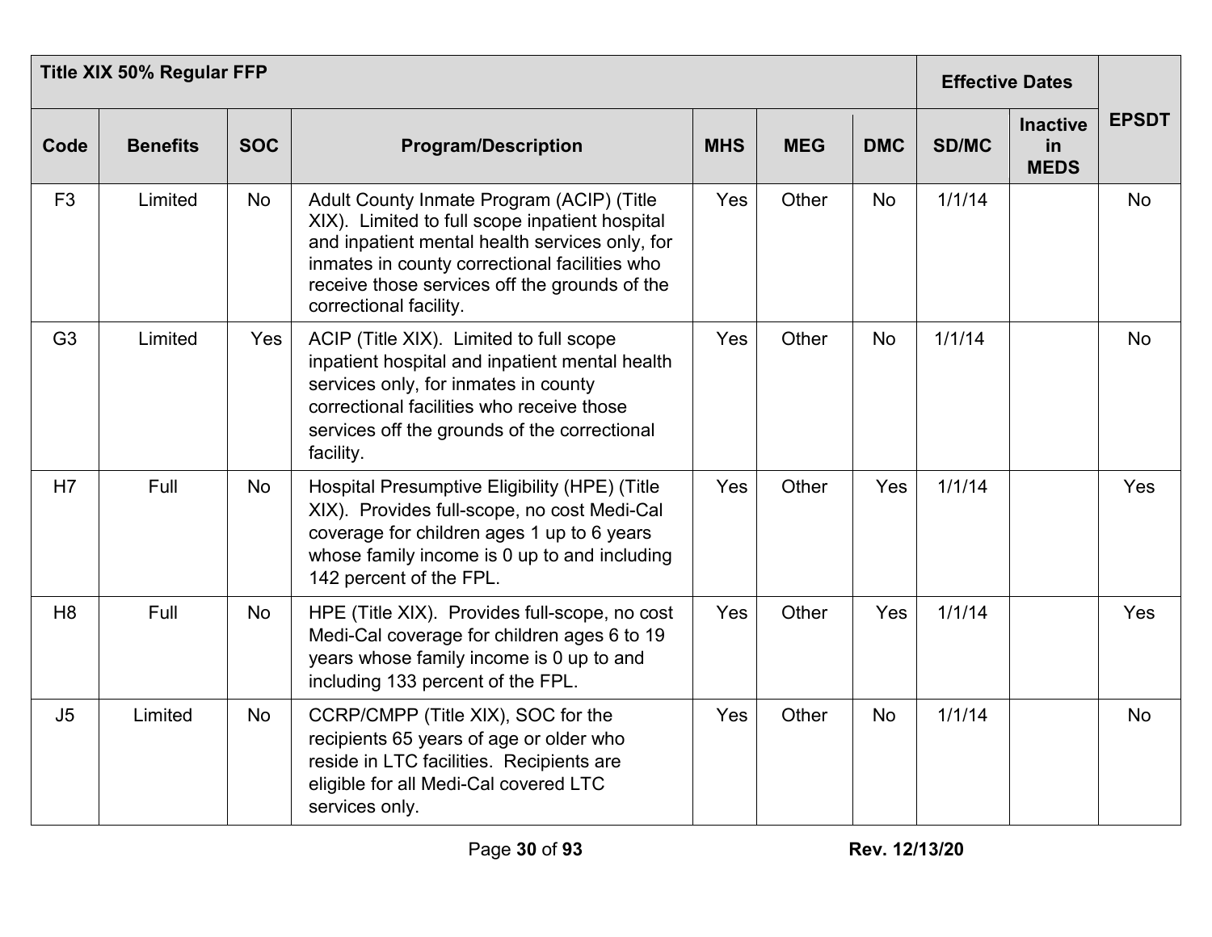| Title XIX 50% Regular FFP | | | | | | | Effective Dates | | EPSDT |
|---|---|---|---|---|---|---|---|---|---|
| **Code** | **Benefits** | **SOC** | **Program/Description** | **MHS** | **MEG** | **DMC** | **SD/MC** | **Inactive in MEDS** | |
| F3 | Limited | No | Adult County Inmate Program (ACIP) (Title XIX). Limited to full scope inpatient hospital and inpatient mental health services only, for inmates in county correctional facilities who receive those services off the grounds of the correctional facility. | Yes | Other | No | 1/1/14 | | No |
| G3 | Limited | Yes | ACIP (Title XIX). Limited to full scope inpatient hospital and inpatient mental health services only, for inmates in county correctional facilities who receive those services off the grounds of the correctional facility. | Yes | Other | No | 1/1/14 | | No |
| H7 | Full | No | Hospital Presumptive Eligibility (HPE) (Title XIX). Provides full-scope, no cost Medi-Cal coverage for children ages 1 up to 6 years whose family income is 0 up to and including 142 percent of the FPL. | Yes | Other | Yes | 1/1/14 | | Yes |
| H8 | Full | No | HPE (Title XIX). Provides full-scope, no cost Medi-Cal coverage for children ages 6 to 19 years whose family income is 0 up to and including 133 percent of the FPL. | Yes | Other | Yes | 1/1/14 | | Yes |
| J5 | Limited | No | CCRP/CMPP (Title XIX), SOC for the recipients 65 years of age or older who reside in LTC facilities. Recipients are eligible for all Medi-Cal covered LTC services only. | Yes | Other | No | 1/1/14 | | No |

Rev. 12/13/20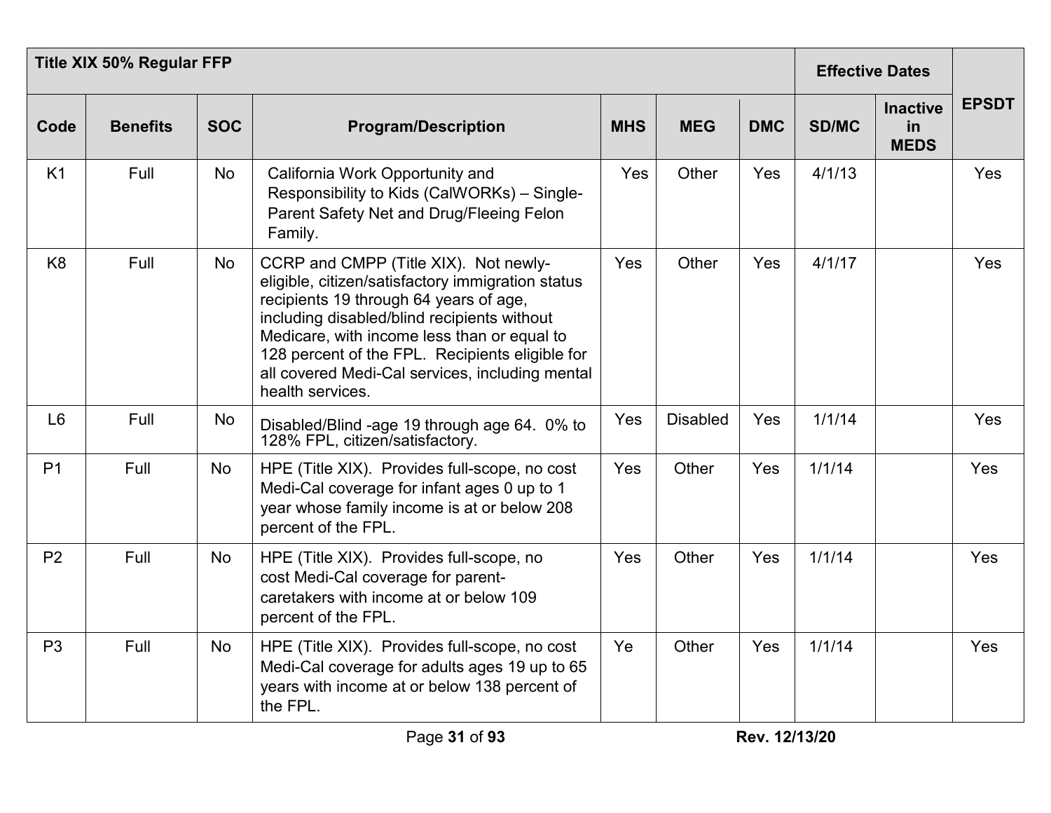| Title XIX 50% Regular FFP | | | | | | | Effective Dates | | EPSDT |
|---|---|---|---|---|---|---|---|---|---|
| Code | Benefits | SOC | Program/Description | MHS | MEG | DMC | SD/MC | Inactive in MEDS | |
| K1 | Full | No | California Work Opportunity and Responsibility to Kids (CalWORKs) – Single-Parent Safety Net and Drug/Fleeing Felon Family. | Yes | Other | Yes | 4/1/13 | | Yes |
| K8 | Full | No | CCRP and CMPP (Title XIX). Not newly-eligible, citizen/satisfactory immigration status recipients 19 through 64 years of age, including disabled/blind recipients without Medicare, with income less than or equal to 128 percent of the FPL. Recipients eligible for all covered Medi-Cal services, including mental health services. | Yes | Other | Yes | 4/1/17 | | Yes |
| L6 | Full | No | Disabled/Blind -age 19 through age 64. 0% to 128% FPL, citizen/satisfactory. | Yes | Disabled | Yes | 1/1/14 | | Yes |
| P1 | Full | No | HPE (Title XIX). Provides full-scope, no cost Medi-Cal coverage for infant ages 0 up to 1 year whose family income is at or below 208 percent of the FPL. | Yes | Other | Yes | 1/1/14 | | Yes |
| P2 | Full | No | HPE (Title XIX). Provides full-scope, no cost Medi-Cal coverage for parent-caretakers with income at or below 109 percent of the FPL. | Yes | Other | Yes | 1/1/14 | | Yes |
| P3 | Full | No | HPE (Title XIX). Provides full-scope, no cost Medi-Cal coverage for adults ages 19 up to 65 years with income at or below 138 percent of the FPL. | Ye | Other | Yes | 1/1/14 | | Yes |

Rev. 12/13/20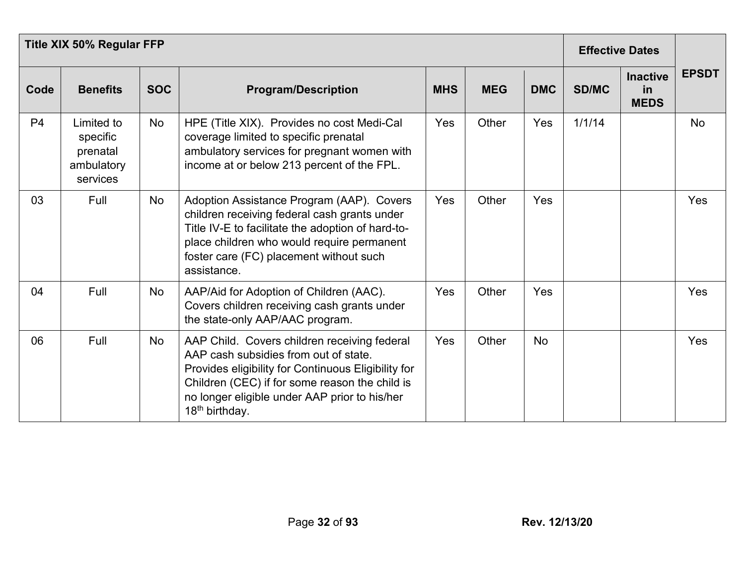| Title XIX 50% Regular FFP | | | | | | | Effective Dates | | EPSDT |
|---|---|---|---|---|---|---|---|---|---|
| Code | Benefits | SOC | Program/Description | MHS | MEG | DMC | SD/MC | Inactive in MEDS | |
| P4 | Limited to specific prenatal ambulatory services | No | HPE (Title XIX). Provides no cost Medi-Cal coverage limited to specific prenatal ambulatory services for pregnant women with income at or below 213 percent of the FPL. | Yes | Other | Yes | 1/1/14 | | No |
| 03 | Full | No | Adoption Assistance Program (AAP). Covers children receiving federal cash grants under Title IV-E to facilitate the adoption of hard-to-place children who would require permanent foster care (FC) placement without such assistance. | Yes | Other | Yes | | | Yes |
| 04 | Full | No | AAP/Aid for Adoption of Children (AAC). Covers children receiving cash grants under the state-only AAP/AAC program. | Yes | Other | Yes | | | Yes |
| 06 | Full | No | AAP Child. Covers children receiving federal AAP cash subsidies from out of state. Provides eligibility for Continuous Eligibility for Children (CEC) if for some reason the child is no longer eligible under AAP prior to his/her 18th birthday. | Yes | Other | No | | | Yes |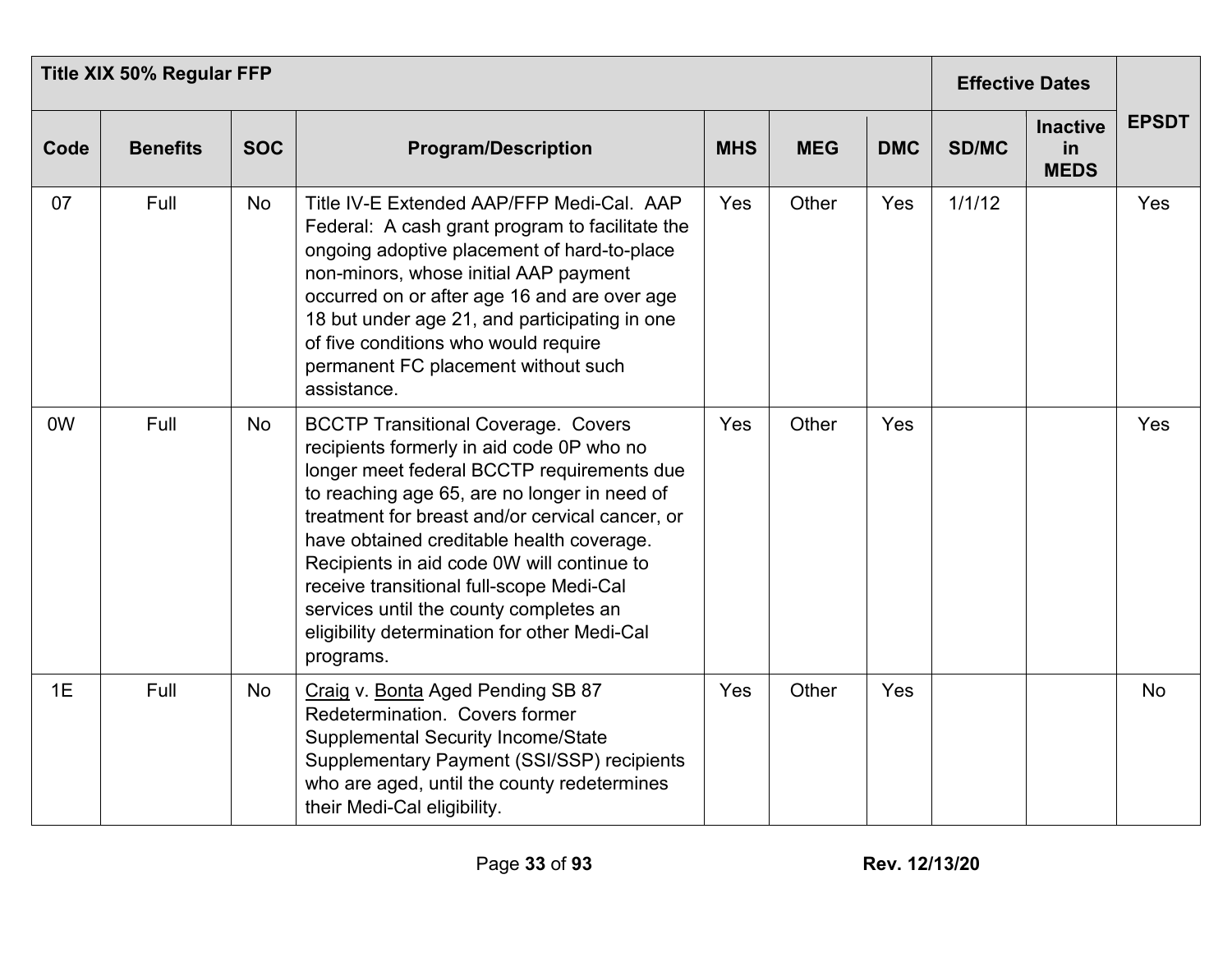| Title XIX 50% Regular FFP | | | | | | | Effective Dates | | EPSDT |
|---|---|---|---|---|---|---|---|---|---|
| Code | Benefits | SOC | Program/Description | MHS | MEG | DMC | SD/MC | Inactive in MEDS | |
| 07 | Full | No | Title IV-E Extended AAP/FFP Medi-Cal. AAP Federal: A cash grant program to facilitate the ongoing adoptive placement of hard-to-place non-minors, whose initial AAP payment occurred on or after age 16 and are over age 18 but under age 21, and participating in one of five conditions who would require permanent FC placement without such assistance. | Yes | Other | Yes | 1/1/12 | | Yes |
| 0W | Full | No | BCCTP Transitional Coverage. Covers recipients formerly in aid code 0P who no longer meet federal BCCTP requirements due to reaching age 65, are no longer in need of treatment for breast and/or cervical cancer, or have obtained creditable health coverage. Recipients in aid code 0W will continue to receive transitional full-scope Medi-Cal services until the county completes an eligibility determination for other Medi-Cal programs. | Yes | Other | Yes | | | Yes |
| 1E | Full | No | Craig v. Bonta Aged Pending SB 87 Redetermination. Covers former Supplemental Security Income/State Supplementary Payment (SSI/SSP) recipients who are aged, until the county redetermines their Medi-Cal eligibility. | Yes | Other | Yes | | | No |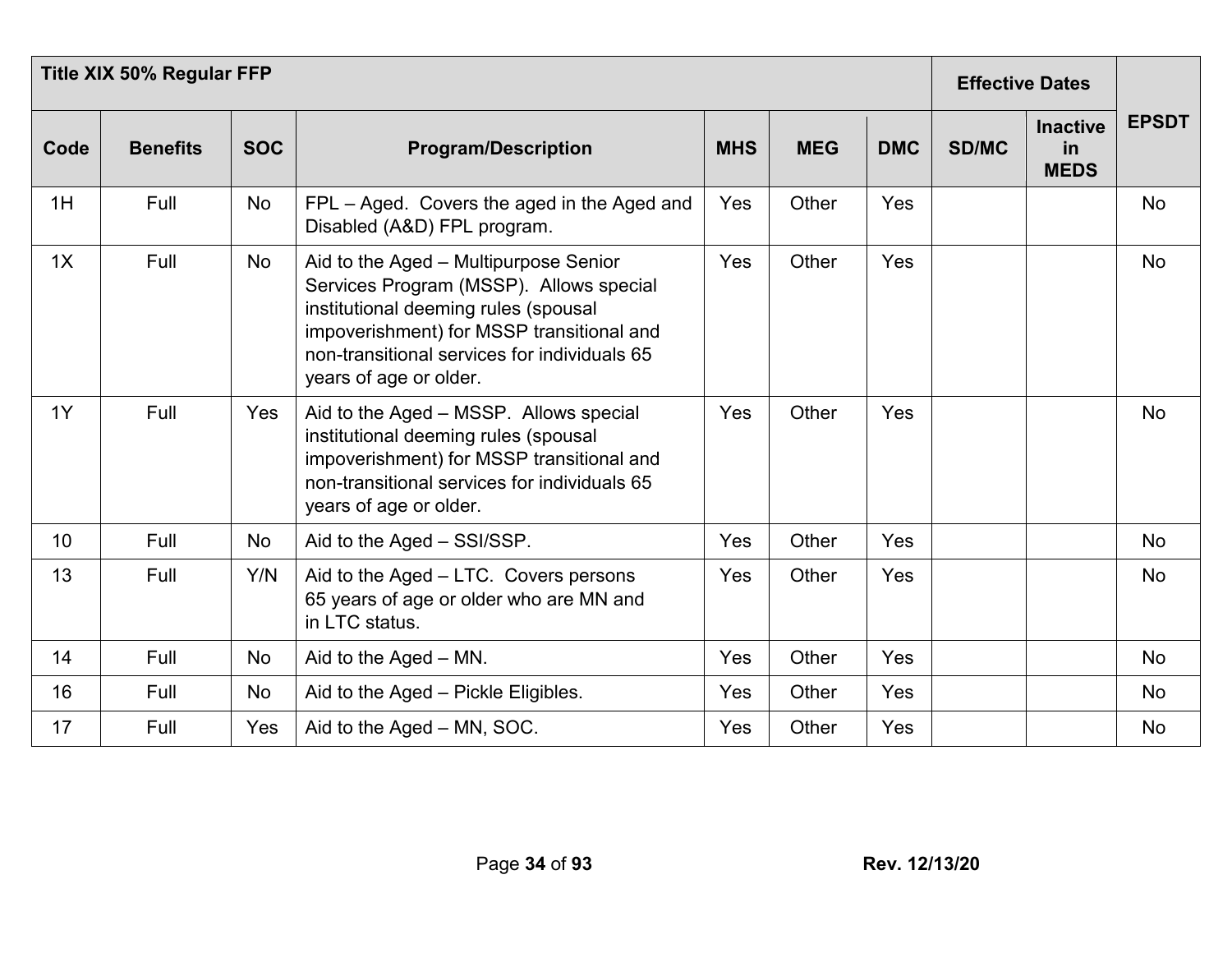| Title XIX 50% Regular FFP | | | | | | | Effective Dates | | |
|---|---|---|---|---|---|---|---|---|---|
| Code | Benefits | SOC | Program/Description | MHS | MEG | DMC | SD/MC | Inactive in MEDS | EPSDT |
| 1H | Full | No | FPL – Aged. Covers the aged in the Aged and Disabled (A&D) FPL program. | Yes | Other | Yes | | | No |
| 1X | Full | No | Aid to the Aged – Multipurpose Senior Services Program (MSSP). Allows special institutional deeming rules (spousal impoverishment) for MSSP transitional and non-transitional services for individuals 65 years of age or older. | Yes | Other | Yes | | | No |
| 1Y | Full | Yes | Aid to the Aged – MSSP. Allows special institutional deeming rules (spousal impoverishment) for MSSP transitional and non-transitional services for individuals 65 years of age or older. | Yes | Other | Yes | | | No |
| 10 | Full | No | Aid to the Aged – SSI/SSP. | Yes | Other | Yes | | | No |
| 13 | Full | Y/N | Aid to the Aged – LTC. Covers persons 65 years of age or older who are MN and in LTC status. | Yes | Other | Yes | | | No |
| 14 | Full | No | Aid to the Aged – MN. | Yes | Other | Yes | | | No |
| 16 | Full | No | Aid to the Aged – Pickle Eligibles. | Yes | Other | Yes | | | No |
| 17 | Full | Yes | Aid to the Aged – MN, SOC. | Yes | Other | Yes | | | No |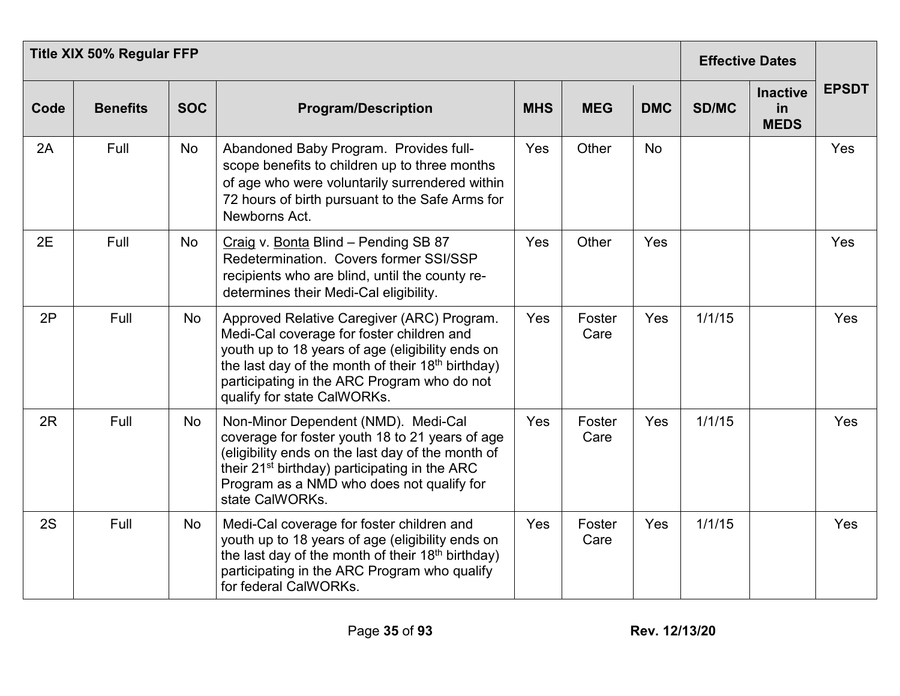| Title XIX 50% Regular FFP | | | | | | | Effective Dates | | |
|---|---|---|---|---|---|---|---|---|---|
| Code | Benefits | SOC | Program/Description | MHS | MEG | DMC | SD/MC | Inactive in MEDS | EPSDT |
| 2A | Full | No | Abandoned Baby Program. Provides full-scope benefits to children up to three months of age who were voluntarily surrendered within 72 hours of birth pursuant to the Safe Arms for Newborns Act. | Yes | Other | No | | | Yes |
| 2E | Full | No | Craig v. Bonta Blind – Pending SB 87 Redetermination. Covers former SSI/SSP recipients who are blind, until the county re-determines their Medi-Cal eligibility. | Yes | Other | Yes | | | Yes |
| 2P | Full | No | Approved Relative Caregiver (ARC) Program. Medi-Cal coverage for foster children and youth up to 18 years of age (eligibility ends on the last day of the month of their 18th birthday) participating in the ARC Program who do not qualify for state CalWORKs. | Yes | Foster Care | Yes | 1/1/15 | | Yes |
| 2R | Full | No | Non-Minor Dependent (NMD). Medi-Cal coverage for foster youth 18 to 21 years of age (eligibility ends on the last day of the month of their 21st birthday) participating in the ARC Program as a NMD who does not qualify for state CalWORKs. | Yes | Foster Care | Yes | 1/1/15 | | Yes |
| 2S | Full | No | Medi-Cal coverage for foster children and youth up to 18 years of age (eligibility ends on the last day of the month of their 18th birthday) participating in the ARC Program who qualify for federal CalWORKs. | Yes | Foster Care | Yes | 1/1/15 | | Yes |

Rev. 12/13/20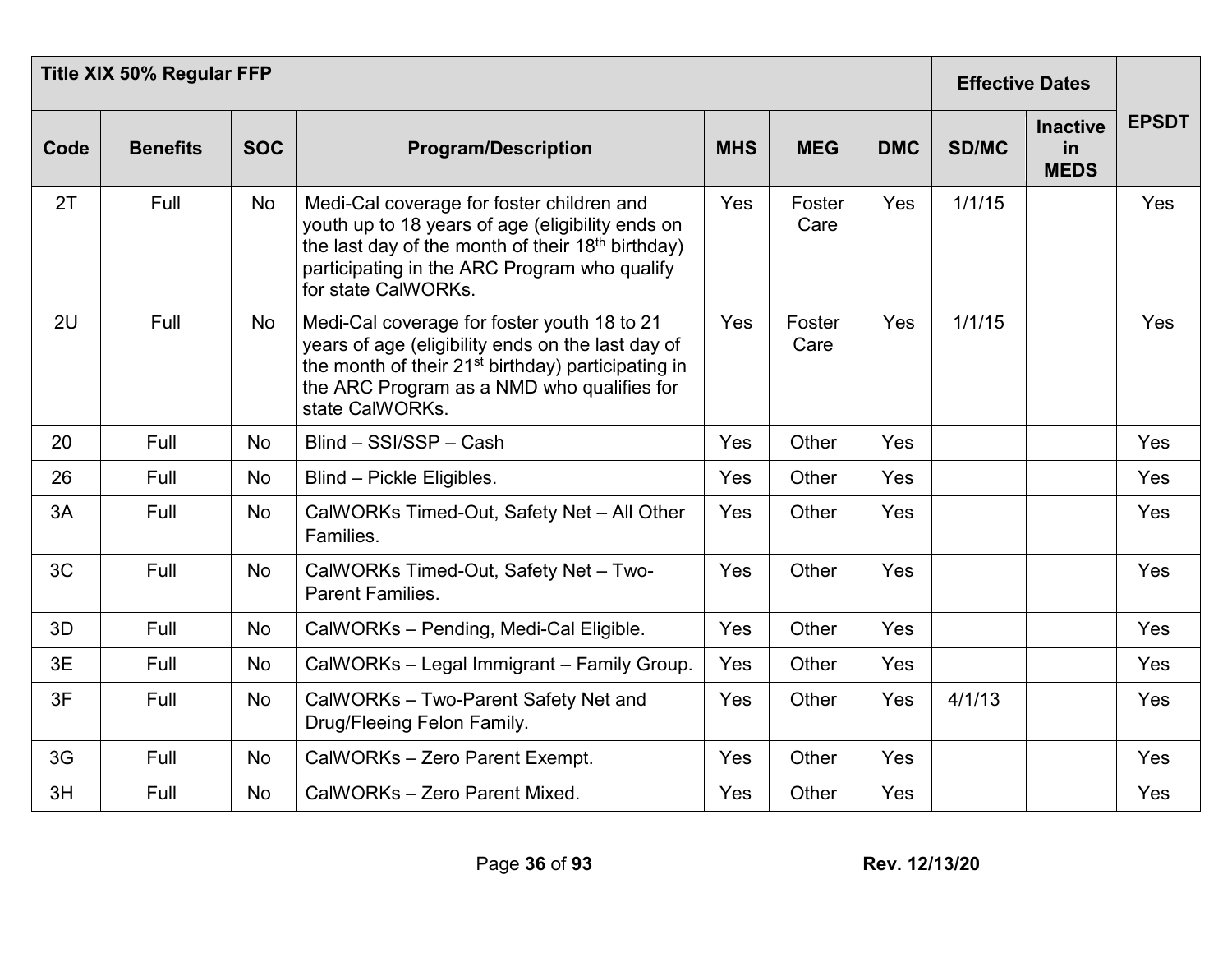| Title XIX 50% Regular FFP | | | | | | | Effective Dates | | EPSDT |
|---|---|---|---|---|---|---|---|---|---|
| Code | Benefits | SOC | Program/Description | MHS | MEG | DMC | SD/MC | Inactive in MEDS | |
| 2T | Full | No | Medi-Cal coverage for foster children and youth up to 18 years of age (eligibility ends on the last day of the month of their 18th birthday) participating in the ARC Program who qualify for state CalWORKs. | Yes | Foster Care | Yes | 1/1/15 | | Yes |
| 2U | Full | No | Medi-Cal coverage for foster youth 18 to 21 years of age (eligibility ends on the last day of the month of their 21st birthday) participating in the ARC Program as a NMD who qualifies for state CalWORKs. | Yes | Foster Care | Yes | 1/1/15 | | Yes |
| 20 | Full | No | Blind – SSI/SSP – Cash | Yes | Other | Yes | | | Yes |
| 26 | Full | No | Blind – Pickle Eligibles. | Yes | Other | Yes | | | Yes |
| 3A | Full | No | CalWORKs Timed-Out, Safety Net – All Other Families. | Yes | Other | Yes | | | Yes |
| 3C | Full | No | CalWORKs Timed-Out, Safety Net – Two-Parent Families. | Yes | Other | Yes | | | Yes |
| 3D | Full | No | CalWORKs – Pending, Medi-Cal Eligible. | Yes | Other | Yes | | | Yes |
| 3E | Full | No | CalWORKs – Legal Immigrant – Family Group. | Yes | Other | Yes | | | Yes |
| 3F | Full | No | CalWORKs – Two-Parent Safety Net and Drug/Fleeing Felon Family. | Yes | Other | Yes | 4/1/13 | | Yes |
| 3G | Full | No | CalWORKs – Zero Parent Exempt. | Yes | Other | Yes | | | Yes |
| 3H | Full | No | CalWORKs – Zero Parent Mixed. | Yes | Other | Yes | | | Yes |

Rev. 12/13/20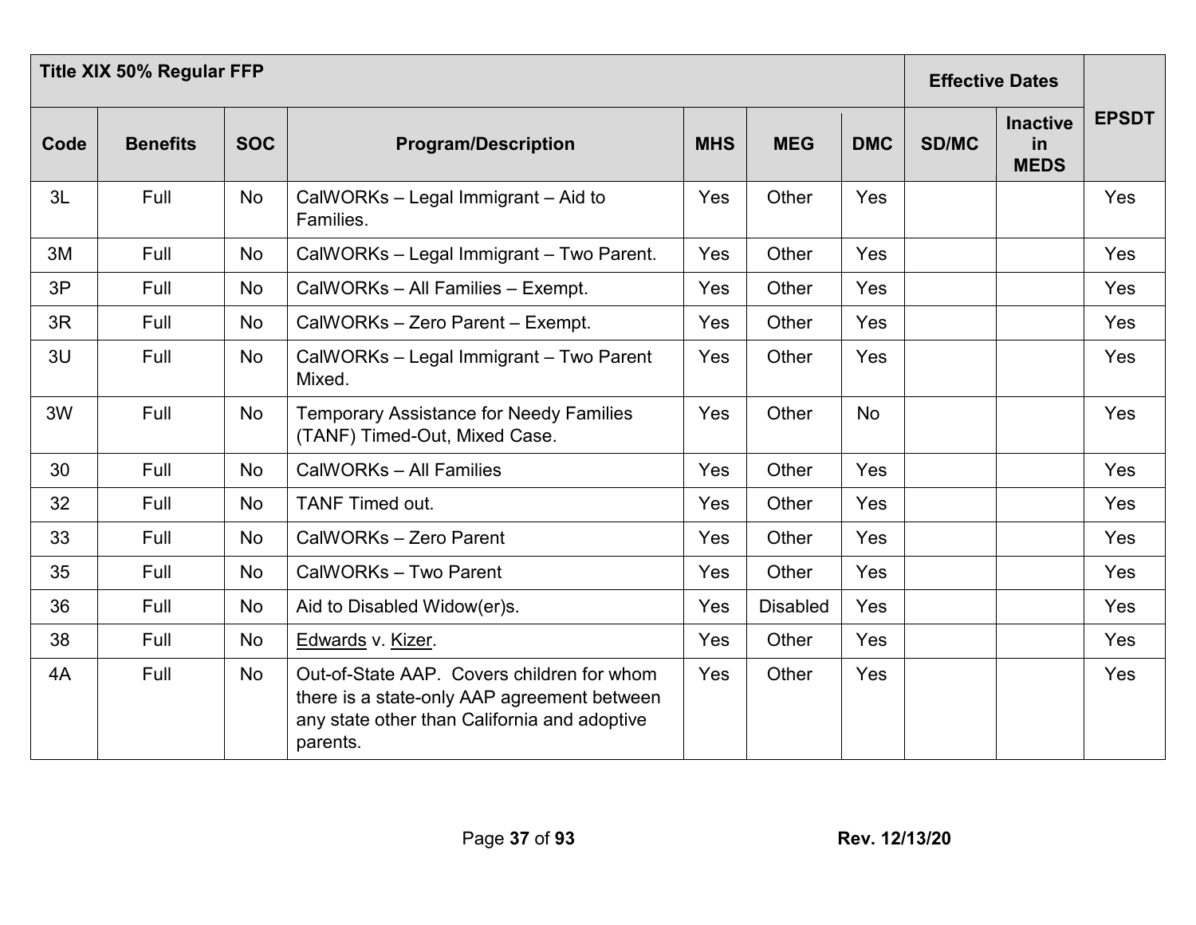| Title XIX 50% Regular FFP | | | | | | | Effective Dates | | |
|---|---|---|---|---|---|---|---|---|---|
| Code | Benefits | SOC | Program/Description | MHS | MEG | DMC | SD/MC | Inactive in MEDS | EPSDT |
| 3L | Full | No | CalWORKs – Legal Immigrant – Aid to Families. | Yes | Other | Yes | | | Yes |
| 3M | Full | No | CalWORKs – Legal Immigrant – Two Parent. | Yes | Other | Yes | | | Yes |
| 3P | Full | No | CalWORKs – All Families – Exempt. | Yes | Other | Yes | | | Yes |
| 3R | Full | No | CalWORKs – Zero Parent – Exempt. | Yes | Other | Yes | | | Yes |
| 3U | Full | No | CalWORKs – Legal Immigrant – Two Parent Mixed. | Yes | Other | Yes | | | Yes |
| 3W | Full | No | Temporary Assistance for Needy Families (TANF) Timed-Out, Mixed Case. | Yes | Other | No | | | Yes |
| 30 | Full | No | CalWORKs – All Families | Yes | Other | Yes | | | Yes |
| 32 | Full | No | TANF Timed out. | Yes | Other | Yes | | | Yes |
| 33 | Full | No | CalWORKs – Zero Parent | Yes | Other | Yes | | | Yes |
| 35 | Full | No | CalWORKs – Two Parent | Yes | Other | Yes | | | Yes |
| 36 | Full | No | Aid to Disabled Widow(er)s. | Yes | Disabled | Yes | | | Yes |
| 38 | Full | No | Edwards v. Kizer. | Yes | Other | Yes | | | Yes |
| 4A | Full | No | Out-of-State AAP. Covers children for whom there is a state-only AAP agreement between any state other than California and adoptive parents. | Yes | Other | Yes | | | Yes |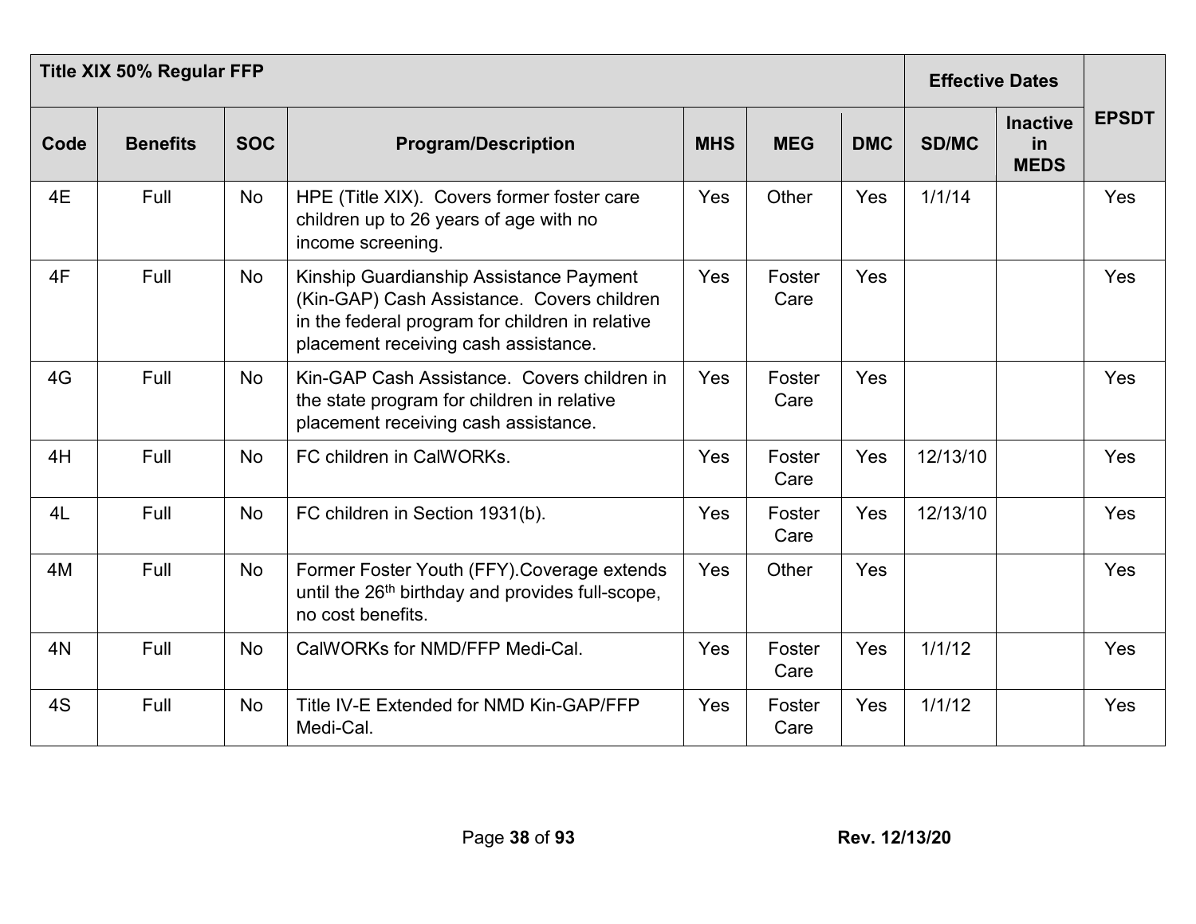| Title XIX 50% Regular FFP | | | | | | | Effective Dates | | EPSDT |
|---|---|---|---|---|---|---|---|---|---|
| Code | Benefits | SOC | Program/Description | MHS | MEG | DMC | SD/MC | Inactive in MEDS | |
| 4E | Full | No | HPE (Title XIX). Covers former foster care children up to 26 years of age with no income screening. | Yes | Other | Yes | 1/1/14 | | Yes |
| 4F | Full | No | Kinship Guardianship Assistance Payment (Kin-GAP) Cash Assistance. Covers children in the federal program for children in relative placement receiving cash assistance. | Yes | Foster Care | Yes | | | Yes |
| 4G | Full | No | Kin-GAP Cash Assistance. Covers children in the state program for children in relative placement receiving cash assistance. | Yes | Foster Care | Yes | | | Yes |
| 4H | Full | No | FC children in CalWORKs. | Yes | Foster Care | Yes | 12/13/10 | | Yes |
| 4L | Full | No | FC children in Section 1931(b). | Yes | Foster Care | Yes | 12/13/10 | | Yes |
| 4M | Full | No | Former Foster Youth (FFY).Coverage extends until the 26th birthday and provides full-scope, no cost benefits. | Yes | Other | Yes | | | Yes |
| 4N | Full | No | CalWORKs for NMD/FFP Medi-Cal. | Yes | Foster Care | Yes | 1/1/12 | | Yes |
| 4S | Full | No | Title IV-E Extended for NMD Kin-GAP/FFP Medi-Cal. | Yes | Foster Care | Yes | 1/1/12 | | Yes |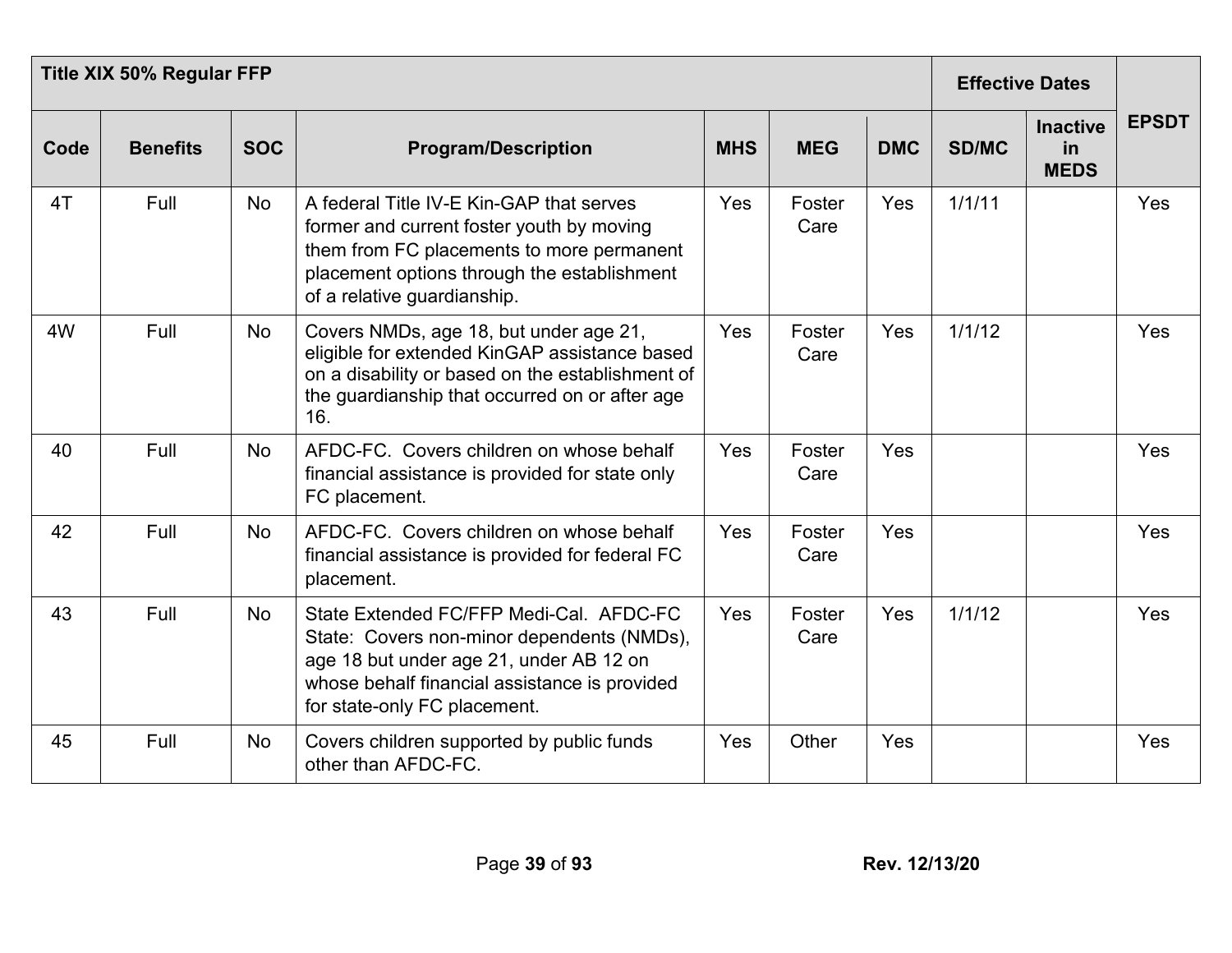| Title XIX 50% Regular FFP | | | | | | | Effective Dates | | |
|---|---|---|---|---|---|---|---|---|---|
| **Code** | **Benefits** | **SOC** | **Program/Description** | **MHS** | **MEG** | **DMC** | **SD/MC** | **Inactive in MEDS** | **EPSDT** |
| 4T | Full | No | A federal Title IV-E Kin-GAP that serves former and current foster youth by moving them from FC placements to more permanent placement options through the establishment of a relative guardianship. | Yes | Foster Care | Yes | 1/1/11 | | Yes |
| 4W | Full | No | Covers NMDs, age 18, but under age 21, eligible for extended KinGAP assistance based on a disability or based on the establishment of the guardianship that occurred on or after age 16. | Yes | Foster Care | Yes | 1/1/12 | | Yes |
| 40 | Full | No | AFDC-FC. Covers children on whose behalf financial assistance is provided for state only FC placement. | Yes | Foster Care | Yes | | | Yes |
| 42 | Full | No | AFDC-FC. Covers children on whose behalf financial assistance is provided for federal FC placement. | Yes | Foster Care | Yes | | | Yes |
| 43 | Full | No | State Extended FC/FFP Medi-Cal. AFDC-FC State: Covers non-minor dependents (NMDs), age 18 but under age 21, under AB 12 on whose behalf financial assistance is provided for state-only FC placement. | Yes | Foster Care | Yes | 1/1/12 | | Yes |
| 45 | Full | No | Covers children supported by public funds other than AFDC-FC. | Yes | Other | Yes | | | Yes |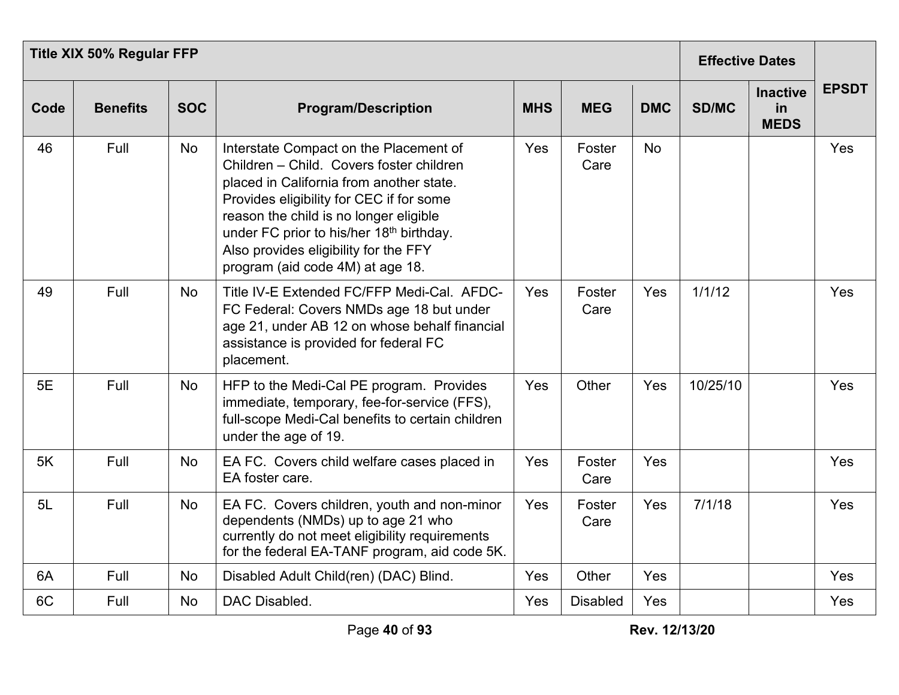| Title XIX 50% Regular FFP | | | | | | | Effective Dates | | EPSDT |
|---|---|---|---|---|---|---|---|---|---|
| Code | Benefits | SOC | Program/Description | MHS | MEG | DMC | SD/MC | Inactive in MEDS | |
| 46 | Full | No | Interstate Compact on the Placement of Children – Child. Covers foster children placed in California from another state. Provides eligibility for CEC if for some reason the child is no longer eligible under FC prior to his/her 18th birthday. Also provides eligibility for the FFY program (aid code 4M) at age 18. | Yes | Foster Care | No | | | Yes |
| 49 | Full | No | Title IV-E Extended FC/FFP Medi-Cal. AFDC-FC Federal: Covers NMDs age 18 but under age 21, under AB 12 on whose behalf financial assistance is provided for federal FC placement. | Yes | Foster Care | Yes | 1/1/12 | | Yes |
| 5E | Full | No | HFP to the Medi-Cal PE program. Provides immediate, temporary, fee-for-service (FFS), full-scope Medi-Cal benefits to certain children under the age of 19. | Yes | Other | Yes | 10/25/10 | | Yes |
| 5K | Full | No | EA FC. Covers child welfare cases placed in EA foster care. | Yes | Foster Care | Yes | | | Yes |
| 5L | Full | No | EA FC. Covers children, youth and non-minor dependents (NMDs) up to age 21 who currently do not meet eligibility requirements for the federal EA-TANF program, aid code 5K. | Yes | Foster Care | Yes | 7/1/18 | | Yes |
| 6A | Full | No | Disabled Adult Child(ren) (DAC) Blind. | Yes | Other | Yes | | | Yes |
| 6C | Full | No | DAC Disabled. | Yes | Disabled | Yes | | | Yes |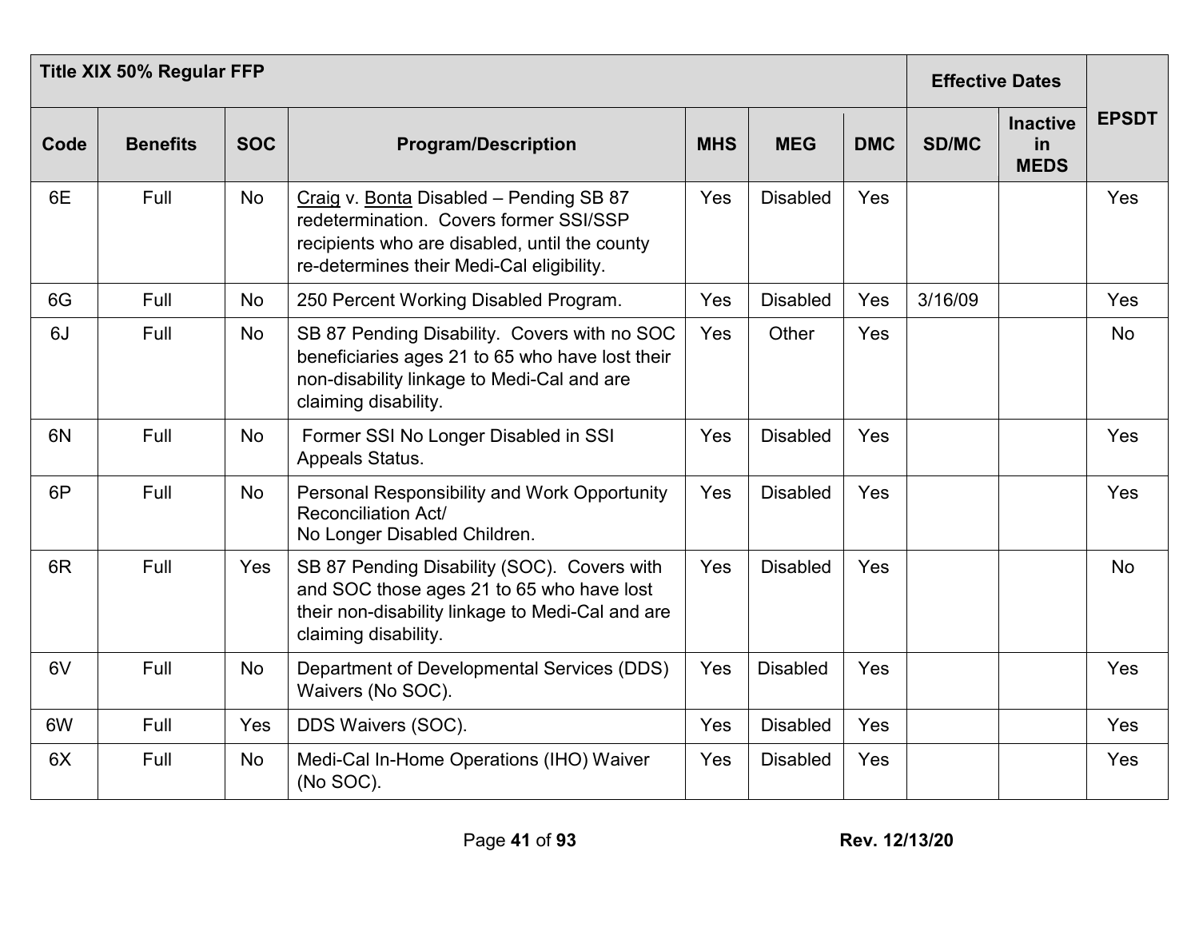| Title XIX 50% Regular FFP | | | | | | | Effective Dates | | EPSDT |
|---|---|---|---|---|---|---|---|---|---|
| Code | Benefits | SOC | Program/Description | MHS | MEG | DMC | SD/MC | Inactive in MEDS | |
| 6E | Full | No | Craig v. Bonta Disabled – Pending SB 87 redetermination. Covers former SSI/SSP recipients who are disabled, until the county re-determines their Medi-Cal eligibility. | Yes | Disabled | Yes | | | Yes |
| 6G | Full | No | 250 Percent Working Disabled Program. | Yes | Disabled | Yes | 3/16/09 | | Yes |
| 6J | Full | No | SB 87 Pending Disability. Covers with no SOC beneficiaries ages 21 to 65 who have lost their non-disability linkage to Medi-Cal and are claiming disability. | Yes | Other | Yes | | | No |
| 6N | Full | No | Former SSI No Longer Disabled in SSI Appeals Status. | Yes | Disabled | Yes | | | Yes |
| 6P | Full | No | Personal Responsibility and Work Opportunity Reconciliation Act/ No Longer Disabled Children. | Yes | Disabled | Yes | | | Yes |
| 6R | Full | Yes | SB 87 Pending Disability (SOC). Covers with and SOC those ages 21 to 65 who have lost their non-disability linkage to Medi-Cal and are claiming disability. | Yes | Disabled | Yes | | | No |
| 6V | Full | No | Department of Developmental Services (DDS) Waivers (No SOC). | Yes | Disabled | Yes | | | Yes |
| 6W | Full | Yes | DDS Waivers (SOC). | Yes | Disabled | Yes | | | Yes |
| 6X | Full | No | Medi-Cal In-Home Operations (IHO) Waiver (No SOC). | Yes | Disabled | Yes | | | Yes |

Rev. 12/13/20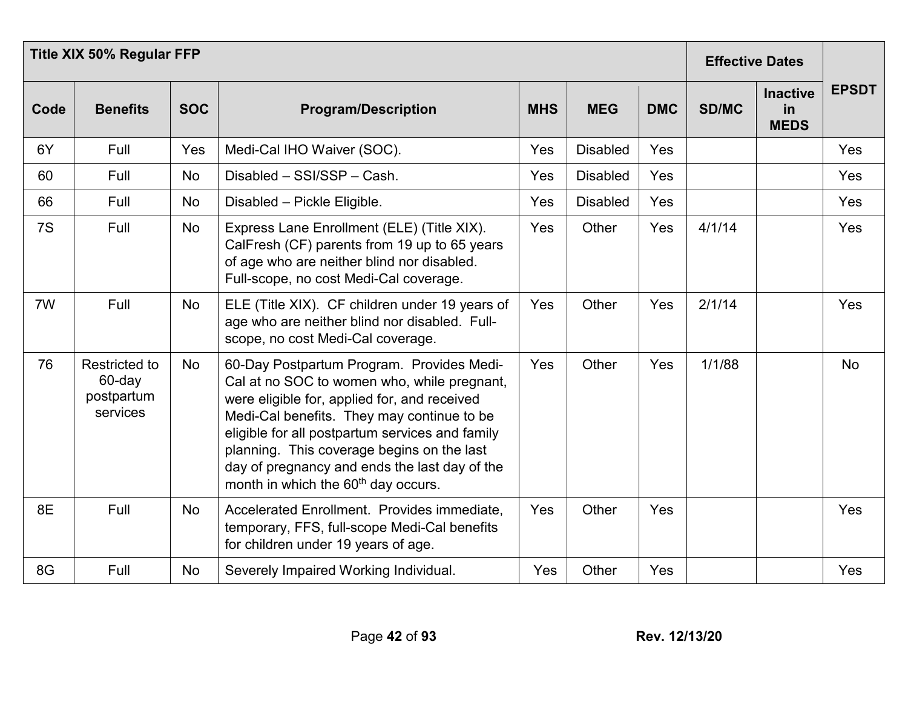| Title XIX 50% Regular FFP | | | | | | | Effective Dates | | EPSDT |
|---|---|---|---|---|---|---|---|---|---|
| Code | Benefits | SOC | Program/Description | MHS | MEG | DMC | SD/MC | Inactive in MEDS | |
| 6Y | Full | Yes | Medi-Cal IHO Waiver (SOC). | Yes | Disabled | Yes | | | Yes |
| 60 | Full | No | Disabled – SSI/SSP – Cash. | Yes | Disabled | Yes | | | Yes |
| 66 | Full | No | Disabled – Pickle Eligible. | Yes | Disabled | Yes | | | Yes |
| 7S | Full | No | Express Lane Enrollment (ELE) (Title XIX). CalFresh (CF) parents from 19 up to 65 years of age who are neither blind nor disabled. Full-scope, no cost Medi-Cal coverage. | Yes | Other | Yes | 4/1/14 | | Yes |
| 7W | Full | No | ELE (Title XIX). CF children under 19 years of age who are neither blind nor disabled. Full-scope, no cost Medi-Cal coverage. | Yes | Other | Yes | 2/1/14 | | Yes |
| 76 | Restricted to 60-day postpartum services | No | 60-Day Postpartum Program. Provides Medi-Cal at no SOC to women who, while pregnant, were eligible for, applied for, and received Medi-Cal benefits. They may continue to be eligible for all postpartum services and family planning. This coverage begins on the last day of pregnancy and ends the last day of the month in which the 60th day occurs. | Yes | Other | Yes | 1/1/88 | | No |
| 8E | Full | No | Accelerated Enrollment. Provides immediate, temporary, FFS, full-scope Medi-Cal benefits for children under 19 years of age. | Yes | Other | Yes | | | Yes |
| 8G | Full | No | Severely Impaired Working Individual. | Yes | Other | Yes | | | Yes |

Rev. 12/13/20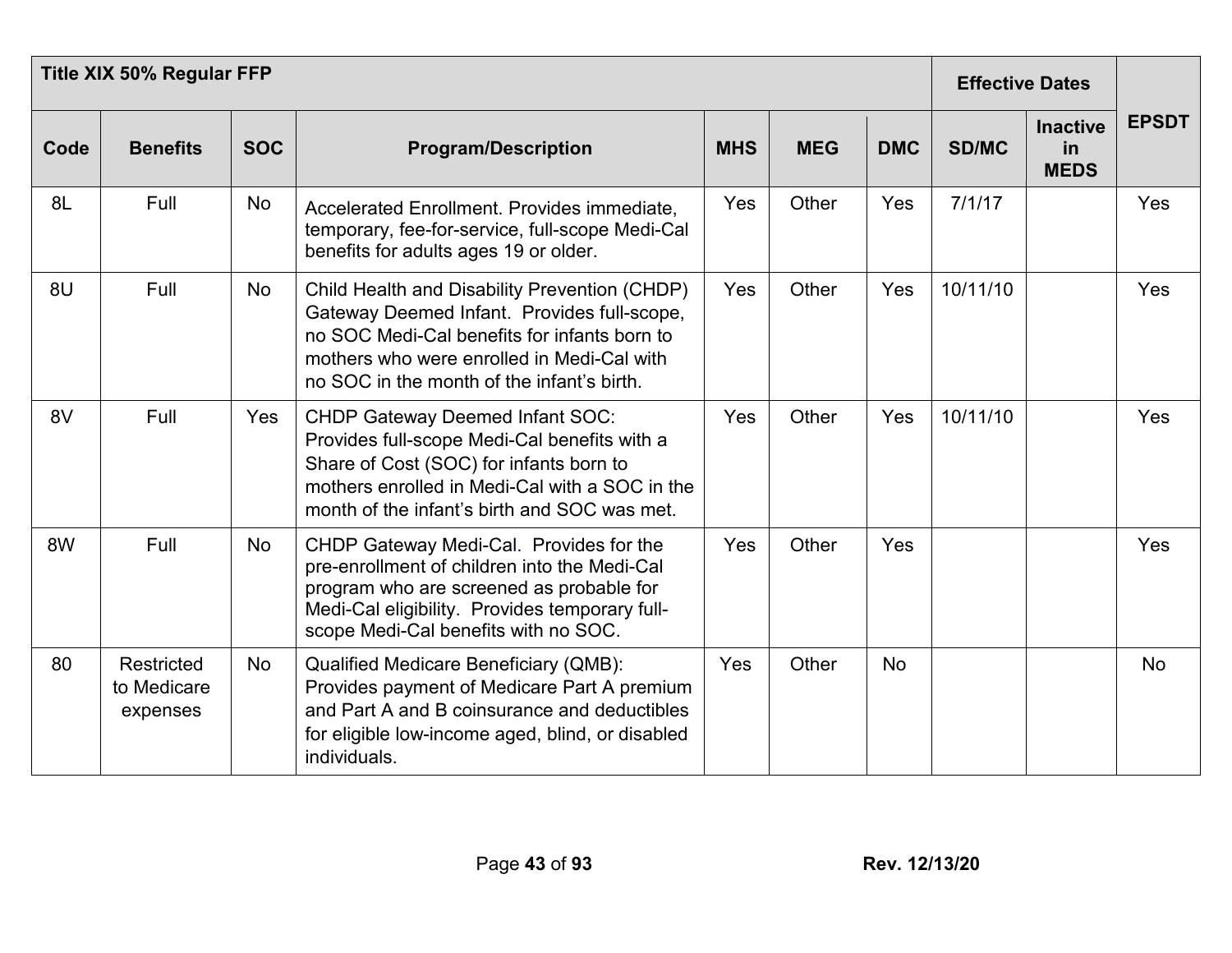| Title XIX 50% Regular FFP | | | | | | | Effective Dates | | |
|---|---|---|---|---|---|---|---|---|---|
| Code | Benefits | SOC | Program/Description | MHS | MEG | DMC | SD/MC | Inactive in MEDS | EPSDT |
| 8L | Full | No | Accelerated Enrollment. Provides immediate, temporary, fee-for-service, full-scope Medi-Cal benefits for adults ages 19 or older. | Yes | Other | Yes | 7/1/17 | | Yes |
| 8U | Full | No | Child Health and Disability Prevention (CHDP) Gateway Deemed Infant. Provides full-scope, no SOC Medi-Cal benefits for infants born to mothers who were enrolled in Medi-Cal with no SOC in the month of the infant's birth. | Yes | Other | Yes | 10/11/10 | | Yes |
| 8V | Full | Yes | CHDP Gateway Deemed Infant SOC: Provides full-scope Medi-Cal benefits with a Share of Cost (SOC) for infants born to mothers enrolled in Medi-Cal with a SOC in the month of the infant's birth and SOC was met. | Yes | Other | Yes | 10/11/10 | | Yes |
| 8W | Full | No | CHDP Gateway Medi-Cal. Provides for the pre-enrollment of children into the Medi-Cal program who are screened as probable for Medi-Cal eligibility. Provides temporary full-scope Medi-Cal benefits with no SOC. | Yes | Other | Yes | | | Yes |
| 80 | Restricted to Medicare expenses | No | Qualified Medicare Beneficiary (QMB): Provides payment of Medicare Part A premium and Part A and B coinsurance and deductibles for eligible low-income aged, blind, or disabled individuals. | Yes | Other | No | | | No |

Rev. 12/13/20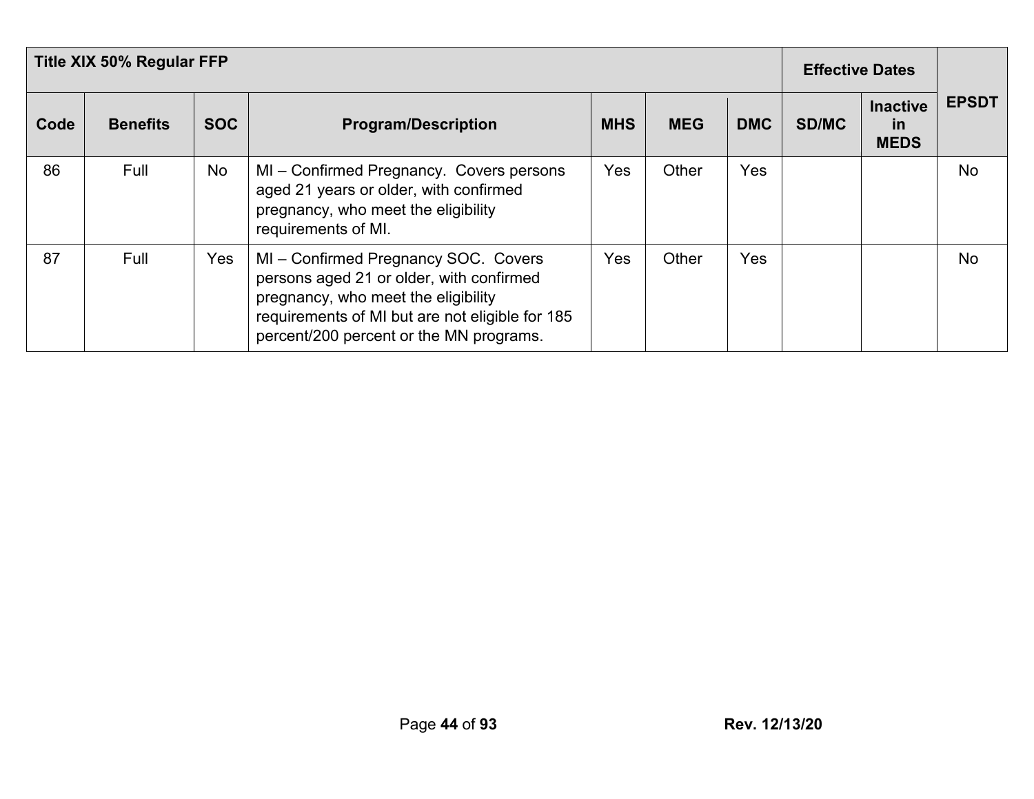| Title XIX 50% Regular FFP | | | | | | | Effective Dates | | EPSDT |
|---|---|---|---|---|---|---|---|---|---|
| Code | Benefits | SOC | Program/Description | MHS | MEG | DMC | SD/MC | Inactive in MEDS | |
| 86 | Full | No | MI – Confirmed Pregnancy. Covers persons aged 21 years or older, with confirmed pregnancy, who meet the eligibility requirements of MI. | Yes | Other | Yes | | | No |
| 87 | Full | Yes | MI – Confirmed Pregnancy SOC. Covers persons aged 21 or older, with confirmed pregnancy, who meet the eligibility requirements of MI but are not eligible for 185 percent/200 percent or the MN programs. | Yes | Other | Yes | | | No |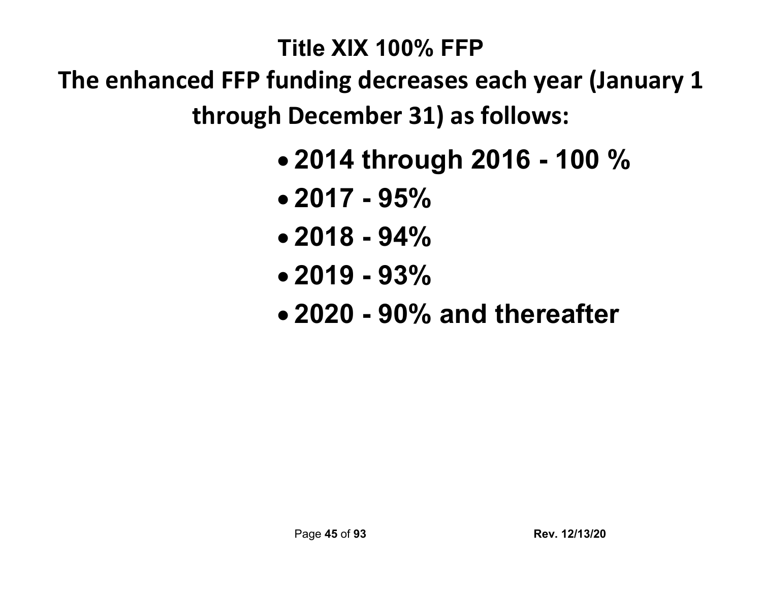## Title XIX 100% FFP

## The enhanced FFP funding decreases each year (January 1 through December 31) as follows:

- **2014 through 2016 - 100 %**
- **2017 - 95%**
- **2018 - 94%**
- **2019 - 93%**
- **2020 - 90% and thereafter**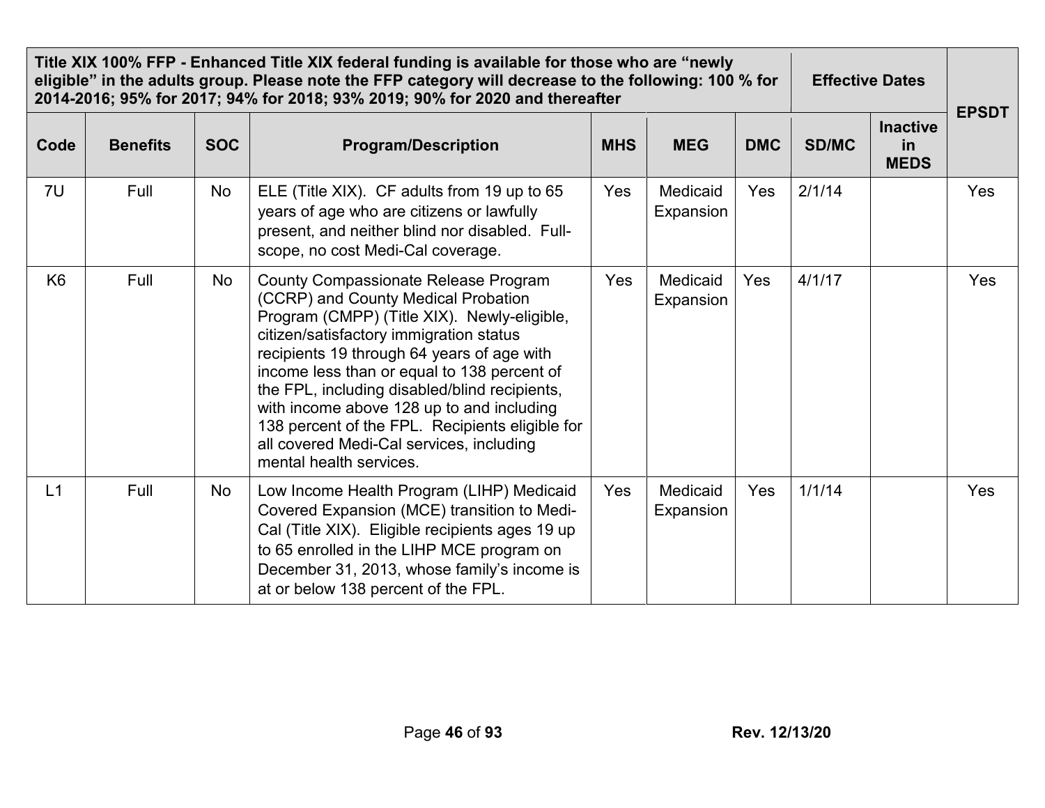| Title XIX 100% FFP - Enhanced Title XIX federal funding is available for those who are "newly eligible" in the adults group. Please note the FFP category will decrease to the following: 100 % for 2014-2016; 95% for 2017; 94% for 2018; 93% 2019; 90% for 2020 and thereafter | | | | | | | Effective Dates | | EPSDT |
|---|---|---|---|---|---|---|---|---|---|
| **Code** | **Benefits** | **SOC** | **Program/Description** | **MHS** | **MEG** | **DMC** | **SD/MC** | **Inactive in MEDS** | |
| 7U | Full | No | ELE (Title XIX). CF adults from 19 up to 65 years of age who are citizens or lawfully present, and neither blind nor disabled. Full-scope, no cost Medi-Cal coverage. | Yes | Medicaid Expansion | Yes | 2/1/14 | | Yes |
| K6 | Full | No | County Compassionate Release Program (CCRP) and County Medical Probation Program (CMPP) (Title XIX). Newly-eligible, citizen/satisfactory immigration status recipients 19 through 64 years of age with income less than or equal to 138 percent of the FPL, including disabled/blind recipients, with income above 128 up to and including 138 percent of the FPL. Recipients eligible for all covered Medi-Cal services, including mental health services. | Yes | Medicaid Expansion | Yes | 4/1/17 | | Yes |
| L1 | Full | No | Low Income Health Program (LIHP) Medicaid Covered Expansion (MCE) transition to Medi-Cal (Title XIX). Eligible recipients ages 19 up to 65 enrolled in the LIHP MCE program on December 31, 2013, whose family's income is at or below 138 percent of the FPL. | Yes | Medicaid Expansion | Yes | 1/1/14 | | Yes |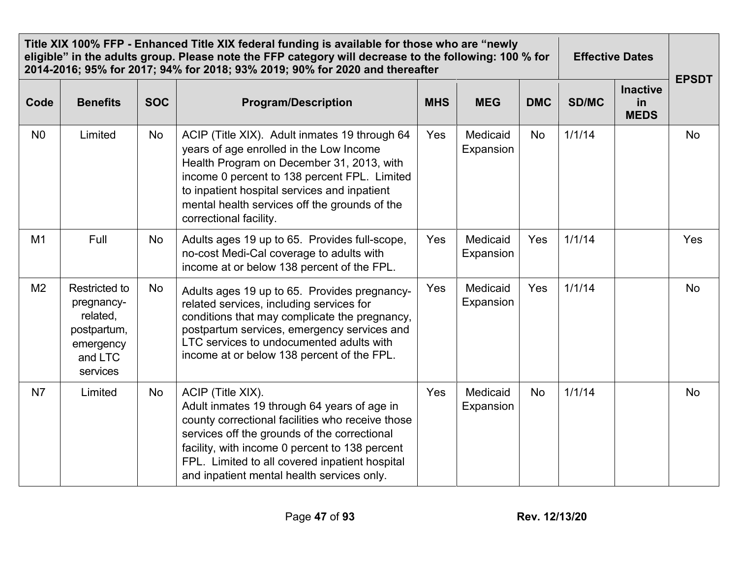| Title XIX 100% FFP - Enhanced Title XIX federal funding is available for those who are "newly eligible" in the adults group. Please note the FFP category will decrease to the following: 100 % for 2014-2016; 95% for 2017; 94% for 2018; 93% 2019; 90% for 2020 and thereafter | | | | | | | Effective Dates | | EPSDT |
|---|---|---|---|---|---|---|---|---|---|
| **Code** | **Benefits** | **SOC** | **Program/Description** | **MHS** | **MEG** | **DMC** | **SD/MC** | **Inactive in MEDS** | |
| N0 | Limited | No | ACIP (Title XIX). Adult inmates 19 through 64 years of age enrolled in the Low Income Health Program on December 31, 2013, with income 0 percent to 138 percent FPL. Limited to inpatient hospital services and inpatient mental health services off the grounds of the correctional facility. | Yes | Medicaid Expansion | No | 1/1/14 | | No |
| M1 | Full | No | Adults ages 19 up to 65. Provides full-scope, no-cost Medi-Cal coverage to adults with income at or below 138 percent of the FPL. | Yes | Medicaid Expansion | Yes | 1/1/14 | | Yes |
| M2 | Restricted to pregnancy-related, postpartum, emergency and LTC services | No | Adults ages 19 up to 65. Provides pregnancy-related services, including services for conditions that may complicate the pregnancy, postpartum services, emergency services and LTC services to undocumented adults with income at or below 138 percent of the FPL. | Yes | Medicaid Expansion | Yes | 1/1/14 | | No |
| N7 | Limited | No | ACIP (Title XIX). Adult inmates 19 through 64 years of age in county correctional facilities who receive those services off the grounds of the correctional facility, with income 0 percent to 138 percent FPL. Limited to all covered inpatient hospital and inpatient mental health services only. | Yes | Medicaid Expansion | No | 1/1/14 | | No |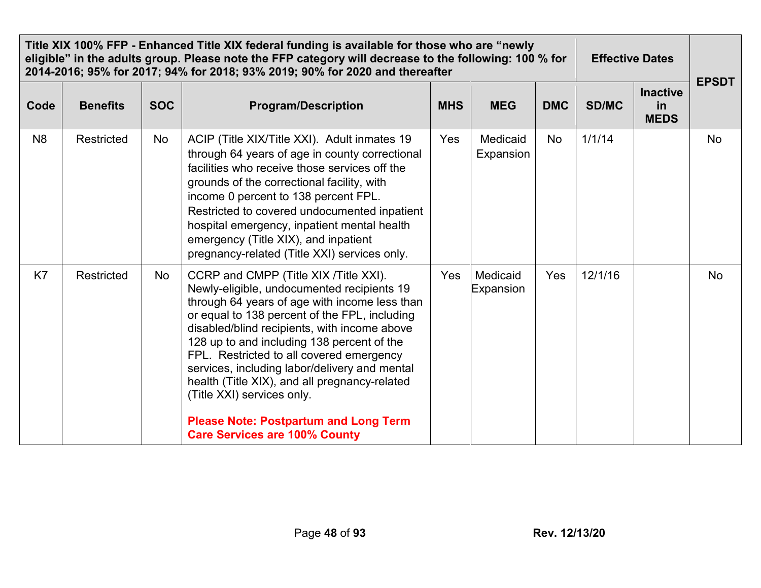| Title XIX 100% FFP - Enhanced Title XIX federal funding is available for those who are "newly eligible" in the adults group. Please note the FFP category will decrease to the following: 100 % for 2014-2016; 95% for 2017; 94% for 2018; 93% 2019; 90% for 2020 and thereafter | | | | | | | Effective Dates | | EPSDT |
|---|---|---|---|---|---|---|---|---|---|
| **Code** | **Benefits** | **SOC** | **Program/Description** | **MHS** | **MEG** | **DMC** | **SD/MC** | **Inactive in MEDS** | |
| N8 | Restricted | No | ACIP (Title XIX/Title XXI). Adult inmates 19 through 64 years of age in county correctional facilities who receive those services off the grounds of the correctional facility, with income 0 percent to 138 percent FPL. Restricted to covered undocumented inpatient hospital emergency, inpatient mental health emergency (Title XIX), and inpatient pregnancy-related (Title XXI) services only. | Yes | Medicaid Expansion | No | 1/1/14 | | No |
| K7 | Restricted | No | CCRP and CMPP (Title XIX /Title XXI). Newly-eligible, undocumented recipients 19 through 64 years of age with income less than or equal to 138 percent of the FPL, including disabled/blind recipients, with income above 128 up to and including 138 percent of the FPL. Restricted to all covered emergency services, including labor/delivery and mental health (Title XIX), and all pregnancy-related (Title XXI) services only. **Please Note: Postpartum and Long Term Care Services are 100% County** | Yes | Medicaid Expansion | Yes | 12/1/16 | | No |

Rev. 12/13/20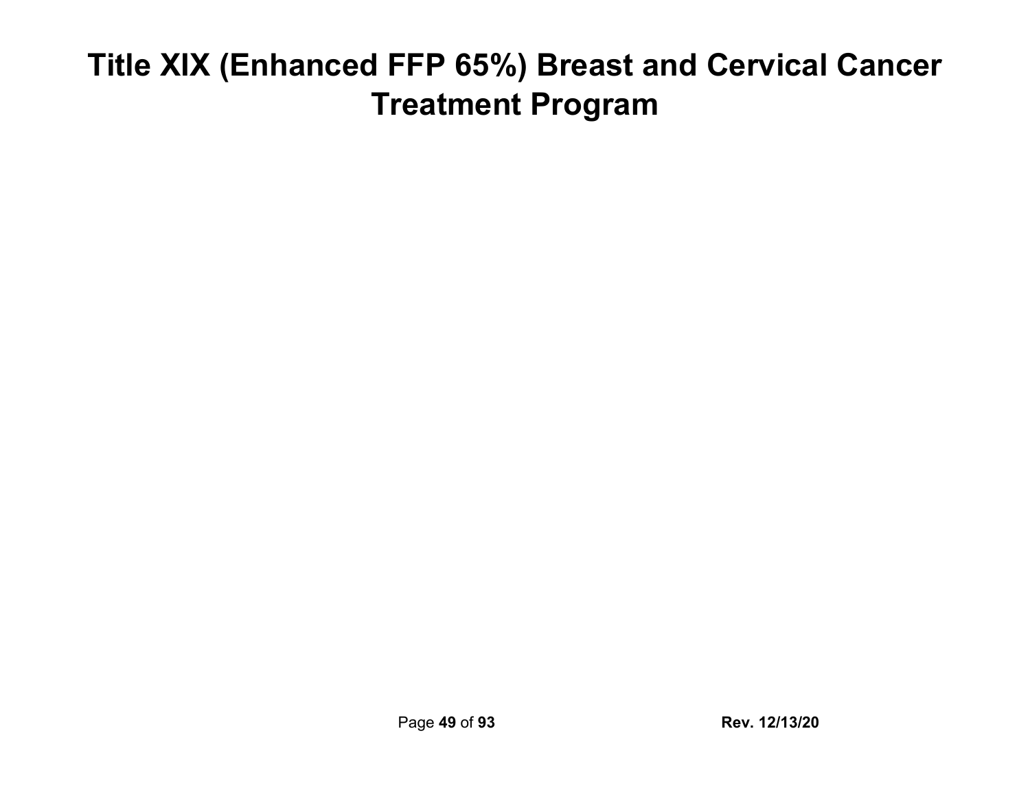# Title XIX (Enhanced FFP 65%) Breast and Cervical Cancer Treatment Program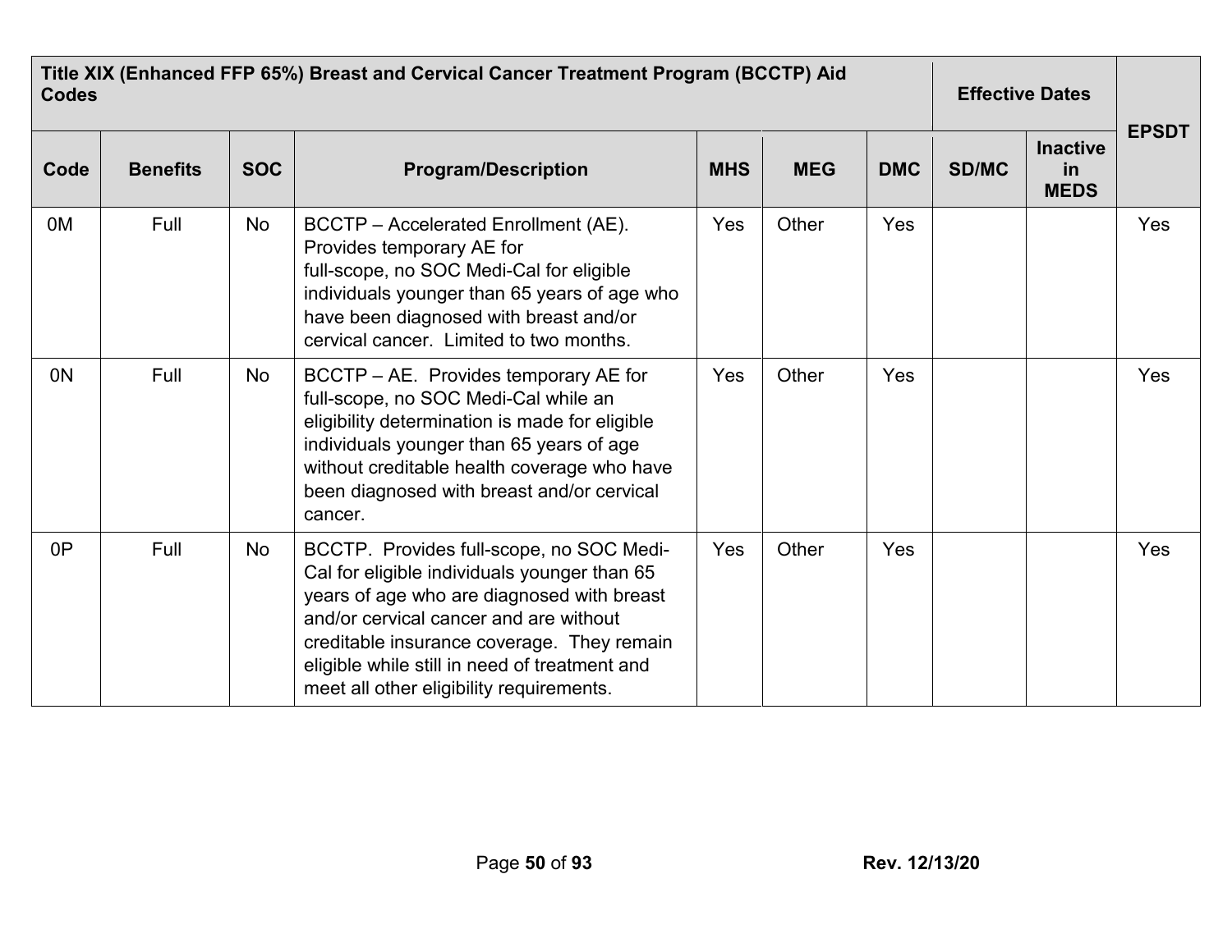| Title XIX (Enhanced FFP 65%) Breast and Cervical Cancer Treatment Program (BCCTP) Aid Codes | | | | | | | Effective Dates | | EPSDT |
|---|---|---|---|---|---|---|---|---|---|
| Code | Benefits | SOC | Program/Description | MHS | MEG | DMC | SD/MC | Inactive in MEDS | |
| 0M | Full | No | BCCTP – Accelerated Enrollment (AE). Provides temporary AE for full-scope, no SOC Medi-Cal for eligible individuals younger than 65 years of age who have been diagnosed with breast and/or cervical cancer. Limited to two months. | Yes | Other | Yes | | | Yes |
| 0N | Full | No | BCCTP – AE. Provides temporary AE for full-scope, no SOC Medi-Cal while an eligibility determination is made for eligible individuals younger than 65 years of age without creditable health coverage who have been diagnosed with breast and/or cervical cancer. | Yes | Other | Yes | | | Yes |
| 0P | Full | No | BCCTP. Provides full-scope, no SOC Medi-Cal for eligible individuals younger than 65 years of age who are diagnosed with breast and/or cervical cancer and are without creditable insurance coverage. They remain eligible while still in need of treatment and meet all other eligibility requirements. | Yes | Other | Yes | | | Yes |

Rev. 12/13/20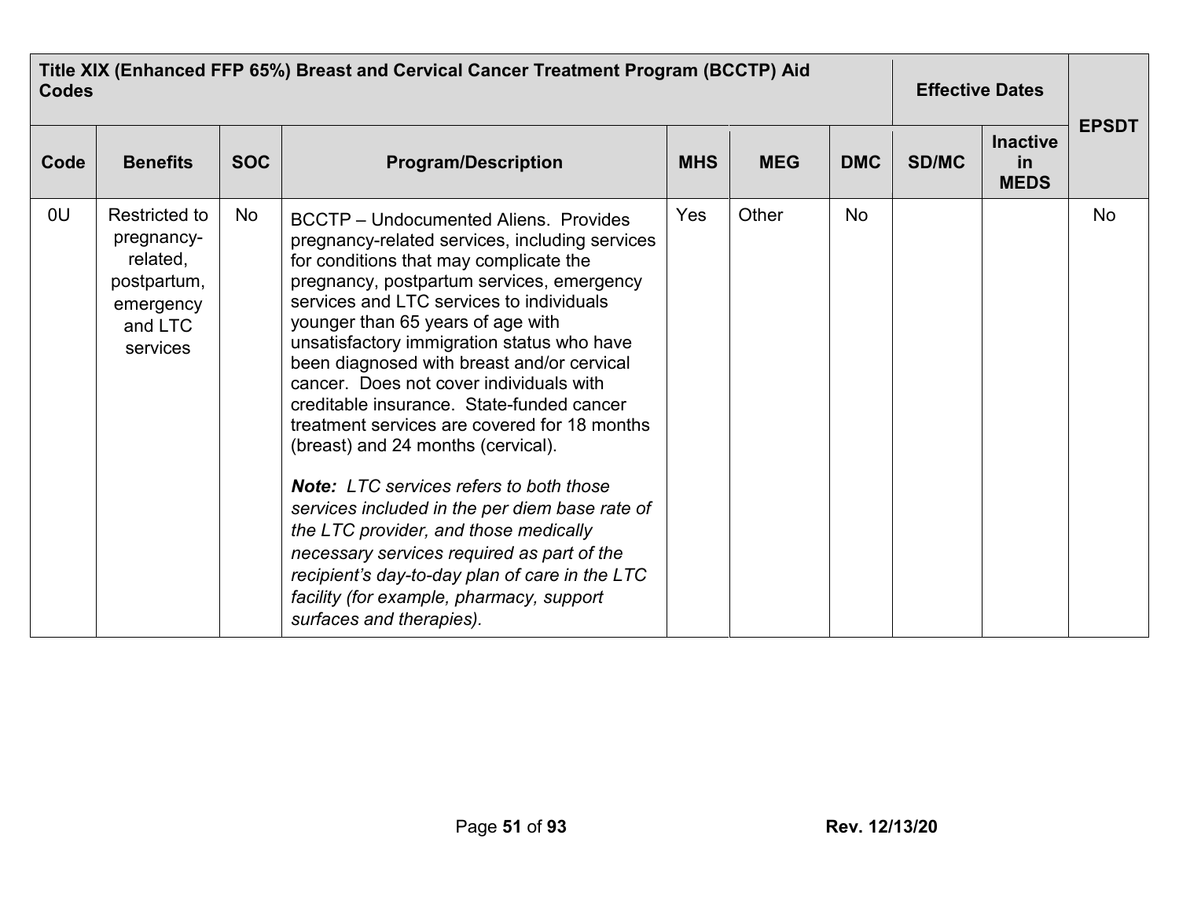| Title XIX (Enhanced FFP 65%) Breast and Cervical Cancer Treatment Program (BCCTP) Aid Codes | | | | | | | Effective Dates | | EPSDT |
|---|---|---|---|---|---|---|---|---|---|
| Code | Benefits | SOC | Program/Description | MHS | MEG | DMC | SD/MC | Inactive in MEDS | |
| 0U | Restricted to pregnancy-related, postpartum, emergency and LTC services | No | BCCTP – Undocumented Aliens. Provides pregnancy-related services, including services for conditions that may complicate the pregnancy, postpartum services, emergency services and LTC services to individuals younger than 65 years of age with unsatisfactory immigration status who have been diagnosed with breast and/or cervical cancer. Does not cover individuals with creditable insurance. State-funded cancer treatment services are covered for 18 months (breast) and 24 months (cervical).<br><br>***Note:*** *LTC services refers to both those services included in the per diem base rate of the LTC provider, and those medically necessary services required as part of the recipient's day-to-day plan of care in the LTC facility (for example, pharmacy, support surfaces and therapies).* | Yes | Other | No | | | No |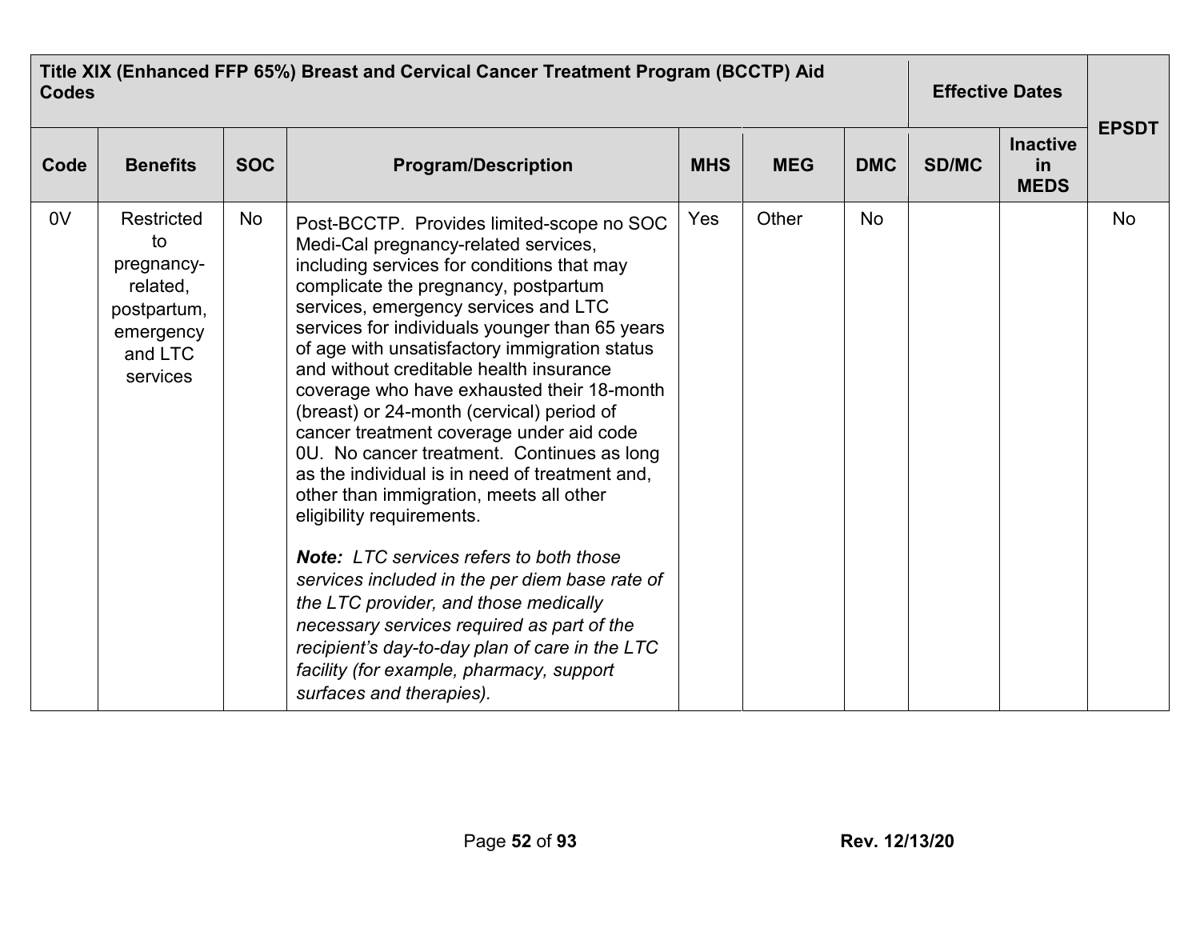| Title XIX (Enhanced FFP 65%) Breast and Cervical Cancer Treatment Program (BCCTP) Aid Codes | | | | | | | Effective Dates | | EPSDT |
|---|---|---|---|---|---|---|---|---|---|
| Code | Benefits | SOC | Program/Description | MHS | MEG | DMC | SD/MC | Inactive in MEDS | |
| 0V | Restricted to pregnancy-related, postpartum, emergency and LTC services | No | Post-BCCTP. Provides limited-scope no SOC Medi-Cal pregnancy-related services, including services for conditions that may complicate the pregnancy, postpartum services, emergency services and LTC services for individuals younger than 65 years of age with unsatisfactory immigration status and without creditable health insurance coverage who have exhausted their 18-month (breast) or 24-month (cervical) period of cancer treatment coverage under aid code 0U. No cancer treatment. Continues as long as the individual is in need of treatment and, other than immigration, meets all other eligibility requirements.<br><br>***Note:*** *LTC services refers to both those services included in the per diem base rate of the LTC provider, and those medically necessary services required as part of the recipient's day-to-day plan of care in the LTC facility (for example, pharmacy, support surfaces and therapies).* | Yes | Other | No | | | No |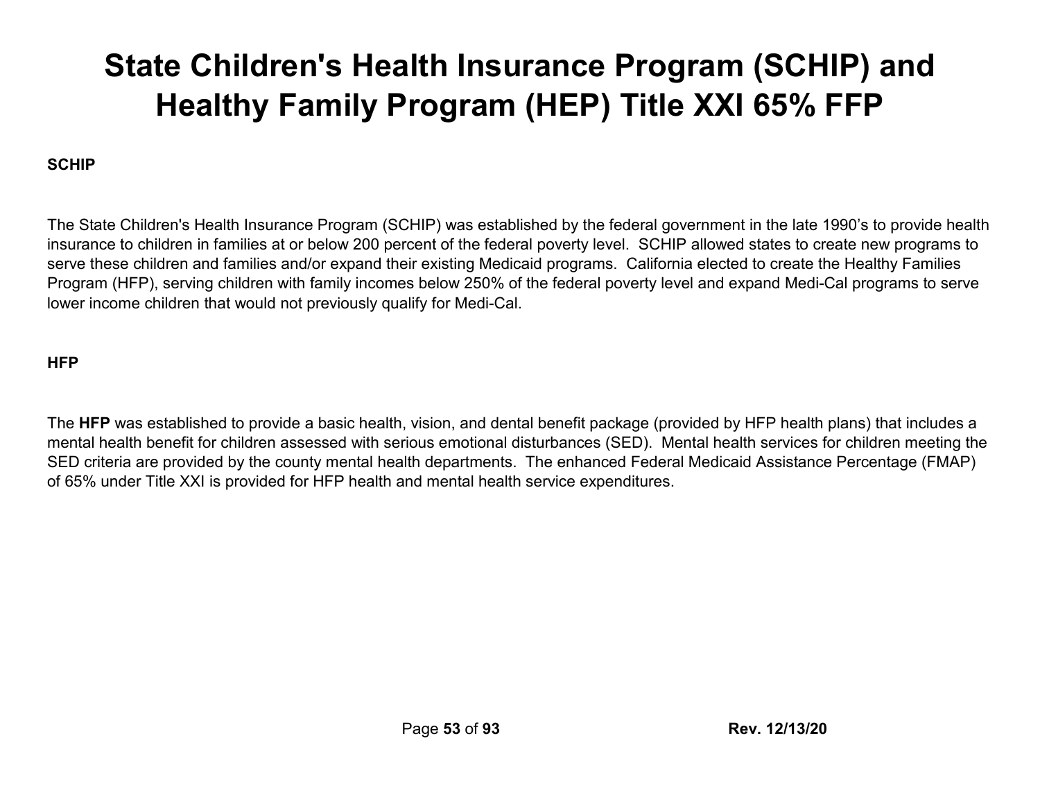# State Children's Health Insurance Program (SCHIP) and Healthy Family Program (HEP) Title XXI 65% FFP

**SCHIP**

The State Children's Health Insurance Program (SCHIP) was established by the federal government in the late 1990's to provide health insurance to children in families at or below 200 percent of the federal poverty level. SCHIP allowed states to create new programs to serve these children and families and/or expand their existing Medicaid programs. California elected to create the Healthy Families Program (HFP), serving children with family incomes below 250% of the federal poverty level and expand Medi-Cal programs to serve lower income children that would not previously qualify for Medi-Cal.

**HFP**

The **HFP** was established to provide a basic health, vision, and dental benefit package (provided by HFP health plans) that includes a mental health benefit for children assessed with serious emotional disturbances (SED). Mental health services for children meeting the SED criteria are provided by the county mental health departments. The enhanced Federal Medicaid Assistance Percentage (FMAP) of 65% under Title XXI is provided for HFP health and mental health service expenditures.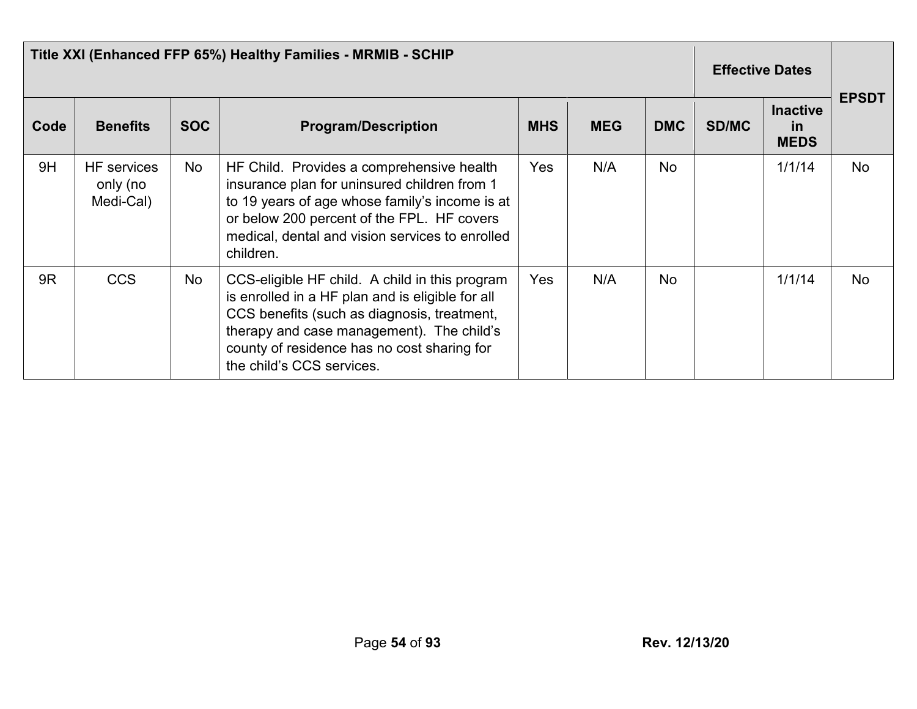| Title XXI (Enhanced FFP 65%) Healthy Families - MRMIB - SCHIP | | | | | | | Effective Dates | | EPSDT |
|---|---|---|---|---|---|---|---|---|---|
| **Code** | **Benefits** | **SOC** | **Program/Description** | **MHS** | **MEG** | **DMC** | **SD/MC** | **Inactive in MEDS** | |
| 9H | HF services only (no Medi-Cal) | No | HF Child. Provides a comprehensive health insurance plan for uninsured children from 1 to 19 years of age whose family's income is at or below 200 percent of the FPL. HF covers medical, dental and vision services to enrolled children. | Yes | N/A | No | | 1/1/14 | No |
| 9R | CCS | No | CCS-eligible HF child. A child in this program is enrolled in a HF plan and is eligible for all CCS benefits (such as diagnosis, treatment, therapy and case management). The child's county of residence has no cost sharing for the child's CCS services. | Yes | N/A | No | | 1/1/14 | No |

**Rev. 12/13/20**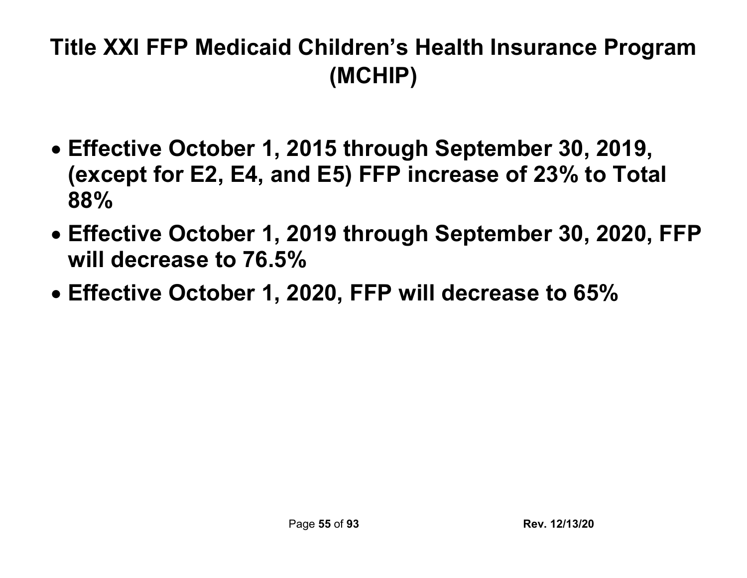# Title XXI FFP Medicaid Children's Health Insurance Program (MCHIP)

- **Effective October 1, 2015 through September 30, 2019, (except for E2, E4, and E5) FFP increase of 23% to Total 88%**
- **Effective October 1, 2019 through September 30, 2020, FFP will decrease to 76.5%**
- **Effective October 1, 2020, FFP will decrease to 65%**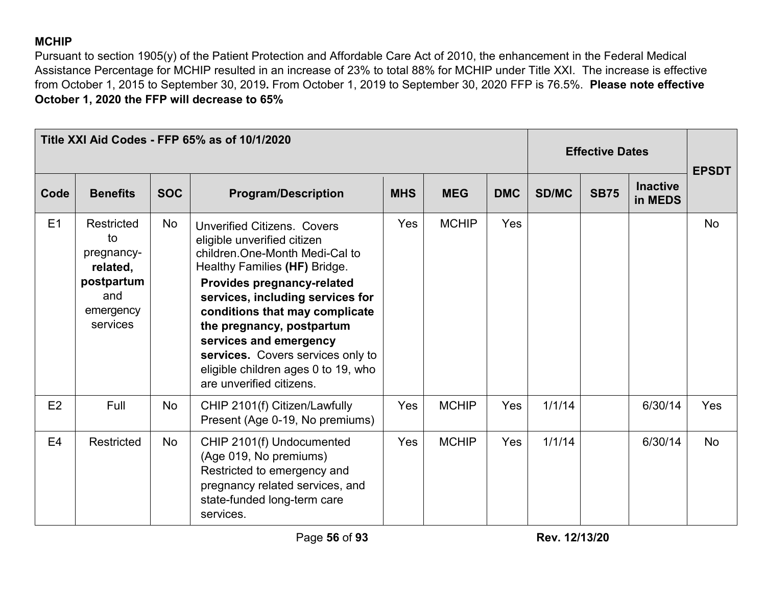**MCHIP**

Pursuant to section 1905(y) of the Patient Protection and Affordable Care Act of 2010, the enhancement in the Federal Medical Assistance Percentage for MCHIP resulted in an increase of 23% to total 88% for MCHIP under Title XXI. The increase is effective from October 1, 2015 to September 30, 2019**.** From October 1, 2019 to September 30, 2020 FFP is 76.5%. **Please note effective October 1, 2020 the FFP will decrease to 65%**

| Title XXI Aid Codes - FFP 65% as of 10/1/2020 | | | | | | | Effective Dates | | | EPSDT |
|---|---|---|---|---|---|---|---|---|---|---|
| **Code** | **Benefits** | **SOC** | **Program/Description** | **MHS** | **MEG** | **DMC** | **SD/MC** | **SB75** | **Inactive in MEDS** | |
| E1 | Restricted to pregnancy-**related, postpartum** and emergency services | No | Unverified Citizens. Covers eligible unverified citizen children.One-Month Medi-Cal to Healthy Families **(HF)** Bridge. **Provides pregnancy-related services, including services for conditions that may complicate the pregnancy, postpartum services and emergency services.** Covers services only to eligible children ages 0 to 19, who are unverified citizens. | Yes | MCHIP | Yes | | | | No |
| E2 | Full | No | CHIP 2101(f) Citizen/Lawfully Present (Age 0-19, No premiums) | Yes | MCHIP | Yes | 1/1/14 | | 6/30/14 | Yes |
| E4 | Restricted | No | CHIP 2101(f) Undocumented (Age 019, No premiums) Restricted to emergency and pregnancy related services, and state-funded long-term care services. | Yes | MCHIP | Yes | 1/1/14 | | 6/30/14 | No |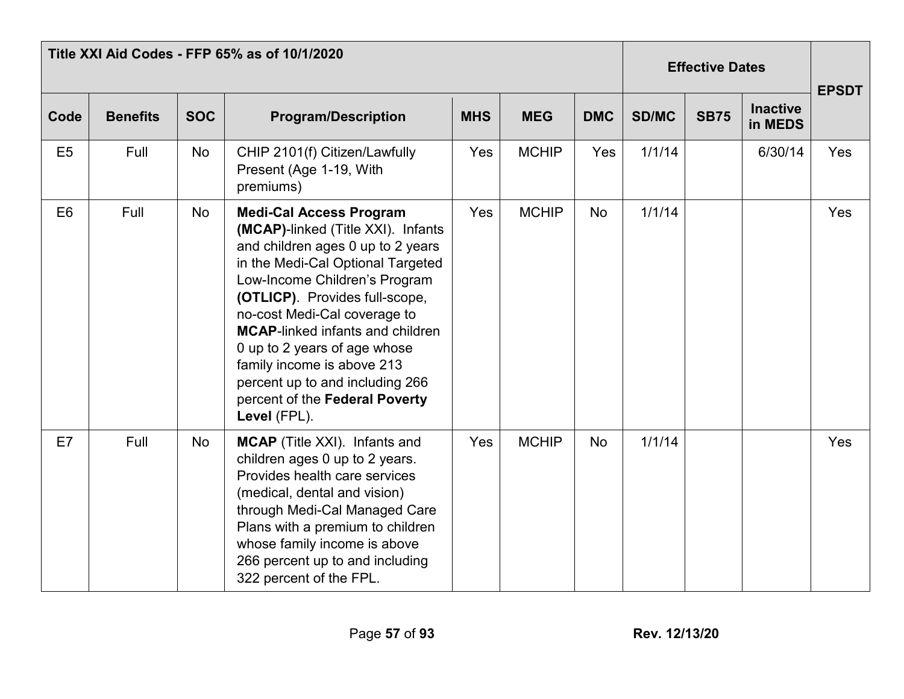| Title XXI Aid Codes - FFP 65% as of 10/1/2020 | | | | | | | Effective Dates | | | EPSDT |
|---|---|---|---|---|---|---|---|---|---|---|
| **Code** | **Benefits** | **SOC** | **Program/Description** | **MHS** | **MEG** | **DMC** | **SD/MC** | **SB75** | **Inactive in MEDS** | |
| E5 | Full | No | CHIP 2101(f) Citizen/Lawfully Present (Age 1-19, With premiums) | Yes | MCHIP | Yes | 1/1/14 | | 6/30/14 | Yes |
| E6 | Full | No | **Medi-Cal Access Program (MCAP)**-linked (Title XXI). Infants and children ages 0 up to 2 years in the Medi-Cal Optional Targeted Low-Income Children's Program **(OTLICP)**. Provides full-scope, no-cost Medi-Cal coverage to **MCAP**-linked infants and children 0 up to 2 years of age whose family income is above 213 percent up to and including 266 percent of the **Federal Poverty Level** (FPL). | Yes | MCHIP | No | 1/1/14 | | | Yes |
| E7 | Full | No | **MCAP** (Title XXI). Infants and children ages 0 up to 2 years. Provides health care services (medical, dental and vision) through Medi-Cal Managed Care Plans with a premium to children whose family income is above 266 percent up to and including 322 percent of the FPL. | Yes | MCHIP | No | 1/1/14 | | | Yes |

**Rev. 12/13/20**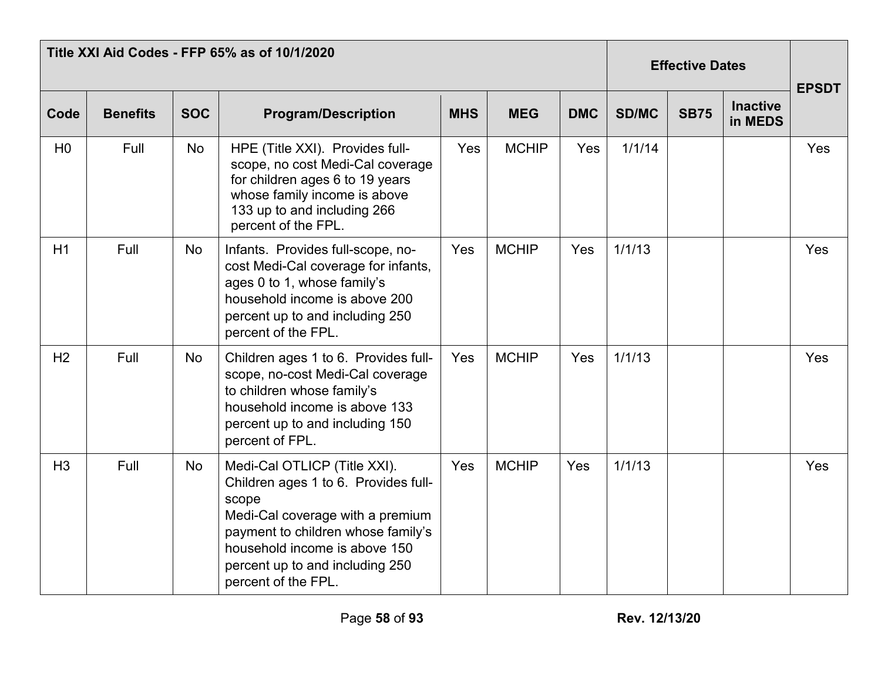| Title XXI Aid Codes - FFP 65% as of 10/1/2020 | | | | | | | Effective Dates | | | EPSDT |
|---|---|---|---|---|---|---|---|---|---|---|
| Code | Benefits | SOC | Program/Description | MHS | MEG | DMC | SD/MC | SB75 | Inactive in MEDS | |
| H0 | Full | No | HPE (Title XXI). Provides full-scope, no cost Medi-Cal coverage for children ages 6 to 19 years whose family income is above 133 up to and including 266 percent of the FPL. | Yes | MCHIP | Yes | 1/1/14 | | | Yes |
| H1 | Full | No | Infants. Provides full-scope, no-cost Medi-Cal coverage for infants, ages 0 to 1, whose family's household income is above 200 percent up to and including 250 percent of the FPL. | Yes | MCHIP | Yes | 1/1/13 | | | Yes |
| H2 | Full | No | Children ages 1 to 6. Provides full-scope, no-cost Medi-Cal coverage to children whose family's household income is above 133 percent up to and including 150 percent of FPL. | Yes | MCHIP | Yes | 1/1/13 | | | Yes |
| H3 | Full | No | Medi-Cal OTLICP (Title XXI). Children ages 1 to 6. Provides full-scope Medi-Cal coverage with a premium payment to children whose family's household income is above 150 percent up to and including 250 percent of the FPL. | Yes | MCHIP | Yes | 1/1/13 | | | Yes |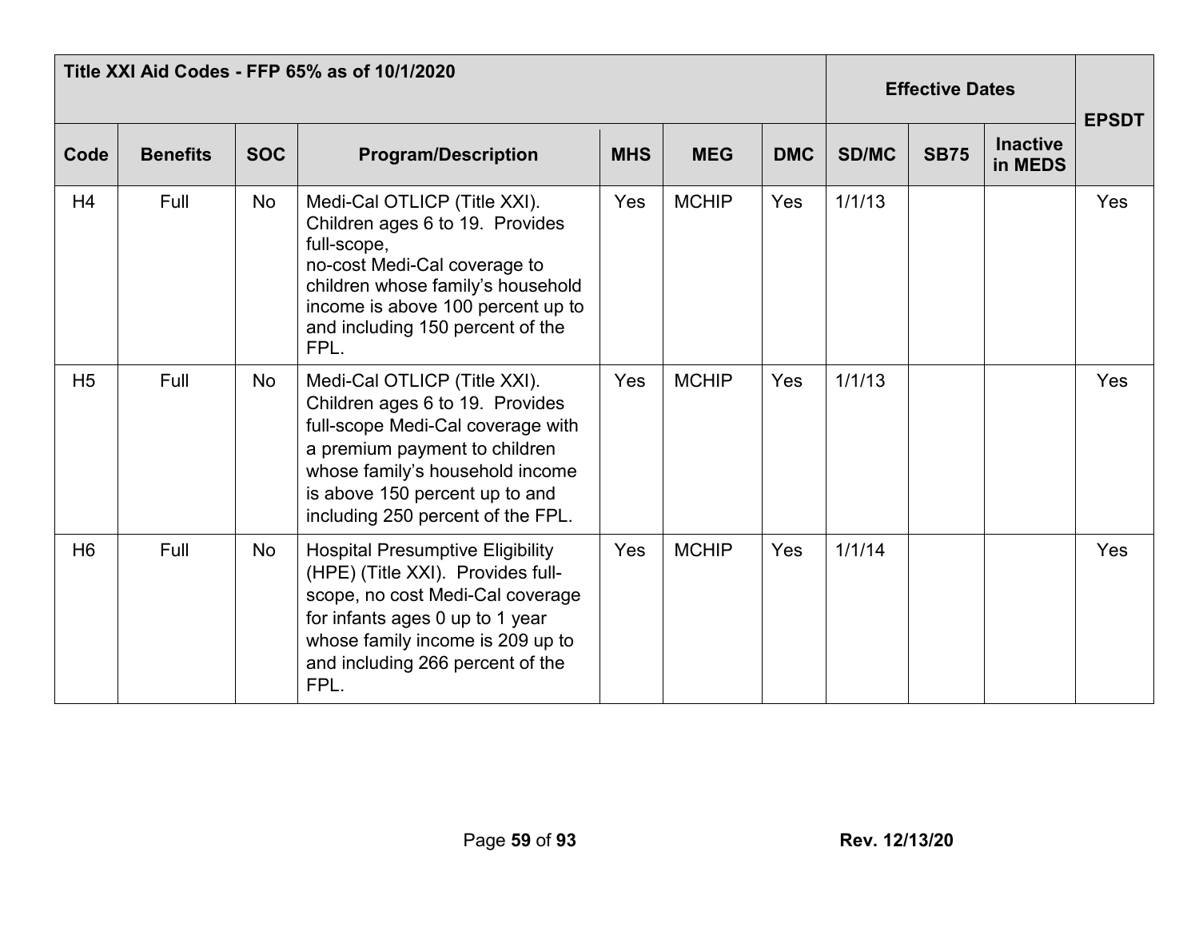| Title XXI Aid Codes - FFP 65% as of 10/1/2020 | | | | | | | Effective Dates | | | EPSDT |
|---|---|---|---|---|---|---|---|---|---|---|
| Code | Benefits | SOC | Program/Description | MHS | MEG | DMC | SD/MC | SB75 | Inactive in MEDS | |
| H4 | Full | No | Medi-Cal OTLICP (Title XXI). Children ages 6 to 19. Provides full-scope, no-cost Medi-Cal coverage to children whose family's household income is above 100 percent up to and including 150 percent of the FPL. | Yes | MCHIP | Yes | 1/1/13 | | | Yes |
| H5 | Full | No | Medi-Cal OTLICP (Title XXI). Children ages 6 to 19. Provides full-scope Medi-Cal coverage with a premium payment to children whose family's household income is above 150 percent up to and including 250 percent of the FPL. | Yes | MCHIP | Yes | 1/1/13 | | | Yes |
| H6 | Full | No | Hospital Presumptive Eligibility (HPE) (Title XXI). Provides full-scope, no cost Medi-Cal coverage for infants ages 0 up to 1 year whose family income is 209 up to and including 266 percent of the FPL. | Yes | MCHIP | Yes | 1/1/14 | | | Yes |

Rev. 12/13/20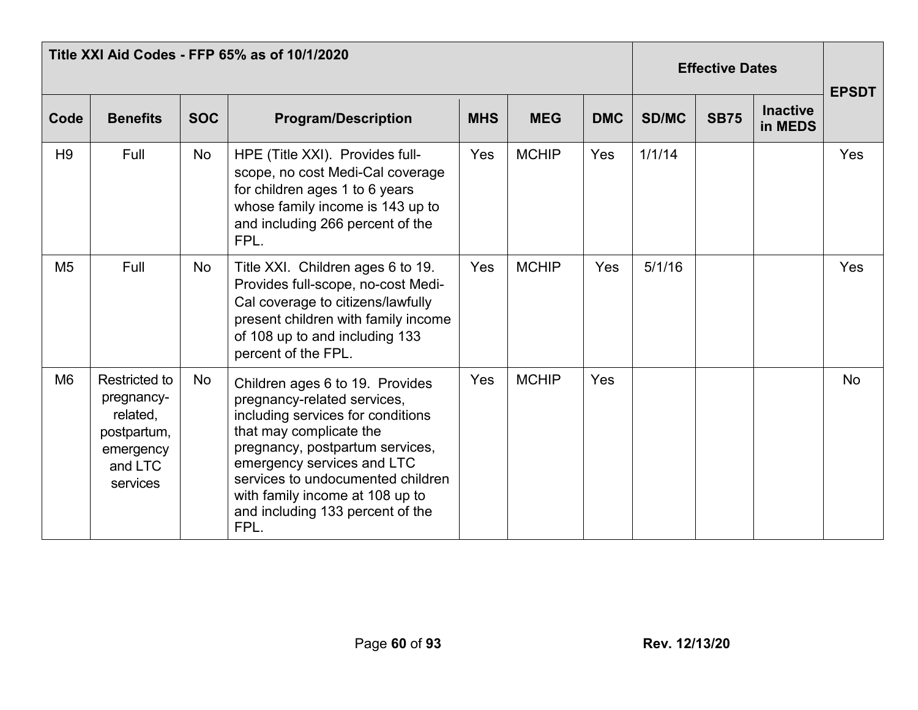| Title XXI Aid Codes - FFP 65% as of 10/1/2020 | | | | | | | Effective Dates | | | EPSDT |
|---|---|---|---|---|---|---|---|---|---|---|
| Code | Benefits | SOC | Program/Description | MHS | MEG | DMC | SD/MC | SB75 | Inactive in MEDS | |
| H9 | Full | No | HPE (Title XXI). Provides full-scope, no cost Medi-Cal coverage for children ages 1 to 6 years whose family income is 143 up to and including 266 percent of the FPL. | Yes | MCHIP | Yes | 1/1/14 | | | Yes |
| M5 | Full | No | Title XXI. Children ages 6 to 19. Provides full-scope, no-cost Medi-Cal coverage to citizens/lawfully present children with family income of 108 up to and including 133 percent of the FPL. | Yes | MCHIP | Yes | 5/1/16 | | | Yes |
| M6 | Restricted to pregnancy-related, postpartum, emergency and LTC services | No | Children ages 6 to 19. Provides pregnancy-related services, including services for conditions that may complicate the pregnancy, postpartum services, emergency services and LTC services to undocumented children with family income at 108 up to and including 133 percent of the FPL. | Yes | MCHIP | Yes | | | | No |

Rev. 12/13/20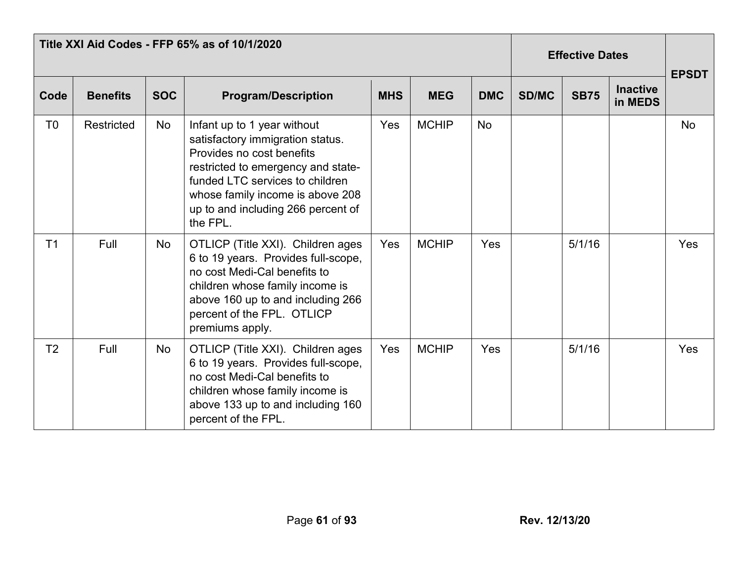| Title XXI Aid Codes - FFP 65% as of 10/1/2020 | | | | | | | Effective Dates | | | EPSDT |
|---|---|---|---|---|---|---|---|---|---|---|
| Code | Benefits | SOC | Program/Description | MHS | MEG | DMC | SD/MC | SB75 | Inactive in MEDS | |
| T0 | Restricted | No | Infant up to 1 year without satisfactory immigration status. Provides no cost benefits restricted to emergency and state-funded LTC services to children whose family income is above 208 up to and including 266 percent of the FPL. | Yes | MCHIP | No | | | | No |
| T1 | Full | No | OTLICP (Title XXI). Children ages 6 to 19 years. Provides full-scope, no cost Medi-Cal benefits to children whose family income is above 160 up to and including 266 percent of the FPL. OTLICP premiums apply. | Yes | MCHIP | Yes | | 5/1/16 | | Yes |
| T2 | Full | No | OTLICP (Title XXI). Children ages 6 to 19 years. Provides full-scope, no cost Medi-Cal benefits to children whose family income is above 133 up to and including 160 percent of the FPL. | Yes | MCHIP | Yes | | 5/1/16 | | Yes |

Rev. 12/13/20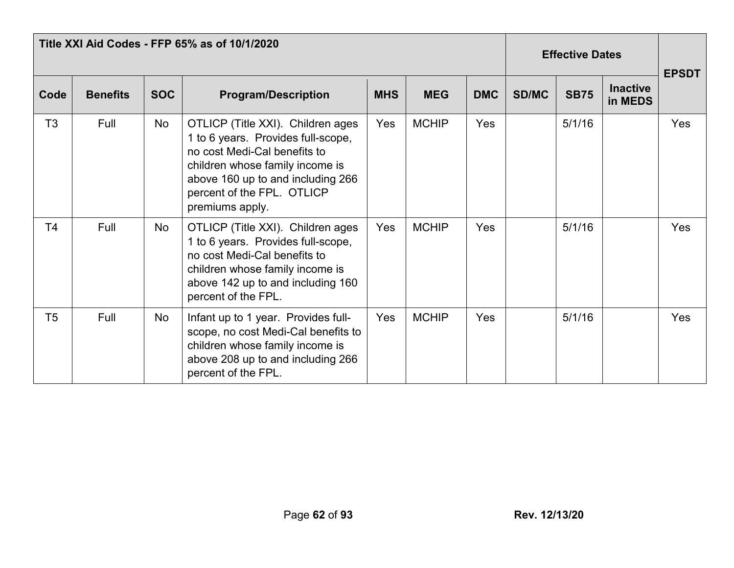| Title XXI Aid Codes - FFP 65% as of 10/1/2020 | | | | | | | Effective Dates | | | EPSDT |
|---|---|---|---|---|---|---|---|---|---|---|
| Code | Benefits | SOC | Program/Description | MHS | MEG | DMC | SD/MC | SB75 | Inactive in MEDS | |
| T3 | Full | No | OTLICP (Title XXI). Children ages 1 to 6 years. Provides full-scope, no cost Medi-Cal benefits to children whose family income is above 160 up to and including 266 percent of the FPL. OTLICP premiums apply. | Yes | MCHIP | Yes | | 5/1/16 | | Yes |
| T4 | Full | No | OTLICP (Title XXI). Children ages 1 to 6 years. Provides full-scope, no cost Medi-Cal benefits to children whose family income is above 142 up to and including 160 percent of the FPL. | Yes | MCHIP | Yes | | 5/1/16 | | Yes |
| T5 | Full | No | Infant up to 1 year. Provides full-scope, no cost Medi-Cal benefits to children whose family income is above 208 up to and including 266 percent of the FPL. | Yes | MCHIP | Yes | | 5/1/16 | | Yes |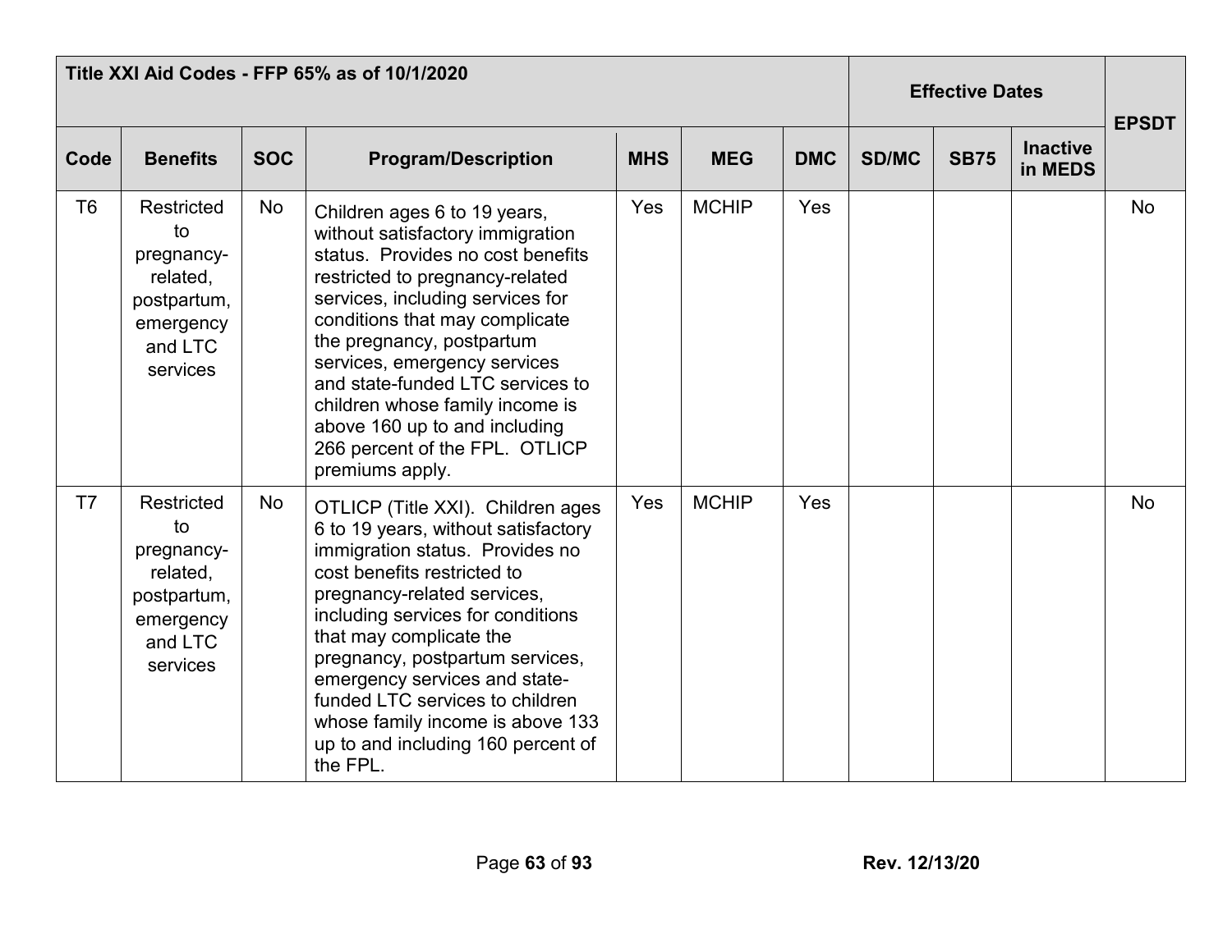| Title XXI Aid Codes - FFP 65% as of 10/1/2020 | | | | | | | Effective Dates | | | EPSDT |
|---|---|---|---|---|---|---|---|---|---|---|
| Code | Benefits | SOC | Program/Description | MHS | MEG | DMC | SD/MC | SB75 | Inactive in MEDS | |
| T6 | Restricted to pregnancy-related, postpartum, emergency and LTC services | No | Children ages 6 to 19 years, without satisfactory immigration status. Provides no cost benefits restricted to pregnancy-related services, including services for conditions that may complicate the pregnancy, postpartum services, emergency services and state-funded LTC services to children whose family income is above 160 up to and including 266 percent of the FPL. OTLICP premiums apply. | Yes | MCHIP | Yes | | | | No |
| T7 | Restricted to pregnancy-related, postpartum, emergency and LTC services | No | OTLICP (Title XXI). Children ages 6 to 19 years, without satisfactory immigration status. Provides no cost benefits restricted to pregnancy-related services, including services for conditions that may complicate the pregnancy, postpartum services, emergency services and state-funded LTC services to children whose family income is above 133 up to and including 160 percent of the FPL. | Yes | MCHIP | Yes | | | | No |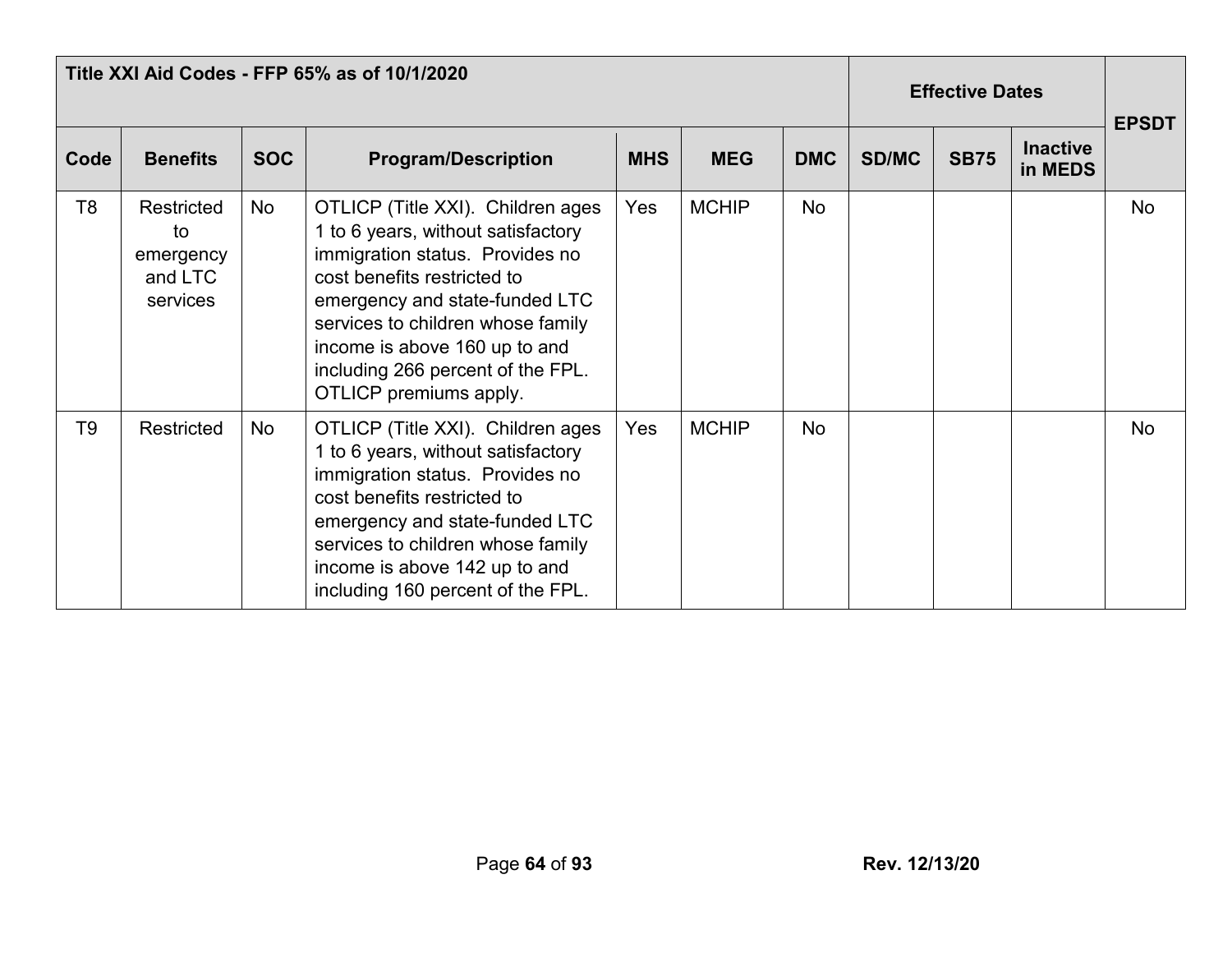| Title XXI Aid Codes - FFP 65% as of 10/1/2020 | | | | | | | Effective Dates | | | EPSDT |
|---|---|---|---|---|---|---|---|---|---|---|
| Code | Benefits | SOC | Program/Description | MHS | MEG | DMC | SD/MC | SB75 | Inactive in MEDS | |
| T8 | Restricted to emergency and LTC services | No | OTLICP (Title XXI). Children ages 1 to 6 years, without satisfactory immigration status. Provides no cost benefits restricted to emergency and state-funded LTC services to children whose family income is above 160 up to and including 266 percent of the FPL. OTLICP premiums apply. | Yes | MCHIP | No | | | | No |
| T9 | Restricted | No | OTLICP (Title XXI). Children ages 1 to 6 years, without satisfactory immigration status. Provides no cost benefits restricted to emergency and state-funded LTC services to children whose family income is above 142 up to and including 160 percent of the FPL. | Yes | MCHIP | No | | | | No |

Rev. 12/13/20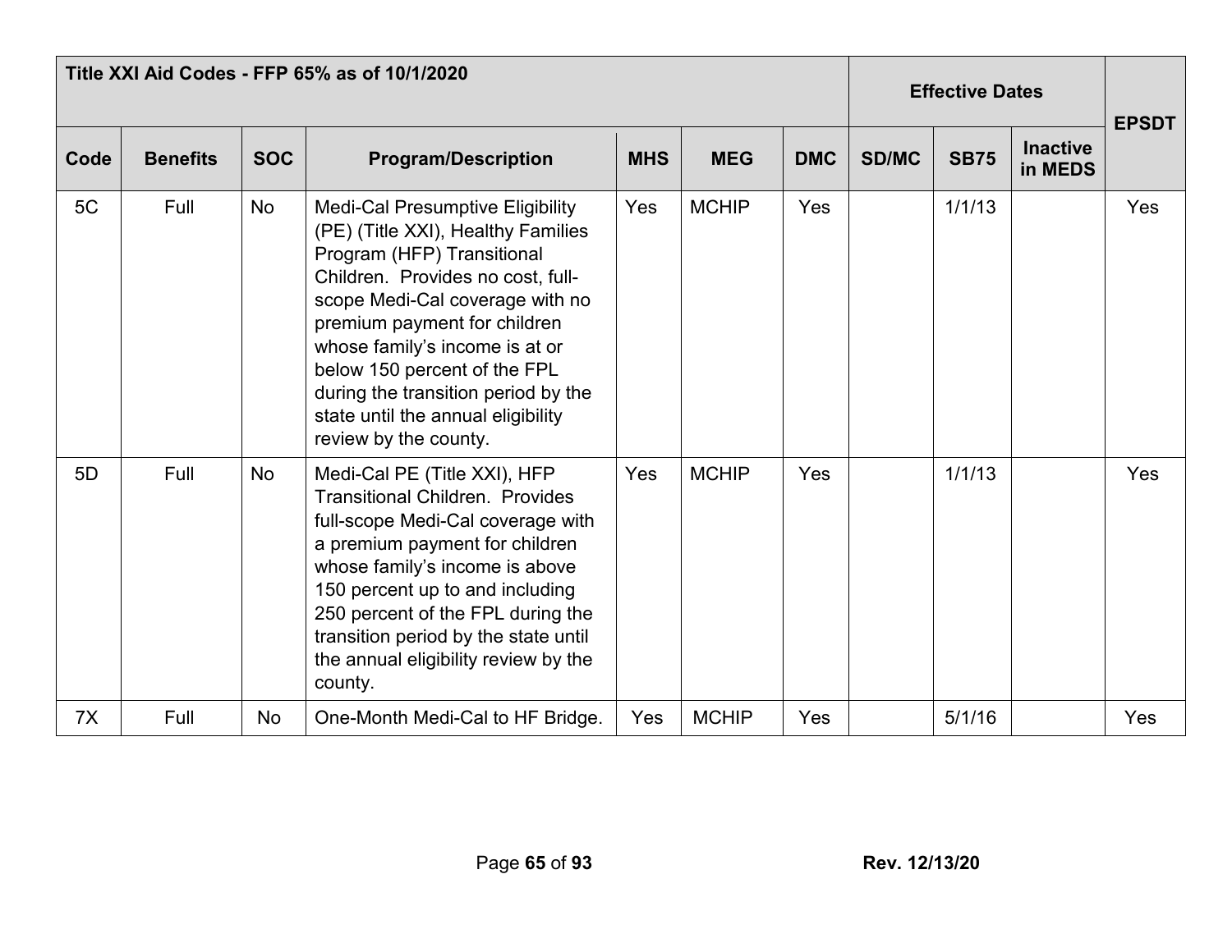| Title XXI Aid Codes - FFP 65% as of 10/1/2020 | | | | | | | Effective Dates | | | EPSDT |
|---|---|---|---|---|---|---|---|---|---|---|
| Code | Benefits | SOC | Program/Description | MHS | MEG | DMC | SD/MC | SB75 | Inactive in MEDS | |
| 5C | Full | No | Medi-Cal Presumptive Eligibility (PE) (Title XXI), Healthy Families Program (HFP) Transitional Children. Provides no cost, full-scope Medi-Cal coverage with no premium payment for children whose family's income is at or below 150 percent of the FPL during the transition period by the state until the annual eligibility review by the county. | Yes | MCHIP | Yes | | 1/1/13 | | Yes |
| 5D | Full | No | Medi-Cal PE (Title XXI), HFP Transitional Children. Provides full-scope Medi-Cal coverage with a premium payment for children whose family's income is above 150 percent up to and including 250 percent of the FPL during the transition period by the state until the annual eligibility review by the county. | Yes | MCHIP | Yes | | 1/1/13 | | Yes |
| 7X | Full | No | One-Month Medi-Cal to HF Bridge. | Yes | MCHIP | Yes | | 5/1/16 | | Yes |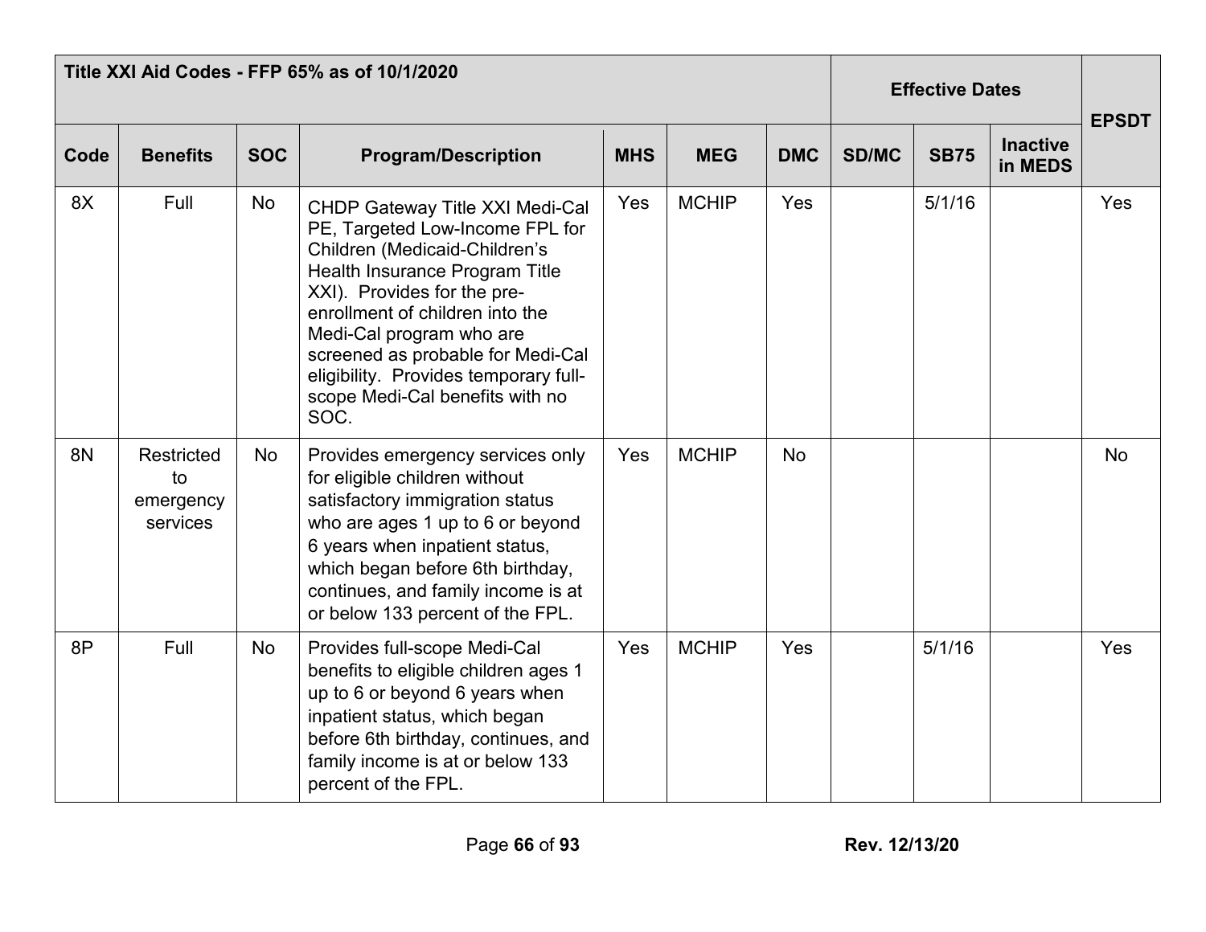| Title XXI Aid Codes - FFP 65% as of 10/1/2020 | | | | | | | Effective Dates | | | EPSDT |
|---|---|---|---|---|---|---|---|---|---|---|
| Code | Benefits | SOC | Program/Description | MHS | MEG | DMC | SD/MC | SB75 | Inactive in MEDS | |
| 8X | Full | No | CHDP Gateway Title XXI Medi-Cal PE, Targeted Low-Income FPL for Children (Medicaid-Children's Health Insurance Program Title XXI). Provides for the pre-enrollment of children into the Medi-Cal program who are screened as probable for Medi-Cal eligibility. Provides temporary full-scope Medi-Cal benefits with no SOC. | Yes | MCHIP | Yes | | 5/1/16 | | Yes |
| 8N | Restricted to emergency services | No | Provides emergency services only for eligible children without satisfactory immigration status who are ages 1 up to 6 or beyond 6 years when inpatient status, which began before 6th birthday, continues, and family income is at or below 133 percent of the FPL. | Yes | MCHIP | No | | | | No |
| 8P | Full | No | Provides full-scope Medi-Cal benefits to eligible children ages 1 up to 6 or beyond 6 years when inpatient status, which began before 6th birthday, continues, and family income is at or below 133 percent of the FPL. | Yes | MCHIP | Yes | | 5/1/16 | | Yes |

Rev. 12/13/20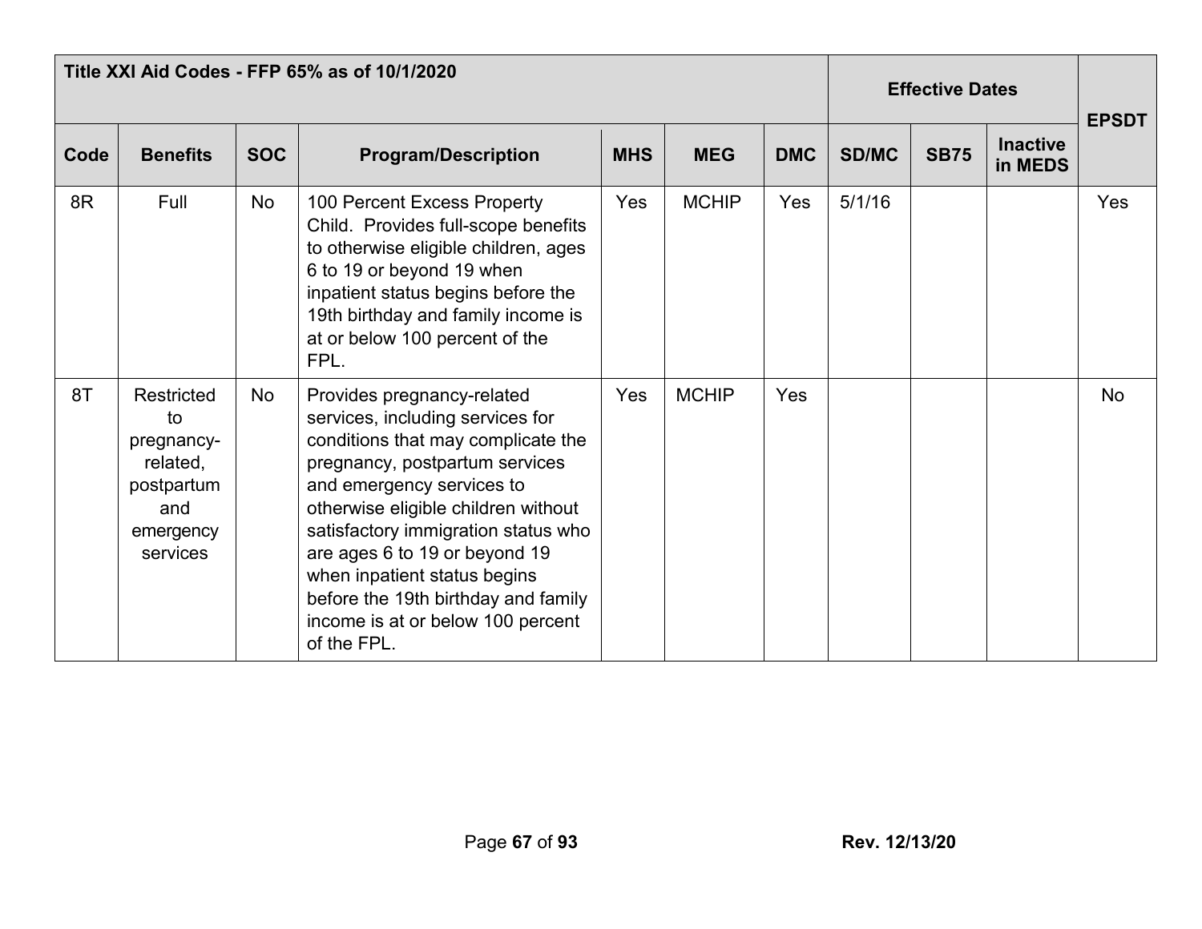| Title XXI Aid Codes - FFP 65% as of 10/1/2020 | | | | | | | Effective Dates | | | EPSDT |
|---|---|---|---|---|---|---|---|---|---|---|
| Code | Benefits | SOC | Program/Description | MHS | MEG | DMC | SD/MC | SB75 | Inactive in MEDS | |
| 8R | Full | No | 100 Percent Excess Property Child. Provides full-scope benefits to otherwise eligible children, ages 6 to 19 or beyond 19 when inpatient status begins before the 19th birthday and family income is at or below 100 percent of the FPL. | Yes | MCHIP | Yes | 5/1/16 | | | Yes |
| 8T | Restricted to pregnancy-related, postpartum and emergency services | No | Provides pregnancy-related services, including services for conditions that may complicate the pregnancy, postpartum services and emergency services to otherwise eligible children without satisfactory immigration status who are ages 6 to 19 or beyond 19 when inpatient status begins before the 19th birthday and family income is at or below 100 percent of the FPL. | Yes | MCHIP | Yes | | | | No |

Rev. 12/13/20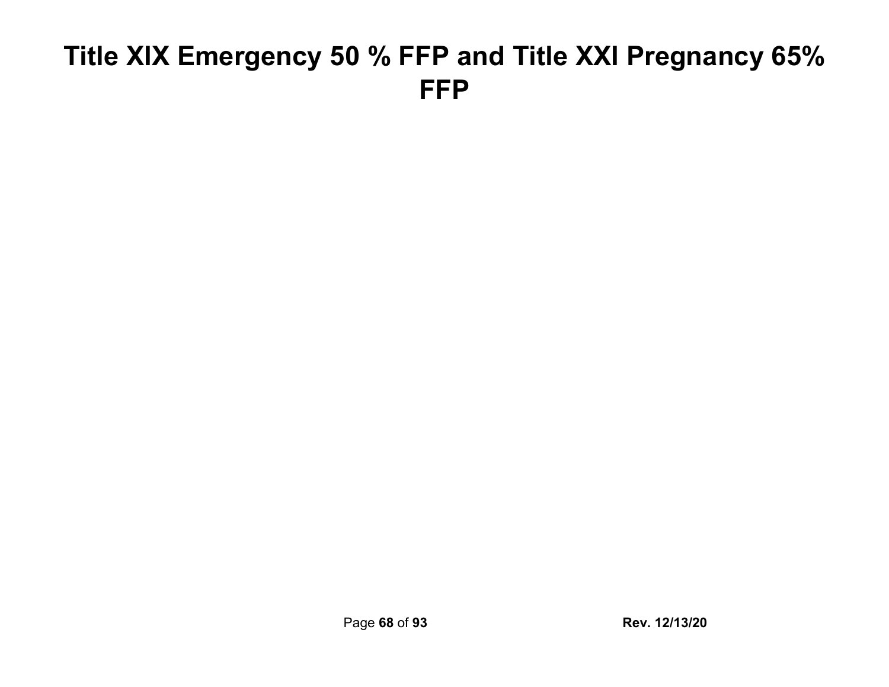# Title XIX Emergency 50 % FFP and Title XXI Pregnancy 65% FFP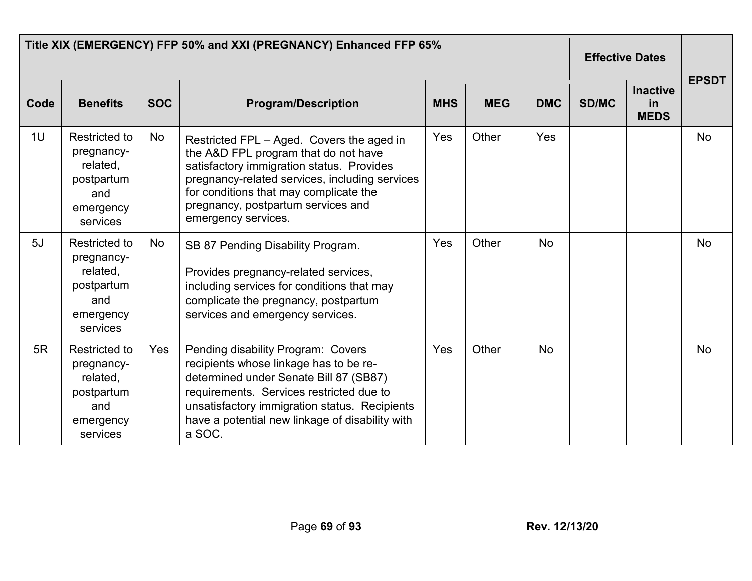| Title XIX (EMERGENCY) FFP 50% and XXI (PREGNANCY) Enhanced FFP 65% | | | | | | | Effective Dates | | EPSDT |
|---|---|---|---|---|---|---|---|---|---|
| Code | Benefits | SOC | Program/Description | MHS | MEG | DMC | SD/MC | Inactive in MEDS | |
| 1U | Restricted to pregnancy-related, postpartum and emergency services | No | Restricted FPL – Aged. Covers the aged in the A&D FPL program that do not have satisfactory immigration status. Provides pregnancy-related services, including services for conditions that may complicate the pregnancy, postpartum services and emergency services. | Yes | Other | Yes | | | No |
| 5J | Restricted to pregnancy-related, postpartum and emergency services | No | SB 87 Pending Disability Program.<br><br>Provides pregnancy-related services, including services for conditions that may complicate the pregnancy, postpartum services and emergency services. | Yes | Other | No | | | No |
| 5R | Restricted to pregnancy-related, postpartum and emergency services | Yes | Pending disability Program: Covers recipients whose linkage has to be re-determined under Senate Bill 87 (SB87) requirements. Services restricted due to unsatisfactory immigration status. Recipients have a potential new linkage of disability with a SOC. | Yes | Other | No | | | No |

Rev. 12/13/20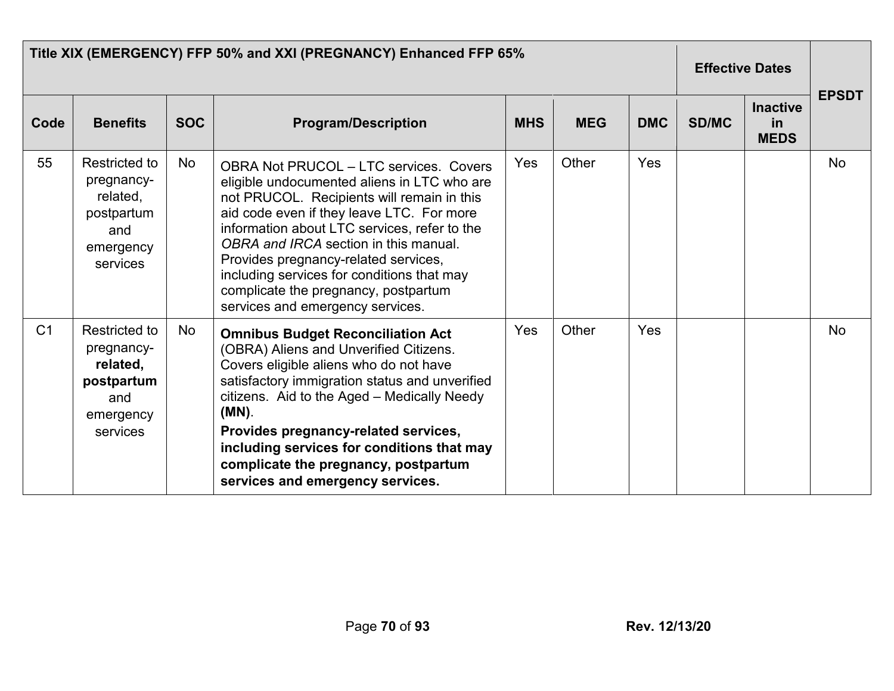| Title XIX (EMERGENCY) FFP 50% and XXI (PREGNANCY) Enhanced FFP 65% | | | | | | | Effective Dates | | EPSDT |
|---|---|---|---|---|---|---|---|---|---|
| **Code** | **Benefits** | **SOC** | **Program/Description** | **MHS** | **MEG** | **DMC** | **SD/MC** | **Inactive in MEDS** | |
| 55 | Restricted to pregnancy-related, postpartum and emergency services | No | OBRA Not PRUCOL – LTC services. Covers eligible undocumented aliens in LTC who are not PRUCOL. Recipients will remain in this aid code even if they leave LTC. For more information about LTC services, refer to the *OBRA and IRCA* section in this manual. Provides pregnancy-related services, including services for conditions that may complicate the pregnancy, postpartum services and emergency services. | Yes | Other | Yes | | | No |
| C1 | Restricted to pregnancy-**related, postpartum** and emergency services | No | **Omnibus Budget Reconciliation Act** (OBRA) Aliens and Unverified Citizens. Covers eligible aliens who do not have satisfactory immigration status and unverified citizens. Aid to the Aged – Medically Needy **(MN)**. **Provides pregnancy-related services, including services for conditions that may complicate the pregnancy, postpartum services and emergency services.** | Yes | Other | Yes | | | No |

Rev. 12/13/20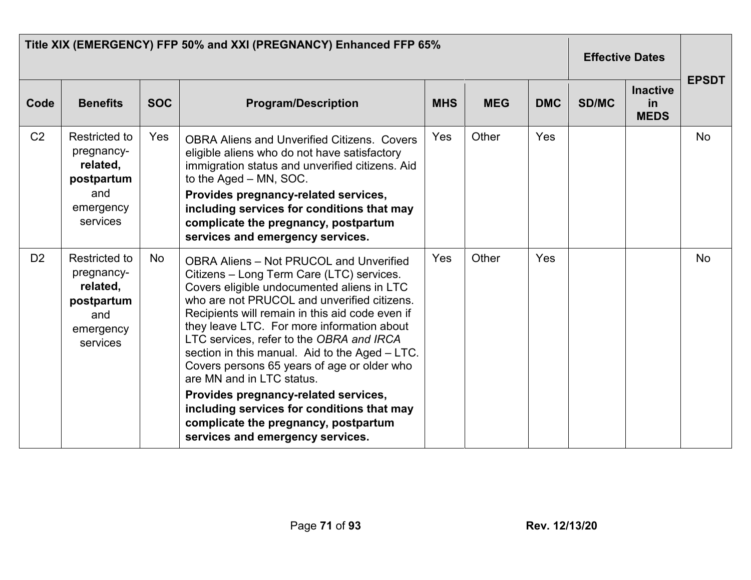| Title XIX (EMERGENCY) FFP 50% and XXI (PREGNANCY) Enhanced FFP 65% | | | | | | | Effective Dates | | EPSDT |
|---|---|---|---|---|---|---|---|---|---|
| **Code** | **Benefits** | **SOC** | **Program/Description** | **MHS** | **MEG** | **DMC** | **SD/MC** | **Inactive in MEDS** | |
| C2 | Restricted to pregnancy-**related, postpartum** and emergency services | Yes | OBRA Aliens and Unverified Citizens. Covers eligible aliens who do not have satisfactory immigration status and unverified citizens. Aid to the Aged – MN, SOC. **Provides pregnancy-related services, including services for conditions that may complicate the pregnancy, postpartum services and emergency services.** | Yes | Other | Yes | | | No |
| D2 | Restricted to pregnancy-**related, postpartum** and emergency services | No | OBRA Aliens – Not PRUCOL and Unverified Citizens – Long Term Care (LTC) services. Covers eligible undocumented aliens in LTC who are not PRUCOL and unverified citizens. Recipients will remain in this aid code even if they leave LTC. For more information about LTC services, refer to the *OBRA and IRCA* section in this manual. Aid to the Aged – LTC. Covers persons 65 years of age or older who are MN and in LTC status. **Provides pregnancy-related services, including services for conditions that may complicate the pregnancy, postpartum services and emergency services.** | Yes | Other | Yes | | | No |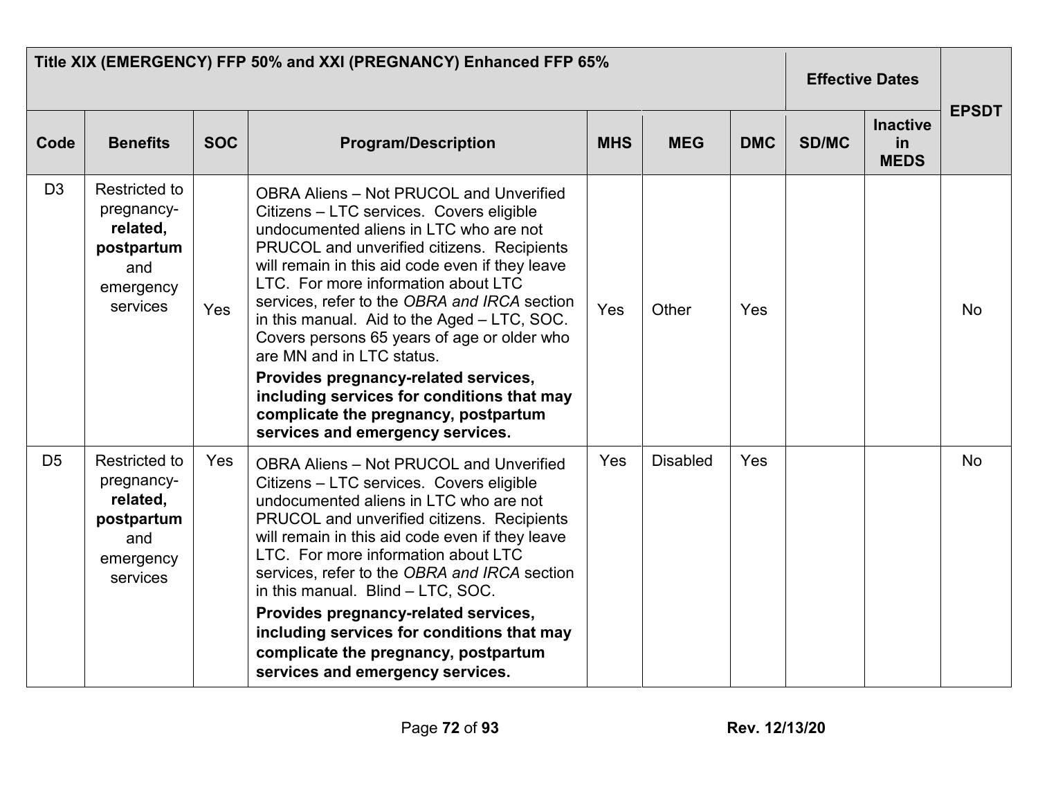| Title XIX (EMERGENCY) FFP 50% and XXI (PREGNANCY) Enhanced FFP 65% | | | | | | | Effective Dates | | EPSDT |
|---|---|---|---|---|---|---|---|---|---|
| **Code** | **Benefits** | **SOC** | **Program/Description** | **MHS** | **MEG** | **DMC** | **SD/MC** | **Inactive in MEDS** | |
| D3 | Restricted to pregnancy-**related, postpartum** and emergency services | Yes | OBRA Aliens – Not PRUCOL and Unverified Citizens – LTC services. Covers eligible undocumented aliens in LTC who are not PRUCOL and unverified citizens. Recipients will remain in this aid code even if they leave LTC. For more information about LTC services, refer to the *OBRA and IRCA* section in this manual. Aid to the Aged – LTC, SOC. Covers persons 65 years of age or older who are MN and in LTC status. **Provides pregnancy-related services, including services for conditions that may complicate the pregnancy, postpartum services and emergency services.** | Yes | Other | Yes | | | No |
| D5 | Restricted to pregnancy-**related, postpartum** and emergency services | Yes | OBRA Aliens – Not PRUCOL and Unverified Citizens – LTC services. Covers eligible undocumented aliens in LTC who are not PRUCOL and unverified citizens. Recipients will remain in this aid code even if they leave LTC. For more information about LTC services, refer to the *OBRA and IRCA* section in this manual. Blind – LTC, SOC. **Provides pregnancy-related services, including services for conditions that may complicate the pregnancy, postpartum services and emergency services.** | Yes | Disabled | Yes | | | No |

Rev. 12/13/20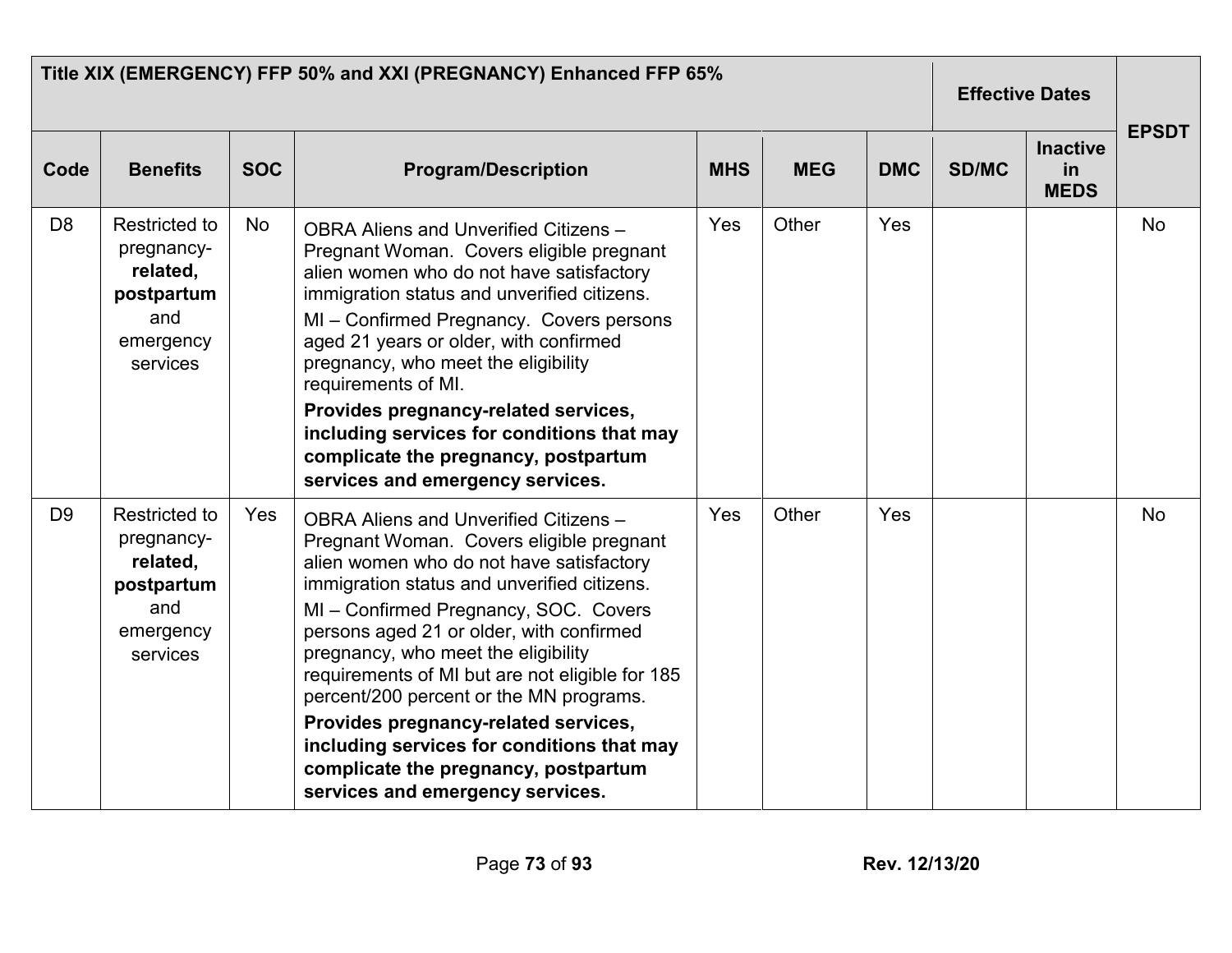| Title XIX (EMERGENCY) FFP 50% and XXI (PREGNANCY) Enhanced FFP 65% | | | | | | | Effective Dates | | EPSDT |
|---|---|---|---|---|---|---|---|---|---|
| **Code** | **Benefits** | **SOC** | **Program/Description** | **MHS** | **MEG** | **DMC** | **SD/MC** | **Inactive in MEDS** | |
| D8 | Restricted to pregnancy-**related, postpartum** and emergency services | No | OBRA Aliens and Unverified Citizens – Pregnant Woman. Covers eligible pregnant alien women who do not have satisfactory immigration status and unverified citizens.<br>MI – Confirmed Pregnancy. Covers persons aged 21 years or older, with confirmed pregnancy, who meet the eligibility requirements of MI.<br>**Provides pregnancy-related services, including services for conditions that may complicate the pregnancy, postpartum services and emergency services.** | Yes | Other | Yes | | | No |
| D9 | Restricted to pregnancy-**related, postpartum** and emergency services | Yes | OBRA Aliens and Unverified Citizens – Pregnant Woman. Covers eligible pregnant alien women who do not have satisfactory immigration status and unverified citizens.<br>MI – Confirmed Pregnancy, SOC. Covers persons aged 21 or older, with confirmed pregnancy, who meet the eligibility requirements of MI but are not eligible for 185 percent/200 percent or the MN programs.<br>**Provides pregnancy-related services, including services for conditions that may complicate the pregnancy, postpartum services and emergency services.** | Yes | Other | Yes | | | No |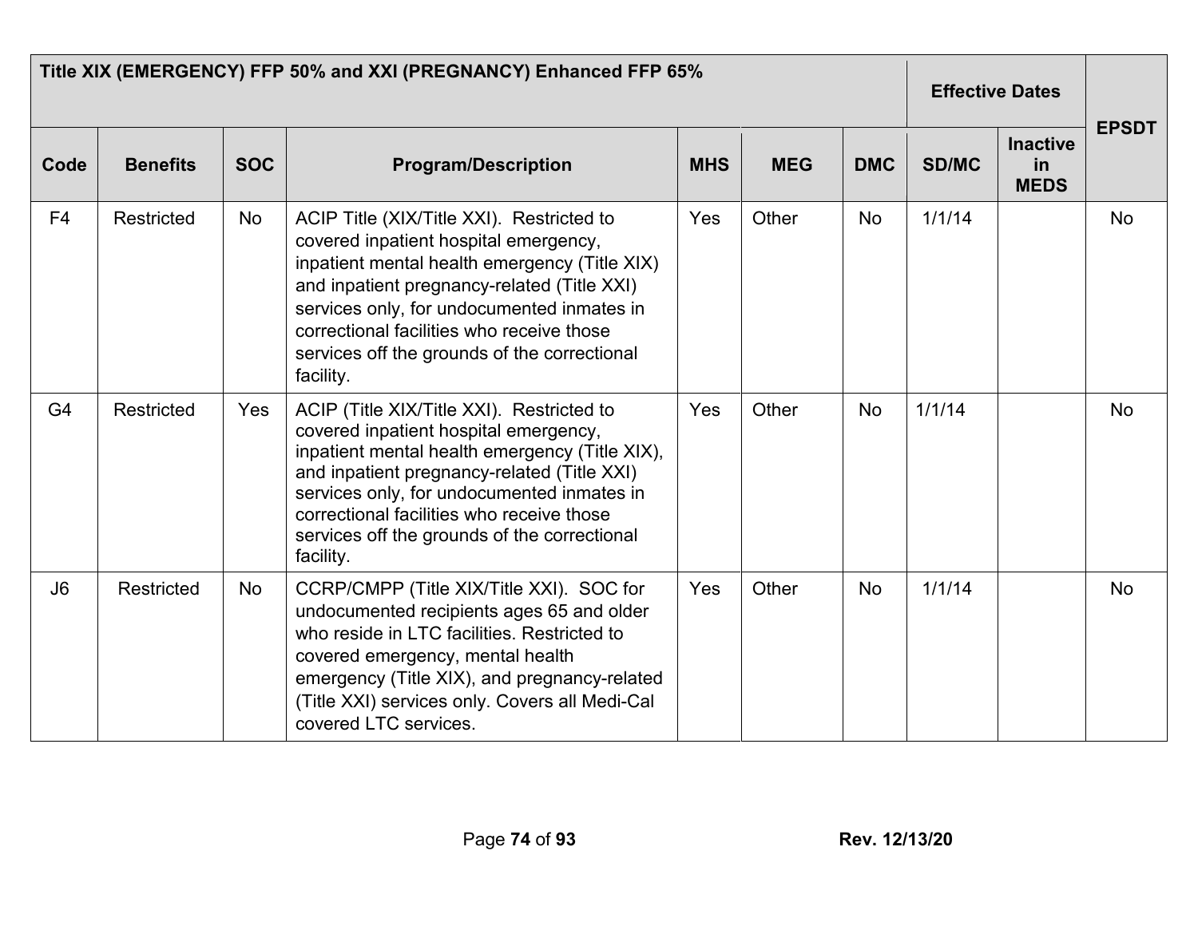| Title XIX (EMERGENCY) FFP 50% and XXI (PREGNANCY) Enhanced FFP 65% | | | | | | | Effective Dates | | EPSDT |
|---|---|---|---|---|---|---|---|---|---|
| Code | Benefits | SOC | Program/Description | MHS | MEG | DMC | SD/MC | Inactive in MEDS | |
| F4 | Restricted | No | ACIP Title (XIX/Title XXI). Restricted to covered inpatient hospital emergency, inpatient mental health emergency (Title XIX) and inpatient pregnancy-related (Title XXI) services only, for undocumented inmates in correctional facilities who receive those services off the grounds of the correctional facility. | Yes | Other | No | 1/1/14 | | No |
| G4 | Restricted | Yes | ACIP (Title XIX/Title XXI). Restricted to covered inpatient hospital emergency, inpatient mental health emergency (Title XIX), and inpatient pregnancy-related (Title XXI) services only, for undocumented inmates in correctional facilities who receive those services off the grounds of the correctional facility. | Yes | Other | No | 1/1/14 | | No |
| J6 | Restricted | No | CCRP/CMPP (Title XIX/Title XXI). SOC for undocumented recipients ages 65 and older who reside in LTC facilities. Restricted to covered emergency, mental health emergency (Title XIX), and pregnancy-related (Title XXI) services only. Covers all Medi-Cal covered LTC services. | Yes | Other | No | 1/1/14 | | No |

Rev. 12/13/20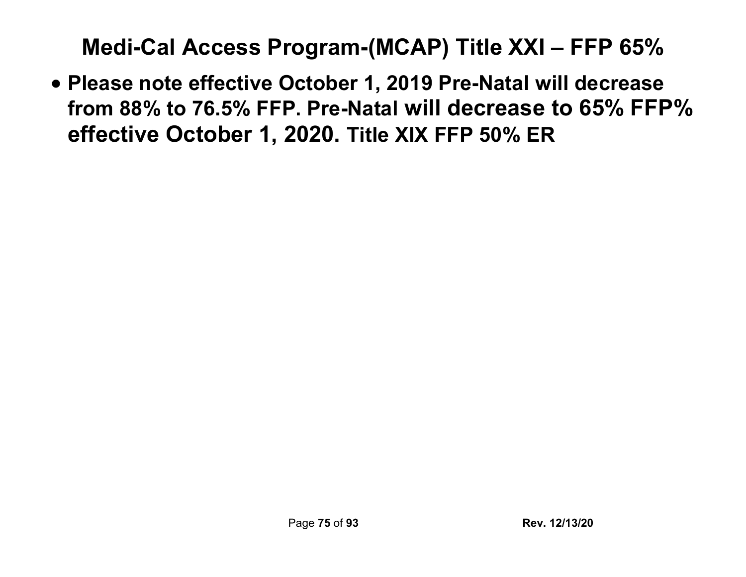# Medi-Cal Access Program-(MCAP) Title XXI – FFP 65%

- **Please note effective October 1, 2019 Pre-Natal will decrease from 88% to 76.5% FFP. Pre-Natal will decrease to 65% FFP% effective October 1, 2020. Title XIX FFP 50% ER**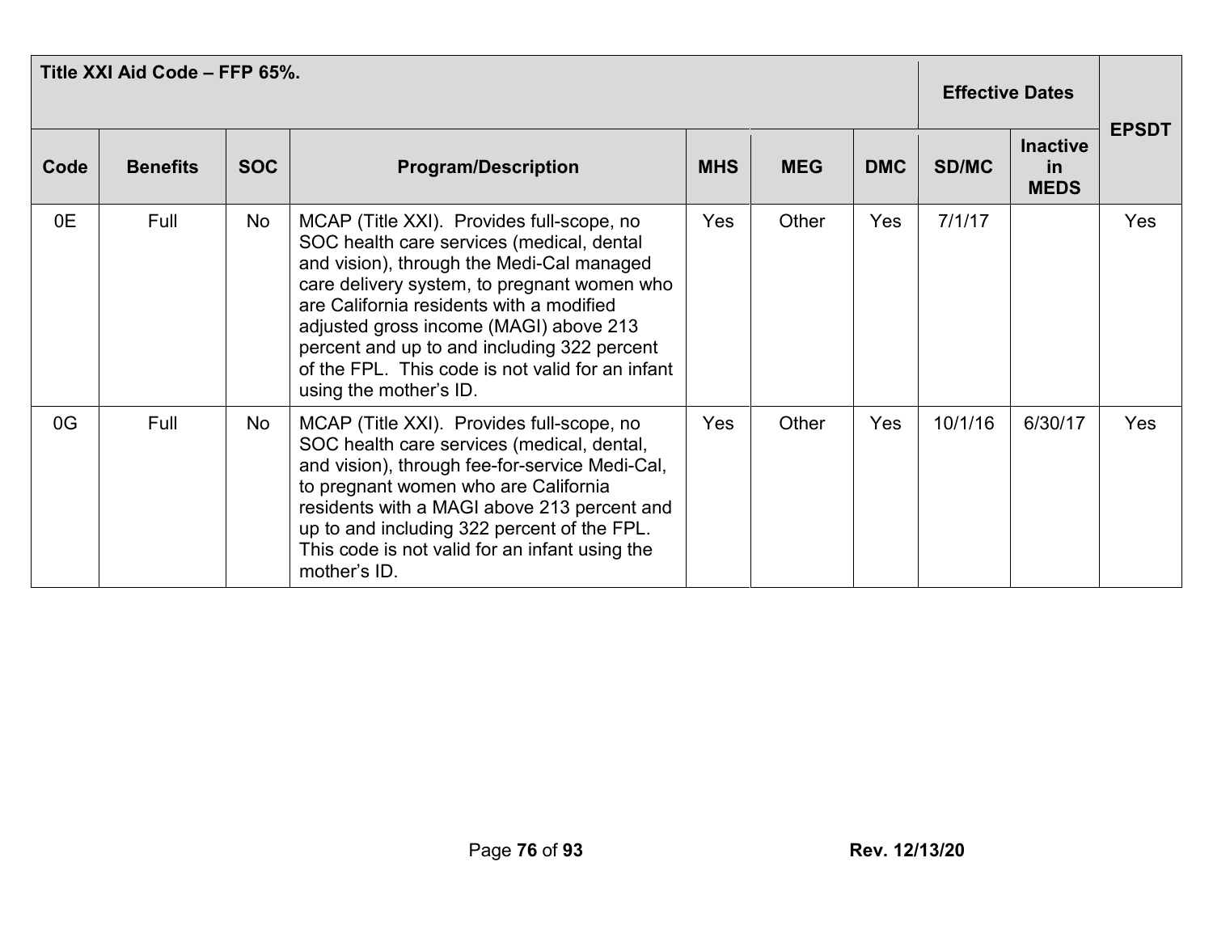| Title XXI Aid Code – FFP 65%. | | | | | | | Effective Dates | | EPSDT |
|---|---|---|---|---|---|---|---|---|---|
| Code | Benefits | SOC | Program/Description | MHS | MEG | DMC | SD/MC | Inactive in MEDS | |
| 0E | Full | No | MCAP (Title XXI). Provides full-scope, no SOC health care services (medical, dental and vision), through the Medi-Cal managed care delivery system, to pregnant women who are California residents with a modified adjusted gross income (MAGI) above 213 percent and up to and including 322 percent of the FPL. This code is not valid for an infant using the mother's ID. | Yes | Other | Yes | 7/1/17 | | Yes |
| 0G | Full | No | MCAP (Title XXI). Provides full-scope, no SOC health care services (medical, dental, and vision), through fee-for-service Medi-Cal, to pregnant women who are California residents with a MAGI above 213 percent and up to and including 322 percent of the FPL. This code is not valid for an infant using the mother's ID. | Yes | Other | Yes | 10/1/16 | 6/30/17 | Yes |

Rev. 12/13/20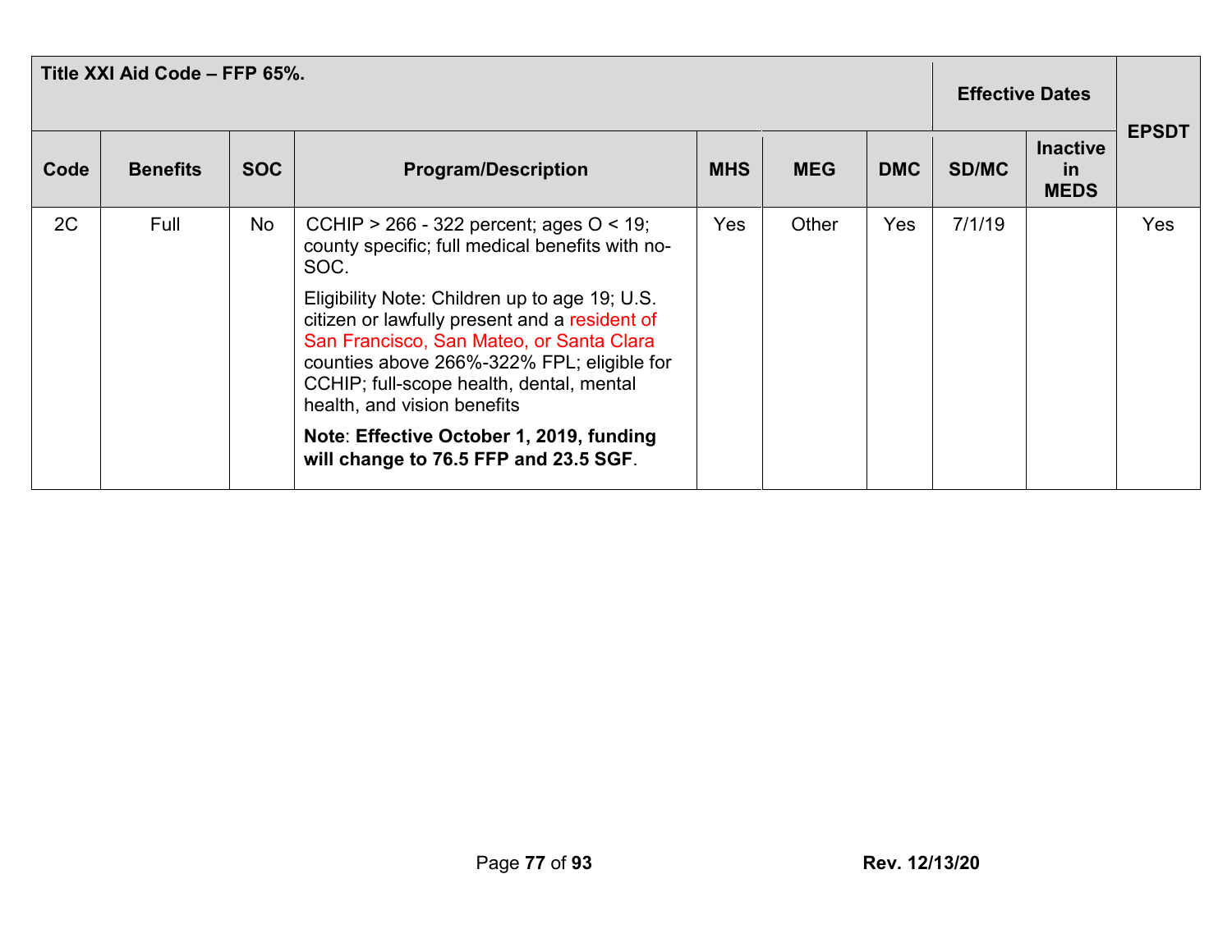| Title XXI Aid Code – FFP 65%. | | | | | | | Effective Dates | | EPSDT |
|---|---|---|---|---|---|---|---|---|---|
| **Code** | **Benefits** | **SOC** | **Program/Description** | **MHS** | **MEG** | **DMC** | **SD/MC** | **Inactive in MEDS** | |
| 2C | Full | No | CCHIP > 266 - 322 percent; ages O < 19; county specific; full medical benefits with no-SOC.<br><br>Eligibility Note: Children up to age 19; U.S. citizen or lawfully present and a resident of San Francisco, San Mateo, or Santa Clara counties above 266%-322% FPL; eligible for CCHIP; full-scope health, dental, mental health, and vision benefits<br><br>**Note**: **Effective October 1, 2019, funding will change to 76.5 FFP and 23.5 SGF**. | Yes | Other | Yes | 7/1/19 | | Yes |

**Rev. 12/13/20**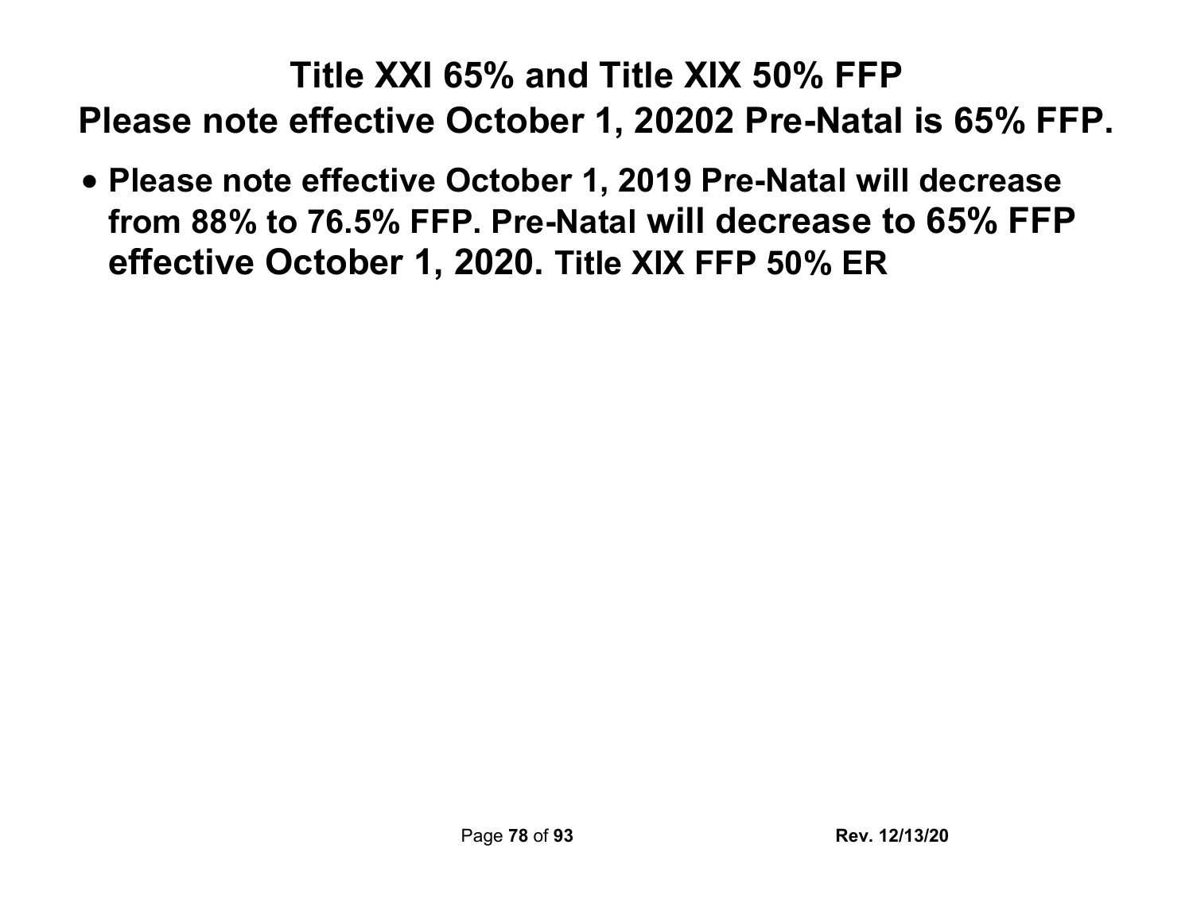# Title XXI 65% and Title XIX 50% FFP

## Please note effective October 1, 20202 Pre-Natal is 65% FFP.

- **Please note effective October 1, 2019 Pre-Natal will decrease from 88% to 76.5% FFP. Pre-Natal will decrease to 65% FFP effective October 1, 2020. Title XIX FFP 50% ER**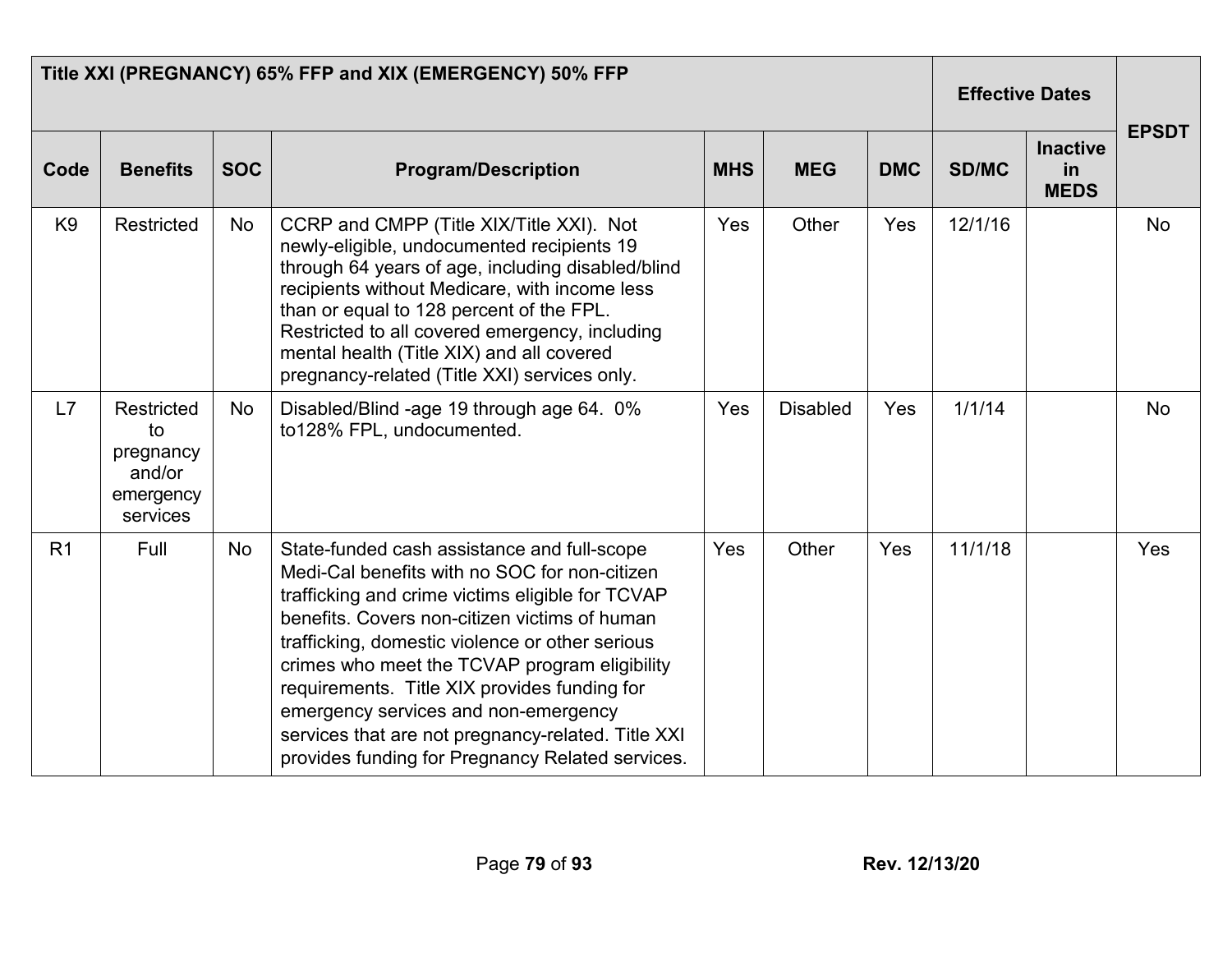| Title XXI (PREGNANCY) 65% FFP and XIX (EMERGENCY) 50% FFP | | | | | | | Effective Dates | | EPSDT |
|---|---|---|---|---|---|---|---|---|---|
| Code | Benefits | SOC | Program/Description | MHS | MEG | DMC | SD/MC | Inactive in MEDS | |
| K9 | Restricted | No | CCRP and CMPP (Title XIX/Title XXI). Not newly-eligible, undocumented recipients 19 through 64 years of age, including disabled/blind recipients without Medicare, with income less than or equal to 128 percent of the FPL. Restricted to all covered emergency, including mental health (Title XIX) and all covered pregnancy-related (Title XXI) services only. | Yes | Other | Yes | 12/1/16 | | No |
| L7 | Restricted to pregnancy and/or emergency services | No | Disabled/Blind -age 19 through age 64. 0% to128% FPL, undocumented. | Yes | Disabled | Yes | 1/1/14 | | No |
| R1 | Full | No | State-funded cash assistance and full-scope Medi-Cal benefits with no SOC for non-citizen trafficking and crime victims eligible for TCVAP benefits. Covers non-citizen victims of human trafficking, domestic violence or other serious crimes who meet the TCVAP program eligibility requirements. Title XIX provides funding for emergency services and non-emergency services that are not pregnancy-related. Title XXI provides funding for Pregnancy Related services. | Yes | Other | Yes | 11/1/18 | | Yes |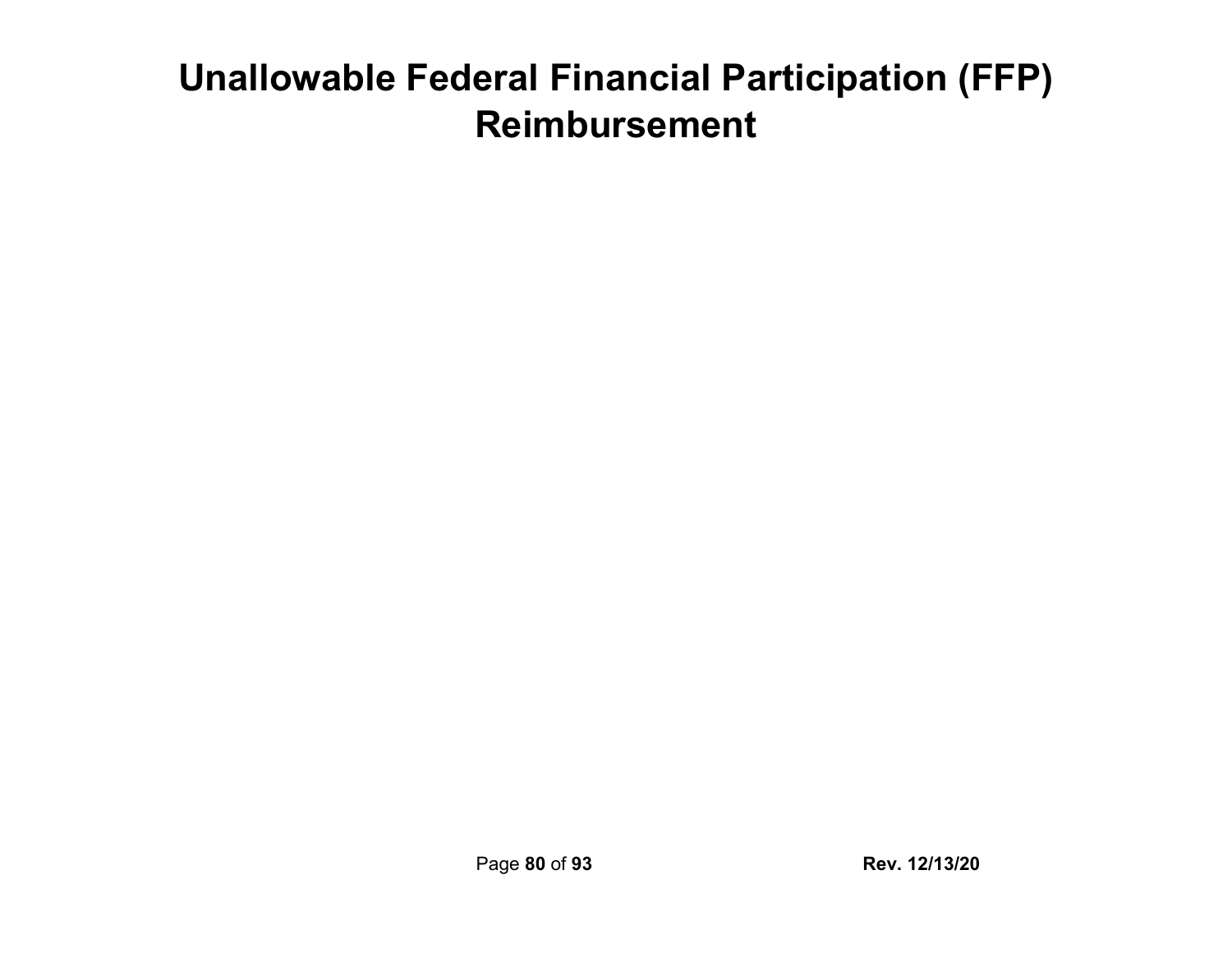# Unallowable Federal Financial Participation (FFP) Reimbursement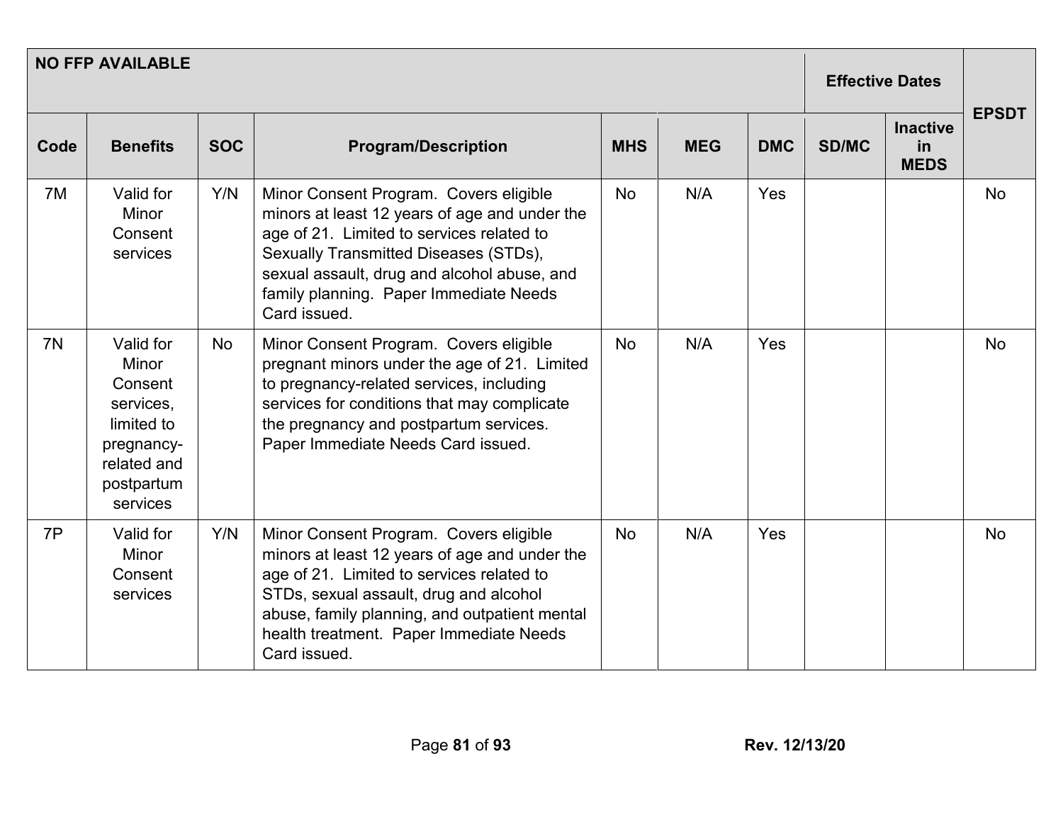| NO FFP AVAILABLE | | | | | | | Effective Dates | | EPSDT |
|---|---|---|---|---|---|---|---|---|---|
| **Code** | **Benefits** | **SOC** | **Program/Description** | **MHS** | **MEG** | **DMC** | **SD/MC** | **Inactive in MEDS** | |
| 7M | Valid for Minor Consent services | Y/N | Minor Consent Program. Covers eligible minors at least 12 years of age and under the age of 21. Limited to services related to Sexually Transmitted Diseases (STDs), sexual assault, drug and alcohol abuse, and family planning. Paper Immediate Needs Card issued. | No | N/A | Yes | | | No |
| 7N | Valid for Minor Consent services, limited to pregnancy-related and postpartum services | No | Minor Consent Program. Covers eligible pregnant minors under the age of 21. Limited to pregnancy-related services, including services for conditions that may complicate the pregnancy and postpartum services. Paper Immediate Needs Card issued. | No | N/A | Yes | | | No |
| 7P | Valid for Minor Consent services | Y/N | Minor Consent Program. Covers eligible minors at least 12 years of age and under the age of 21. Limited to services related to STDs, sexual assault, drug and alcohol abuse, family planning, and outpatient mental health treatment. Paper Immediate Needs Card issued. | No | N/A | Yes | | | No |

Rev. 12/13/20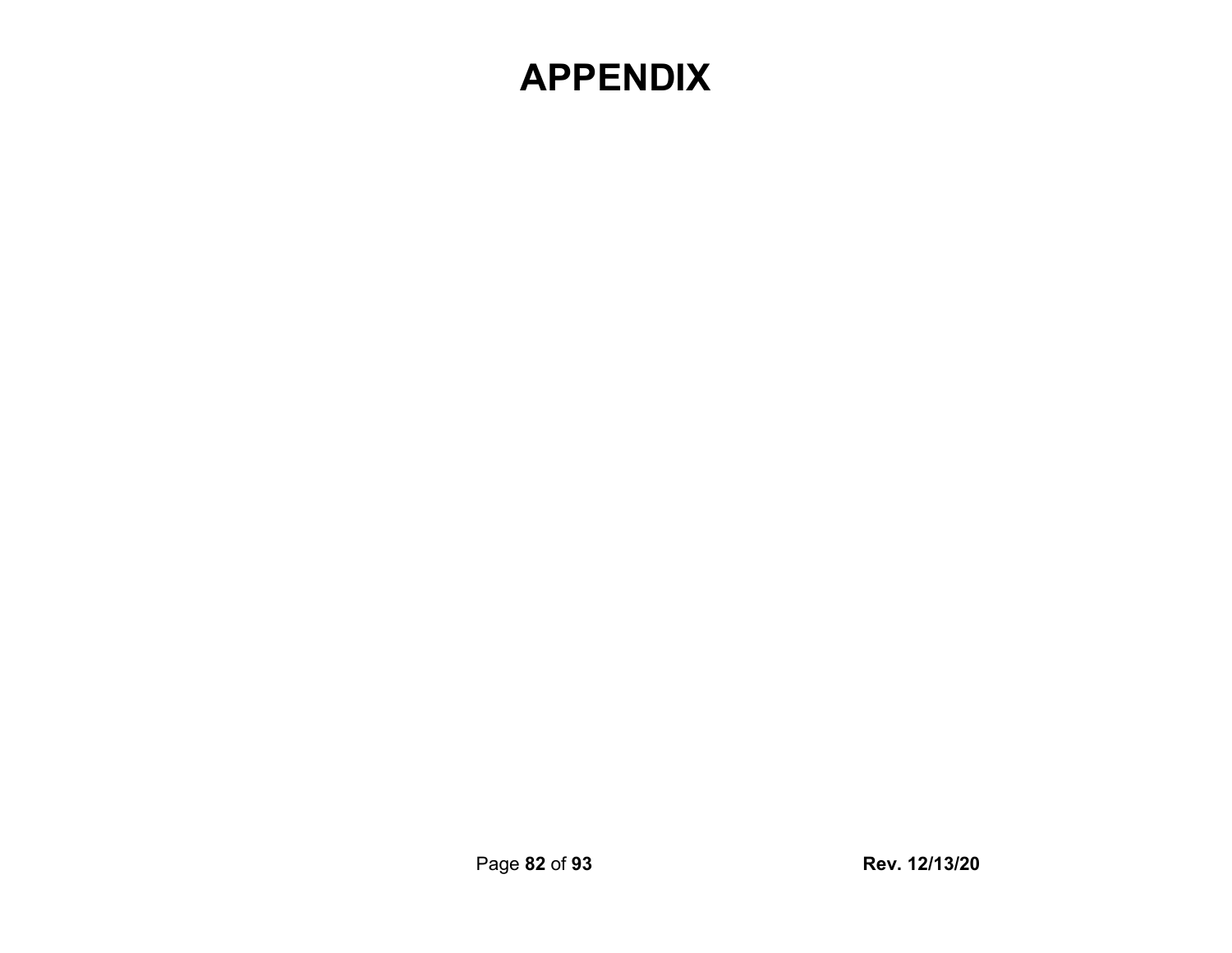# APPENDIX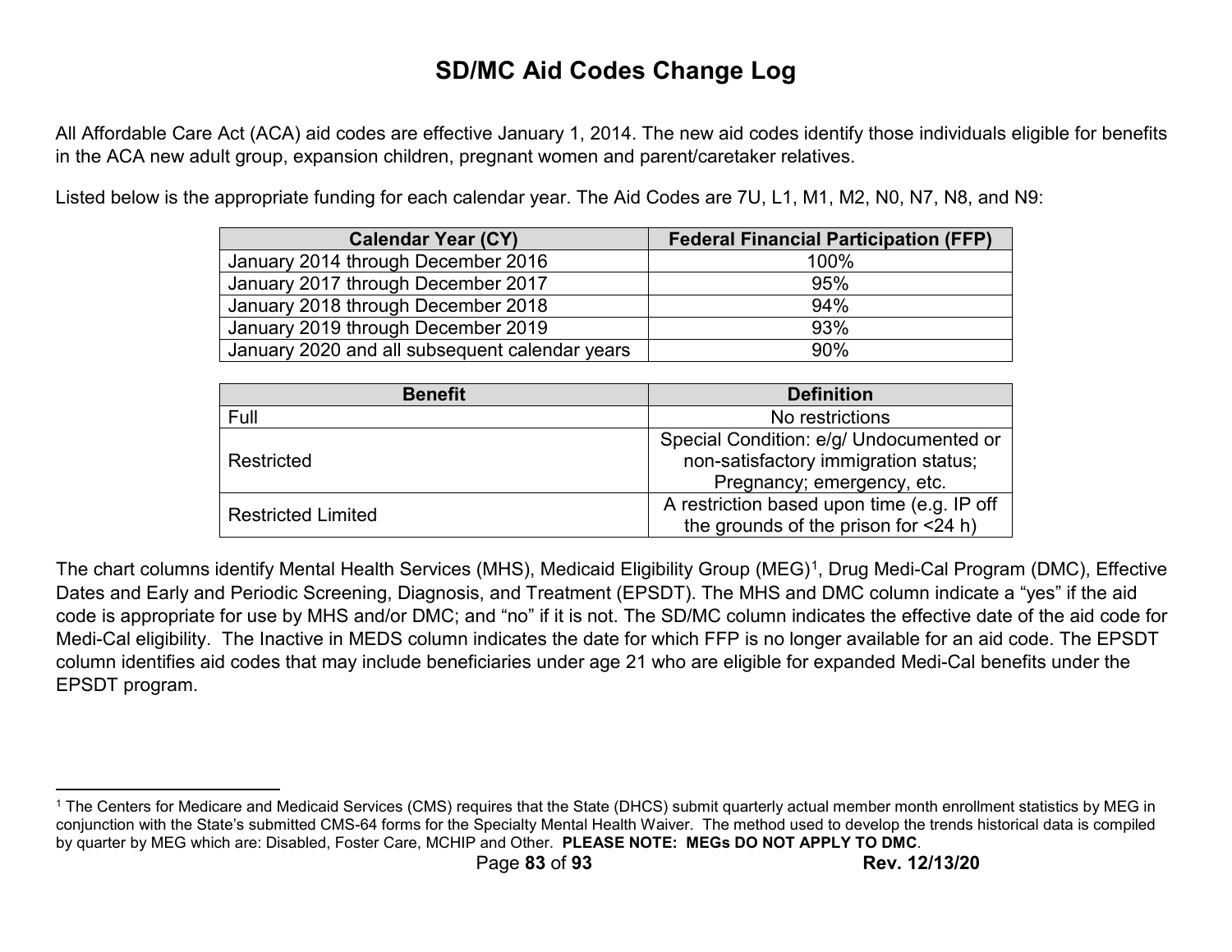# SD/MC Aid Codes Change Log

All Affordable Care Act (ACA) aid codes are effective January 1, 2014. The new aid codes identify those individuals eligible for benefits in the ACA new adult group, expansion children, pregnant women and parent/caretaker relatives.

Listed below is the appropriate funding for each calendar year. The Aid Codes are 7U, L1, M1, M2, N0, N7, N8, and N9:

| Calendar Year (CY) | Federal Financial Participation (FFP) |
| --- | --- |
| January 2014 through December 2016 | 100% |
| January 2017 through December 2017 | 95% |
| January 2018 through December 2018 | 94% |
| January 2019 through December 2019 | 93% |
| January 2020 and all subsequent calendar years | 90% |

| Benefit | Definition |
| --- | --- |
| Full | No restrictions |
| Restricted | Special Condition: e/g/ Undocumented or non-satisfactory immigration status; Pregnancy; emergency, etc. |
| Restricted Limited | A restriction based upon time (e.g. IP off the grounds of the prison for <24 h) |

The chart columns identify Mental Health Services (MHS), Medicaid Eligibility Group (MEG)[1], Drug Medi-Cal Program (DMC), Effective Dates and Early and Periodic Screening, Diagnosis, and Treatment (EPSDT). The MHS and DMC column indicate a "yes" if the aid code is appropriate for use by MHS and/or DMC; and "no" if it is not. The SD/MC column indicates the effective date of the aid code for Medi-Cal eligibility. The Inactive in MEDS column indicates the date for which FFP is no longer available for an aid code. The EPSDT column identifies aid codes that may include beneficiaries under age 21 who are eligible for expanded Medi-Cal benefits under the EPSDT program.

[1] The Centers for Medicare and Medicaid Services (CMS) requires that the State (DHCS) submit quarterly actual member month enrollment statistics by MEG in conjunction with the State's submitted CMS-64 forms for the Specialty Mental Health Waiver. The method used to develop the trends historical data is compiled by quarter by MEG which are: Disabled, Foster Care, MCHIP and Other. **PLEASE NOTE: MEGs DO NOT APPLY TO DMC**.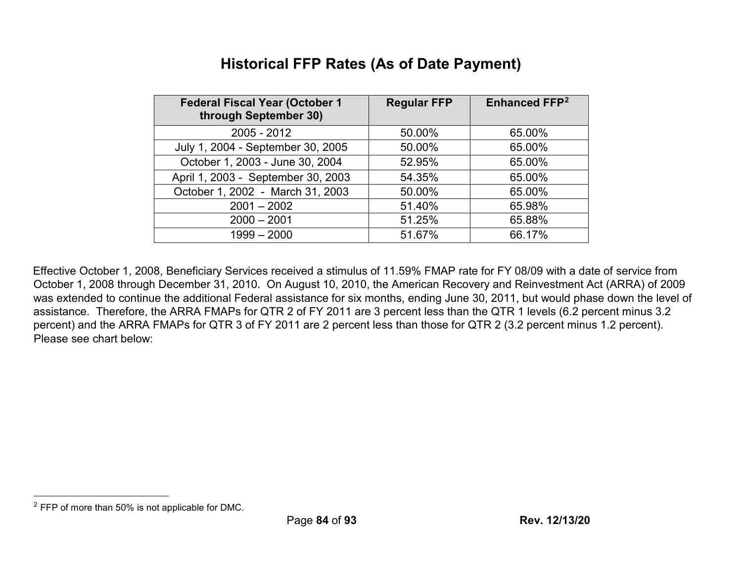# Historical FFP Rates (As of Date Payment)

| Federal Fiscal Year (October 1 through September 30) | Regular FFP | Enhanced FFP[2] |
|---|---|---|
| 2005 - 2012 | 50.00% | 65.00% |
| July 1, 2004 - September 30, 2005 | 50.00% | 65.00% |
| October 1, 2003 - June 30, 2004 | 52.95% | 65.00% |
| April 1, 2003 - September 30, 2003 | 54.35% | 65.00% |
| October 1, 2002 - March 31, 2003 | 50.00% | 65.00% |
| 2001 – 2002 | 51.40% | 65.98% |
| 2000 – 2001 | 51.25% | 65.88% |
| 1999 – 2000 | 51.67% | 66.17% |

Effective October 1, 2008, Beneficiary Services received a stimulus of 11.59% FMAP rate for FY 08/09 with a date of service from October 1, 2008 through December 31, 2010. On August 10, 2010, the American Recovery and Reinvestment Act (ARRA) of 2009 was extended to continue the additional Federal assistance for six months, ending June 30, 2011, but would phase down the level of assistance. Therefore, the ARRA FMAPs for QTR 2 of FY 2011 are 3 percent less than the QTR 1 levels (6.2 percent minus 3.2 percent) and the ARRA FMAPs for QTR 3 of FY 2011 are 2 percent less than those for QTR 2 (3.2 percent minus 1.2 percent). Please see chart below:

[2] FFP of more than 50% is not applicable for DMC.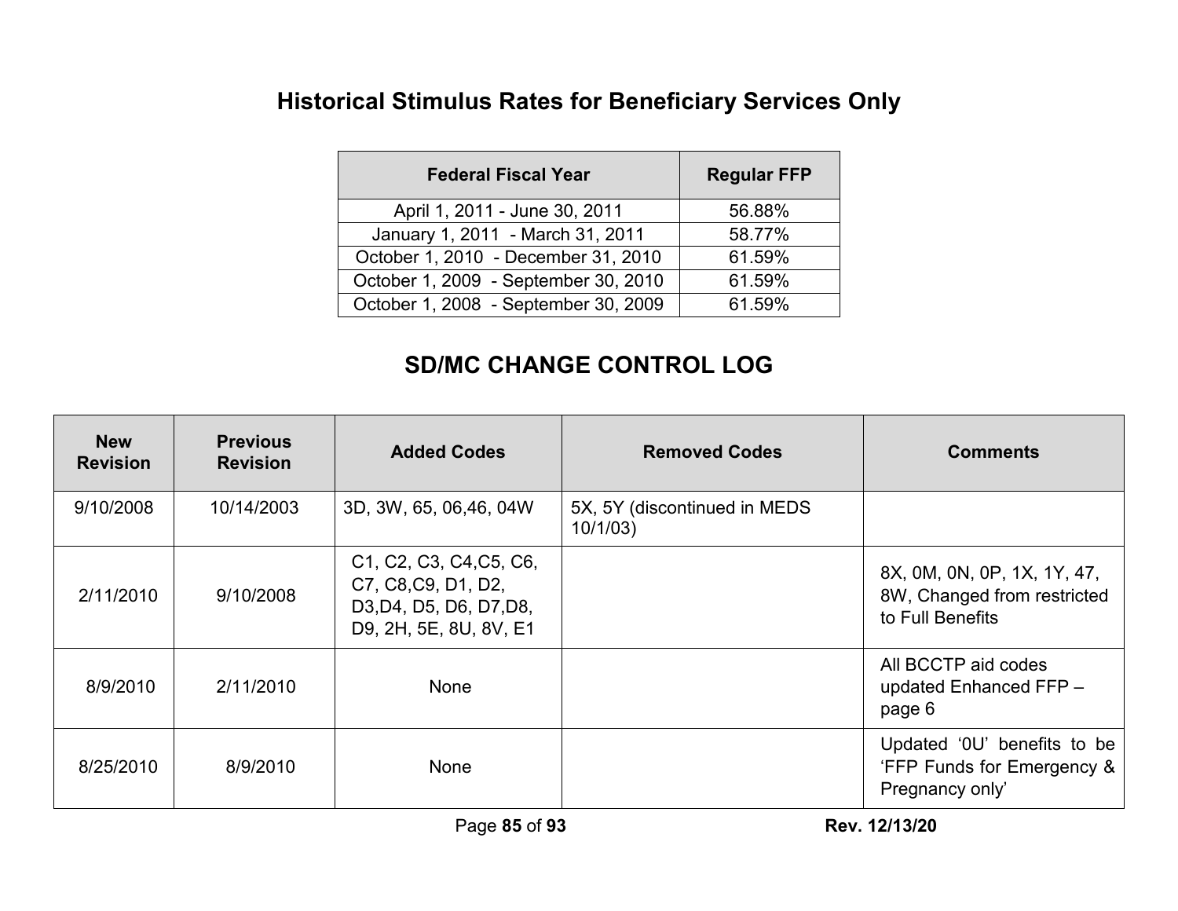## Historical Stimulus Rates for Beneficiary Services Only

| Federal Fiscal Year | Regular FFP |
|---|---|
| April 1, 2011 - June 30, 2011 | 56.88% |
| January 1, 2011 - March 31, 2011 | 58.77% |
| October 1, 2010 - December 31, 2010 | 61.59% |
| October 1, 2009 - September 30, 2010 | 61.59% |
| October 1, 2008 - September 30, 2009 | 61.59% |

## SD/MC CHANGE CONTROL LOG

| New Revision | Previous Revision | Added Codes | Removed Codes | Comments |
|---|---|---|---|---|
| 9/10/2008 | 10/14/2003 | 3D, 3W, 65, 06,46, 04W | 5X, 5Y (discontinued in MEDS 10/1/03) | |
| 2/11/2010 | 9/10/2008 | C1, C2, C3, C4,C5, C6, C7, C8,C9, D1, D2, D3,D4, D5, D6, D7,D8, D9, 2H, 5E, 8U, 8V, E1 | | 8X, 0M, 0N, 0P, 1X, 1Y, 47, 8W, Changed from restricted to Full Benefits |
| 8/9/2010 | 2/11/2010 | None | | All BCCTP aid codes updated Enhanced FFP – page 6 |
| 8/25/2010 | 8/9/2010 | None | | Updated '0U' benefits to be 'FFP Funds for Emergency & Pregnancy only' |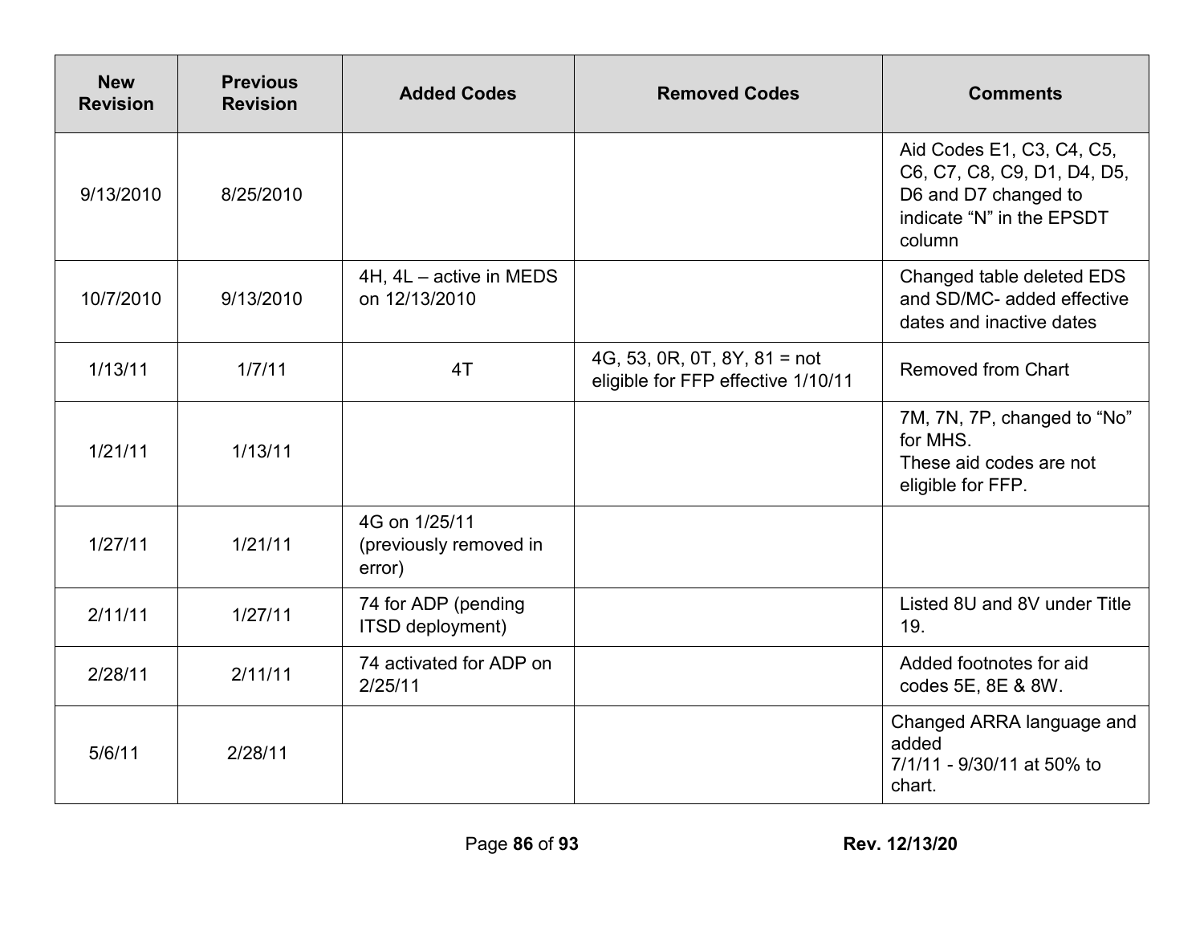| New Revision | Previous Revision | Added Codes | Removed Codes | Comments |
|---|---|---|---|---|
| 9/13/2010 | 8/25/2010 | | | Aid Codes E1, C3, C4, C5, C6, C7, C8, C9, D1, D4, D5, D6 and D7 changed to indicate “N” in the EPSDT column |
| 10/7/2010 | 9/13/2010 | 4H, 4L – active in MEDS on 12/13/2010 | | Changed table deleted EDS and SD/MC- added effective dates and inactive dates |
| 1/13/11 | 1/7/11 | 4T | 4G, 53, 0R, 0T, 8Y, 81 = not eligible for FFP effective 1/10/11 | Removed from Chart |
| 1/21/11 | 1/13/11 | | | 7M, 7N, 7P, changed to “No” for MHS. These aid codes are not eligible for FFP. |
| 1/27/11 | 1/21/11 | 4G on 1/25/11 (previously removed in error) | | |
| 2/11/11 | 1/27/11 | 74 for ADP (pending ITSD deployment) | | Listed 8U and 8V under Title 19. |
| 2/28/11 | 2/11/11 | 74 activated for ADP on 2/25/11 | | Added footnotes for aid codes 5E, 8E & 8W. |
| 5/6/11 | 2/28/11 | | | Changed ARRA language and added 7/1/11 - 9/30/11 at 50% to chart. |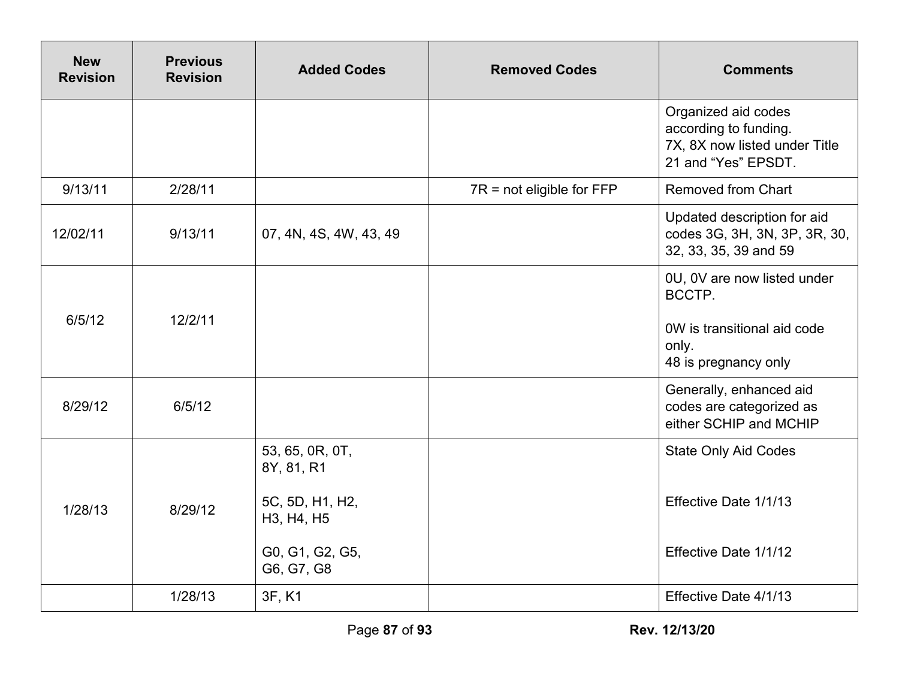| New Revision | Previous Revision | Added Codes | Removed Codes | Comments |
|---|---|---|---|---|
| | | | | Organized aid codes according to funding.<br>7X, 8X now listed under Title 21 and “Yes” EPSDT. |
| 9/13/11 | 2/28/11 | | 7R = not eligible for FFP | Removed from Chart |
| 12/02/11 | 9/13/11 | 07, 4N, 4S, 4W, 43, 49 | | Updated description for aid codes 3G, 3H, 3N, 3P, 3R, 30, 32, 33, 35, 39 and 59 |
| 6/5/12 | 12/2/11 | | | 0U, 0V are now listed under BCCTP.<br><br>0W is transitional aid code only.<br>48 is pregnancy only |
| 8/29/12 | 6/5/12 | | | Generally, enhanced aid codes are categorized as either SCHIP and MCHIP |
| 1/28/13 | 8/29/12 | 53, 65, 0R, 0T, 8Y, 81, R1<br><br>5C, 5D, H1, H2, H3, H4, H5<br><br>G0, G1, G2, G5, G6, G7, G8 | | State Only Aid Codes<br><br>Effective Date 1/1/13<br><br>Effective Date 1/1/12 |
| | 1/28/13 | 3F, K1 | | Effective Date 4/1/13 |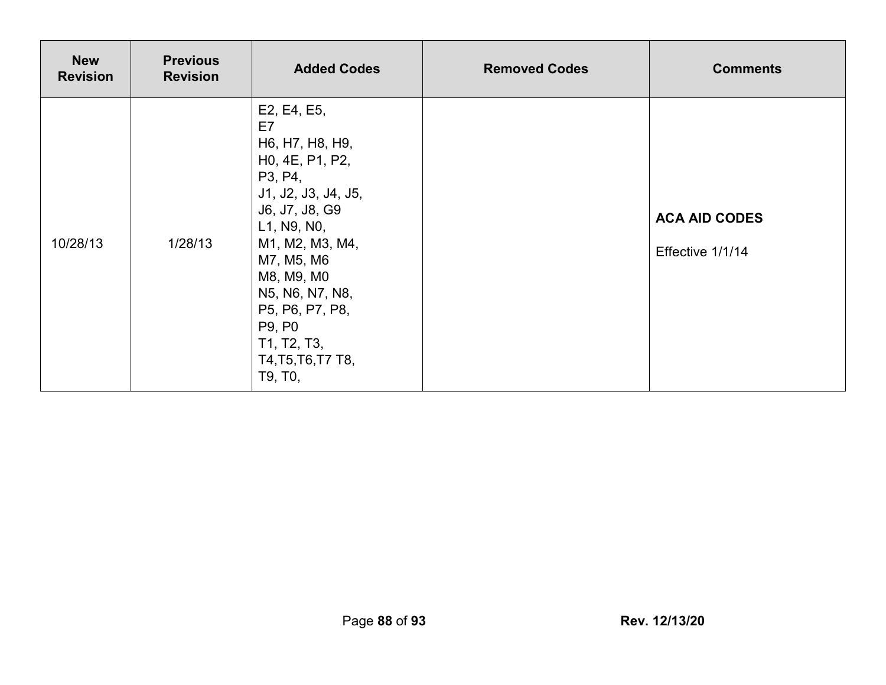| New Revision | Previous Revision | Added Codes | Removed Codes | Comments |
|---|---|---|---|---|
| 10/28/13 | 1/28/13 | E2, E4, E5, E7 H6, H7, H8, H9, H0, 4E, P1, P2, P3, P4, J1, J2, J3, J4, J5, J6, J7, J8, G9 L1, N9, N0, M1, M2, M3, M4, M7, M5, M6 M8, M9, M0 N5, N6, N7, N8, P5, P6, P7, P8, P9, P0 T1, T2, T3, T4,T5,T6,T7 T8, T9, T0, | | **ACA AID CODES** Effective 1/1/14 |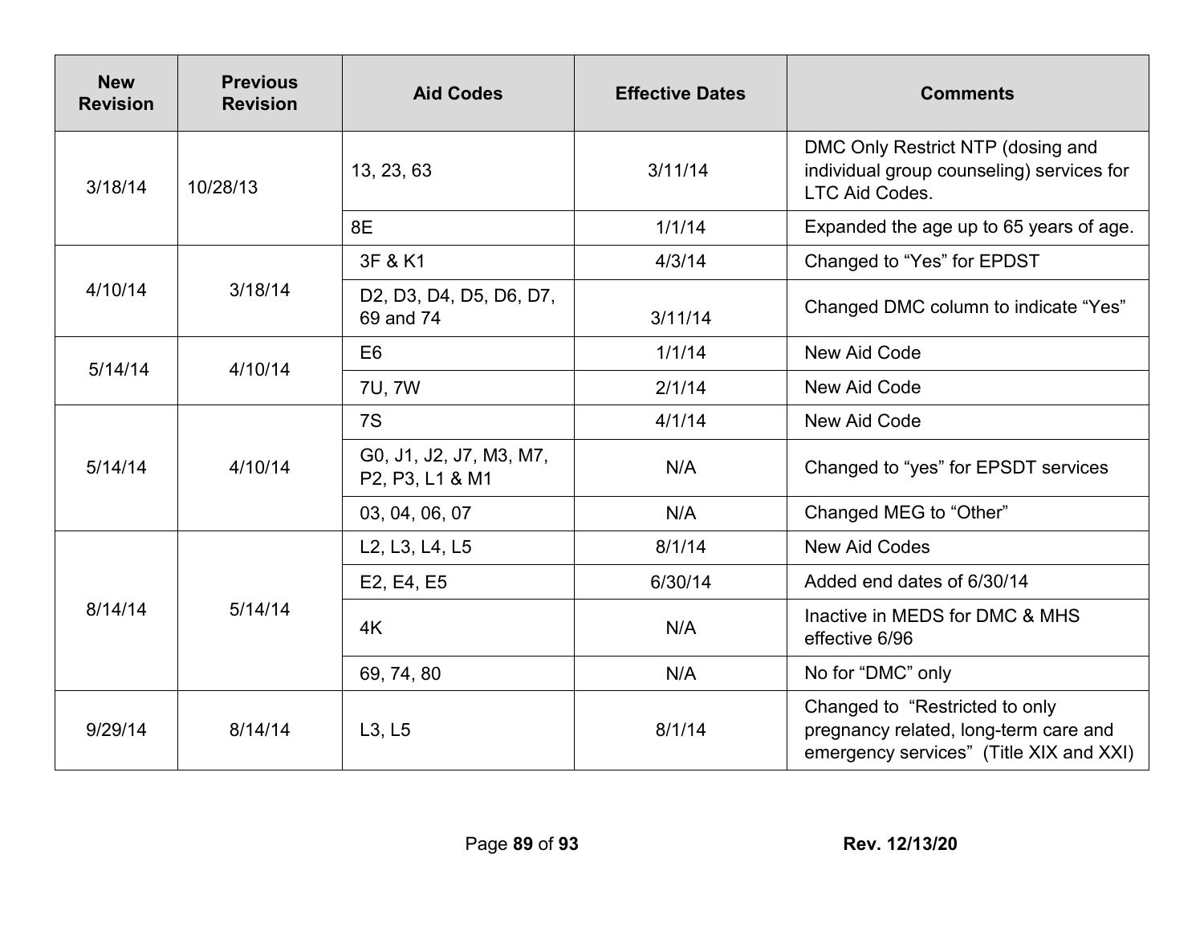| New Revision | Previous Revision | Aid Codes | Effective Dates | Comments |
|---|---|---|---|---|
| 3/18/14 | 10/28/13 | 13, 23, 63 | 3/11/14 | DMC Only Restrict NTP (dosing and individual group counseling) services for LTC Aid Codes. |
| | | 8E | 1/1/14 | Expanded the age up to 65 years of age. |
| 4/10/14 | 3/18/14 | 3F & K1 | 4/3/14 | Changed to "Yes" for EPDST |
| | | D2, D3, D4, D5, D6, D7, 69 and 74 | 3/11/14 | Changed DMC column to indicate "Yes" |
| 5/14/14 | 4/10/14 | E6 | 1/1/14 | New Aid Code |
| | | 7U, 7W | 2/1/14 | New Aid Code |
| 5/14/14 | 4/10/14 | 7S | 4/1/14 | New Aid Code |
| | | G0, J1, J2, J7, M3, M7, P2, P3, L1 & M1 | N/A | Changed to "yes" for EPSDT services |
| | | 03, 04, 06, 07 | N/A | Changed MEG to "Other" |
| 8/14/14 | 5/14/14 | L2, L3, L4, L5 | 8/1/14 | New Aid Codes |
| | | E2, E4, E5 | 6/30/14 | Added end dates of 6/30/14 |
| | | 4K | N/A | Inactive in MEDS for DMC & MHS effective 6/96 |
| | | 69, 74, 80 | N/A | No for "DMC" only |
| 9/29/14 | 8/14/14 | L3, L5 | 8/1/14 | Changed to "Restricted to only pregnancy related, long-term care and emergency services" (Title XIX and XXI) |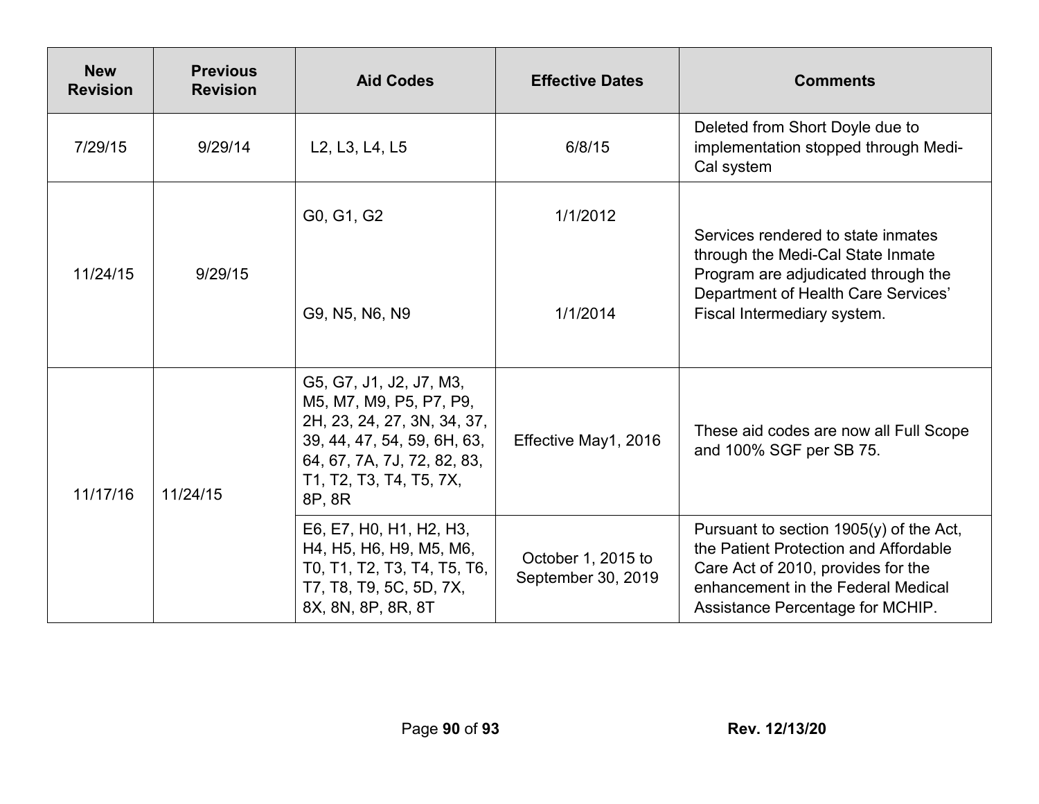| New Revision | Previous Revision | Aid Codes | Effective Dates | Comments |
|---|---|---|---|---|
| 7/29/15 | 9/29/14 | L2, L3, L4, L5 | 6/8/15 | Deleted from Short Doyle due to implementation stopped through Medi-Cal system |
| 11/24/15 | 9/29/15 | G0, G1, G2 | 1/1/2012 | Services rendered to state inmates through the Medi-Cal State Inmate Program are adjudicated through the Department of Health Care Services' Fiscal Intermediary system. |
| | | G9, N5, N6, N9 | 1/1/2014 | |
| 11/17/16 | 11/24/15 | G5, G7, J1, J2, J7, M3, M5, M7, M9, P5, P7, P9, 2H, 23, 24, 27, 3N, 34, 37, 39, 44, 47, 54, 59, 6H, 63, 64, 67, 7A, 7J, 72, 82, 83, T1, T2, T3, T4, T5, 7X, 8P, 8R | Effective May1, 2016 | These aid codes are now all Full Scope and 100% SGF per SB 75. |
| | | E6, E7, H0, H1, H2, H3, H4, H5, H6, H9, M5, M6, T0, T1, T2, T3, T4, T5, T6, T7, T8, T9, 5C, 5D, 7X, 8X, 8N, 8P, 8R, 8T | October 1, 2015 to September 30, 2019 | Pursuant to section 1905(y) of the Act, the Patient Protection and Affordable Care Act of 2010, provides for the enhancement in the Federal Medical Assistance Percentage for MCHIP. |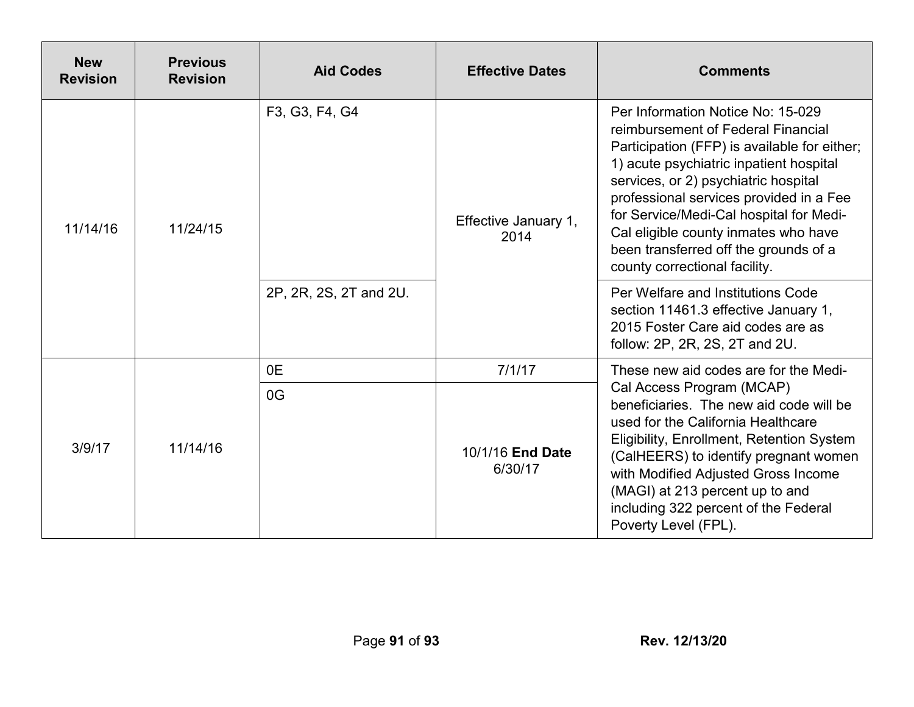| New Revision | Previous Revision | Aid Codes | Effective Dates | Comments |
| --- | --- | --- | --- | --- |
| 11/14/16 | 11/24/15 | F3, G3, F4, G4 | Effective January 1, 2014 | Per Information Notice No: 15-029 reimbursement of Federal Financial Participation (FFP) is available for either; 1) acute psychiatric inpatient hospital services, or 2) psychiatric hospital professional services provided in a Fee for Service/Medi-Cal hospital for Medi-Cal eligible county inmates who have been transferred off the grounds of a county correctional facility. |
| | | 2P, 2R, 2S, 2T and 2U. | | Per Welfare and Institutions Code section 11461.3 effective January 1, 2015 Foster Care aid codes are as follow: 2P, 2R, 2S, 2T and 2U. |
| 3/9/17 | 11/14/16 | 0E | 7/1/17 | These new aid codes are for the Medi-Cal Access Program (MCAP) beneficiaries. The new aid code will be used for the California Healthcare Eligibility, Enrollment, Retention System (CalHEERS) to identify pregnant women with Modified Adjusted Gross Income (MAGI) at 213 percent up to and including 322 percent of the Federal Poverty Level (FPL). |
| | | 0G | 10/1/16 **End Date** 6/30/17 | |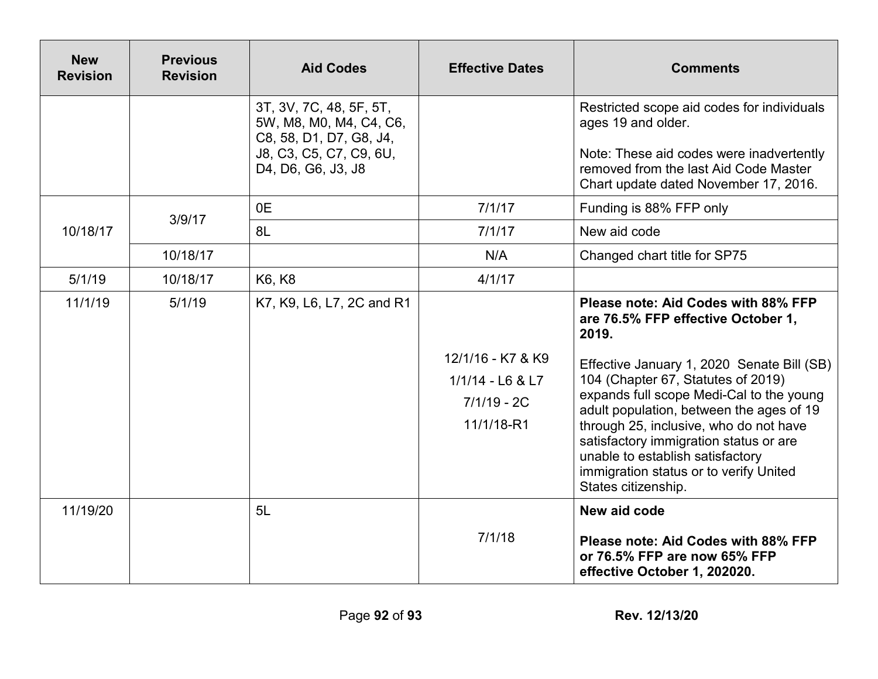| New Revision | Previous Revision | Aid Codes | Effective Dates | Comments |
|---|---|---|---|---|
| | | 3T, 3V, 7C, 48, 5F, 5T, 5W, M8, M0, M4, C4, C6, C8, 58, D1, D7, G8, J4, J8, C3, C5, C7, C9, 6U, D4, D6, G6, J3, J8 | | Restricted scope aid codes for individuals ages 19 and older.<br><br>Note: These aid codes were inadvertently removed from the last Aid Code Master Chart update dated November 17, 2016. |
| 10/18/17 | 3/9/17 | 0E | 7/1/17 | Funding is 88% FFP only |
| | | 8L | 7/1/17 | New aid code |
| | 10/18/17 | | N/A | Changed chart title for SP75 |
| 5/1/19 | 10/18/17 | K6, K8 | 4/1/17 | |
| 11/1/19 | 5/1/19 | K7, K9, L6, L7, 2C and R1 | 12/1/16 - K7 & K9<br>1/1/14 - L6 & L7<br>7/1/19 - 2C<br>11/1/18-R1 | **Please note: Aid Codes with 88% FFP are 76.5% FFP effective October 1, 2019.**<br><br>Effective January 1, 2020 Senate Bill (SB) 104 (Chapter 67, Statutes of 2019) expands full scope Medi-Cal to the young adult population, between the ages of 19 through 25, inclusive, who do not have satisfactory immigration status or are unable to establish satisfactory immigration status or to verify United States citizenship. |
| 11/19/20 | | 5L | 7/1/18 | **New aid code**<br><br>**Please note: Aid Codes with 88% FFP or 76.5% FFP are now 65% FFP effective October 1, 202020.** |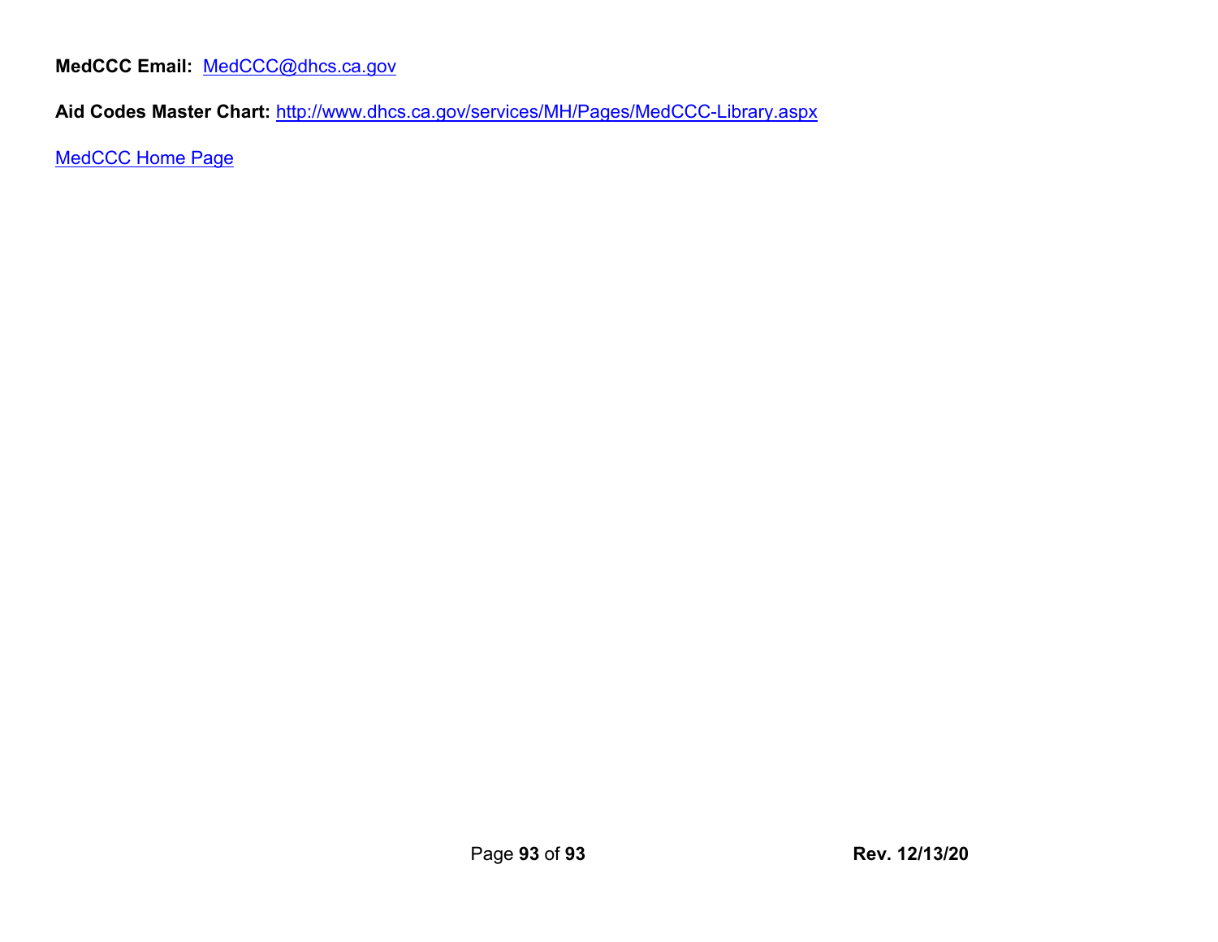**MedCCC Email:** MedCCC@dhcs.ca.gov

**Aid Codes Master Chart:** http://www.dhcs.ca.gov/services/MH/Pages/MedCCC-Library.aspx

MedCCC Home Page